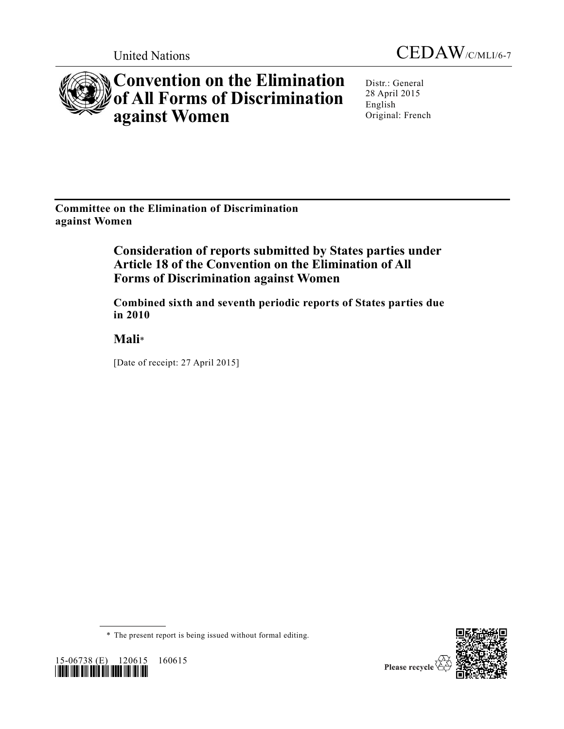United Nations

CEDAW/C/MLI/6-7

# Convention on the Elimination of All Forms of Discrimination against Women

Distr.: General
28 April 2015
English
Original: French

**Committee on the Elimination of Discrimination against Women**

## Consideration of reports submitted by States parties under Article 18 of the Convention on the Elimination of All Forms of Discrimination against Women

### Combined sixth and seventh periodic reports of States parties due in 2010

### Mali*

[Date of receipt: 27 April 2015]

\* The present report is being issued without formal editing.

15-06738 (E) 120615 160615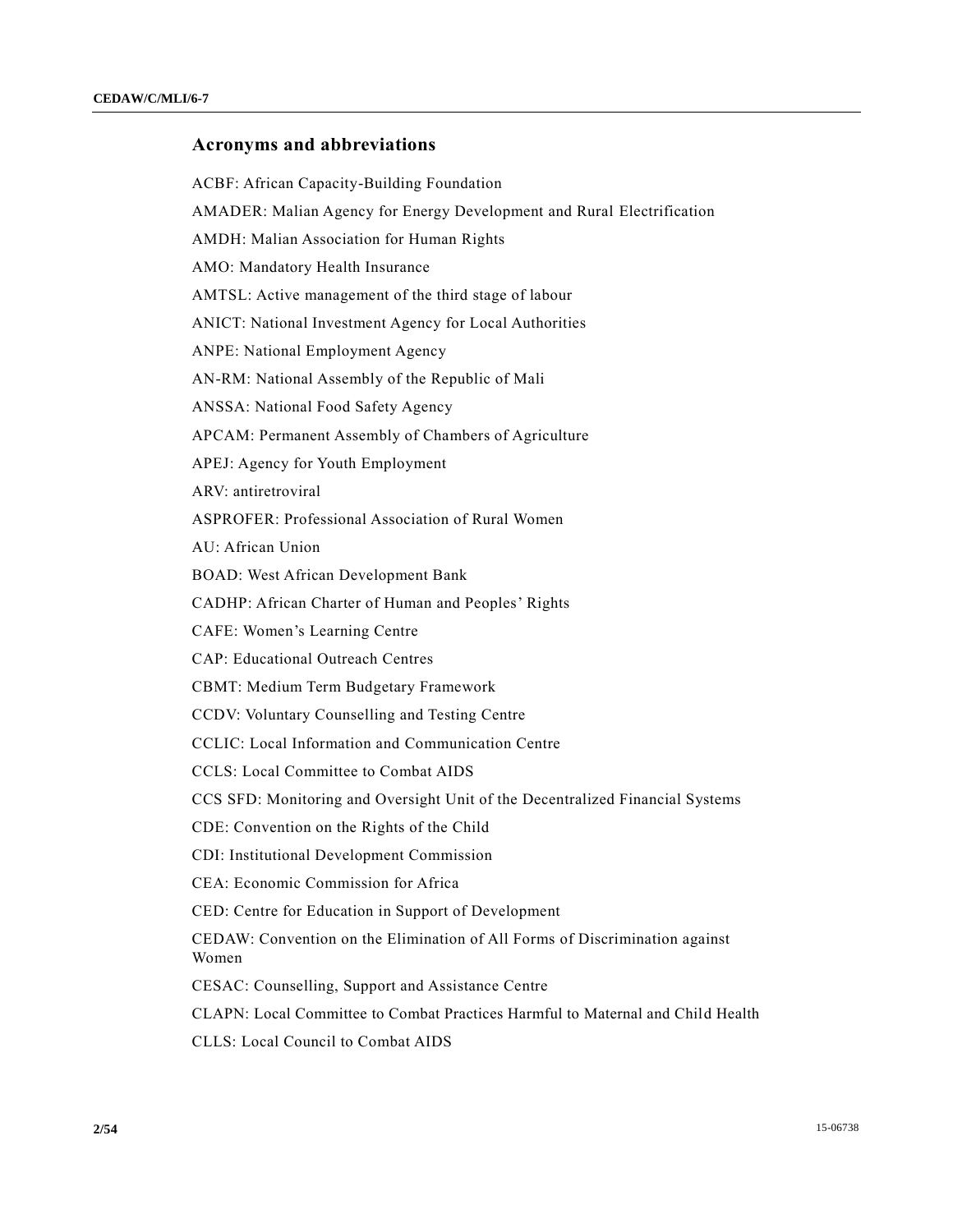## Acronyms and abbreviations

ACBF: African Capacity-Building Foundation

AMADER: Malian Agency for Energy Development and Rural Electrification

AMDH: Malian Association for Human Rights

AMO: Mandatory Health Insurance

AMTSL: Active management of the third stage of labour

ANICT: National Investment Agency for Local Authorities

ANPE: National Employment Agency

AN-RM: National Assembly of the Republic of Mali

ANSSA: National Food Safety Agency

APCAM: Permanent Assembly of Chambers of Agriculture

APEJ: Agency for Youth Employment

ARV: antiretroviral

ASPROFER: Professional Association of Rural Women

AU: African Union

BOAD: West African Development Bank

CADHP: African Charter of Human and Peoples' Rights

CAFE: Women's Learning Centre

CAP: Educational Outreach Centres

CBMT: Medium Term Budgetary Framework

CCDV: Voluntary Counselling and Testing Centre

CCLIC: Local Information and Communication Centre

CCLS: Local Committee to Combat AIDS

CCS SFD: Monitoring and Oversight Unit of the Decentralized Financial Systems

CDE: Convention on the Rights of the Child

CDI: Institutional Development Commission

CEA: Economic Commission for Africa

CED: Centre for Education in Support of Development

CEDAW: Convention on the Elimination of All Forms of Discrimination against Women

CESAC: Counselling, Support and Assistance Centre

CLAPN: Local Committee to Combat Practices Harmful to Maternal and Child Health

CLLS: Local Council to Combat AIDS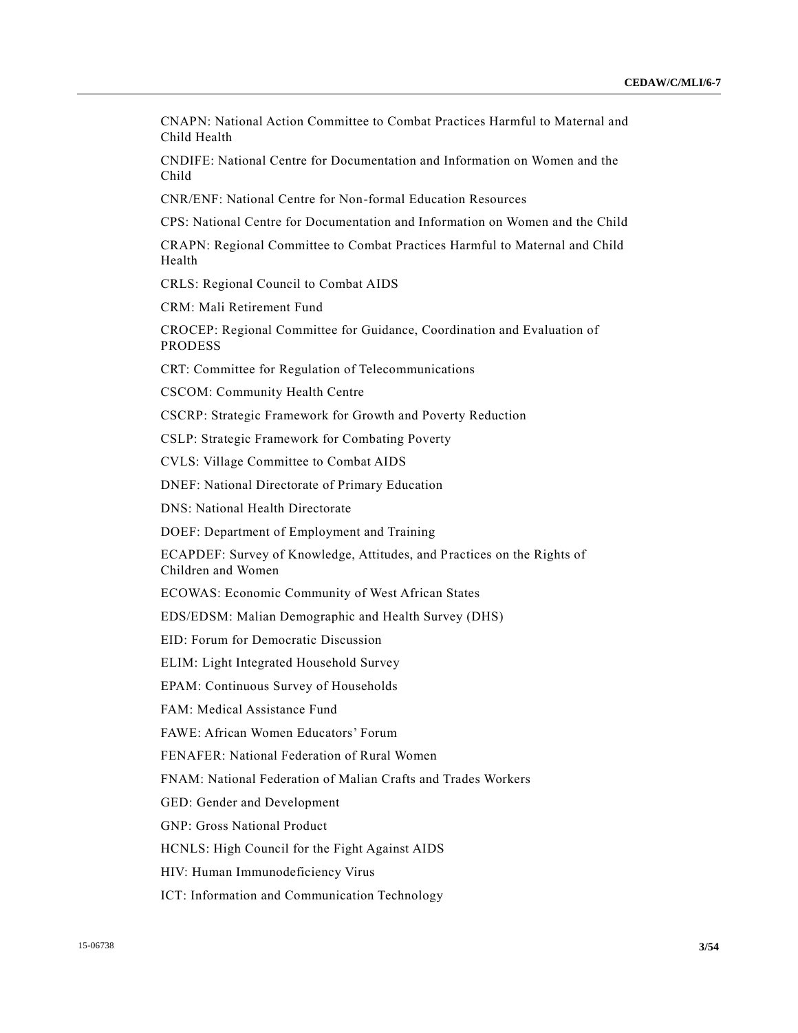CNAPN: National Action Committee to Combat Practices Harmful to Maternal and Child Health

CNDIFE: National Centre for Documentation and Information on Women and the Child

CNR/ENF: National Centre for Non-formal Education Resources

CPS: National Centre for Documentation and Information on Women and the Child

CRAPN: Regional Committee to Combat Practices Harmful to Maternal and Child Health

CRLS: Regional Council to Combat AIDS

CRM: Mali Retirement Fund

CROCEP: Regional Committee for Guidance, Coordination and Evaluation of PRODESS

CRT: Committee for Regulation of Telecommunications

CSCOM: Community Health Centre

CSCRP: Strategic Framework for Growth and Poverty Reduction

CSLP: Strategic Framework for Combating Poverty

CVLS: Village Committee to Combat AIDS

DNEF: National Directorate of Primary Education

DNS: National Health Directorate

DOEF: Department of Employment and Training

ECAPDEF: Survey of Knowledge, Attitudes, and Practices on the Rights of Children and Women

ECOWAS: Economic Community of West African States

EDS/EDSM: Malian Demographic and Health Survey (DHS)

EID: Forum for Democratic Discussion

ELIM: Light Integrated Household Survey

EPAM: Continuous Survey of Households

FAM: Medical Assistance Fund

FAWE: African Women Educators' Forum

FENAFER: National Federation of Rural Women

FNAM: National Federation of Malian Crafts and Trades Workers

GED: Gender and Development

GNP: Gross National Product

HCNLS: High Council for the Fight Against AIDS

HIV: Human Immunodeficiency Virus

ICT: Information and Communication Technology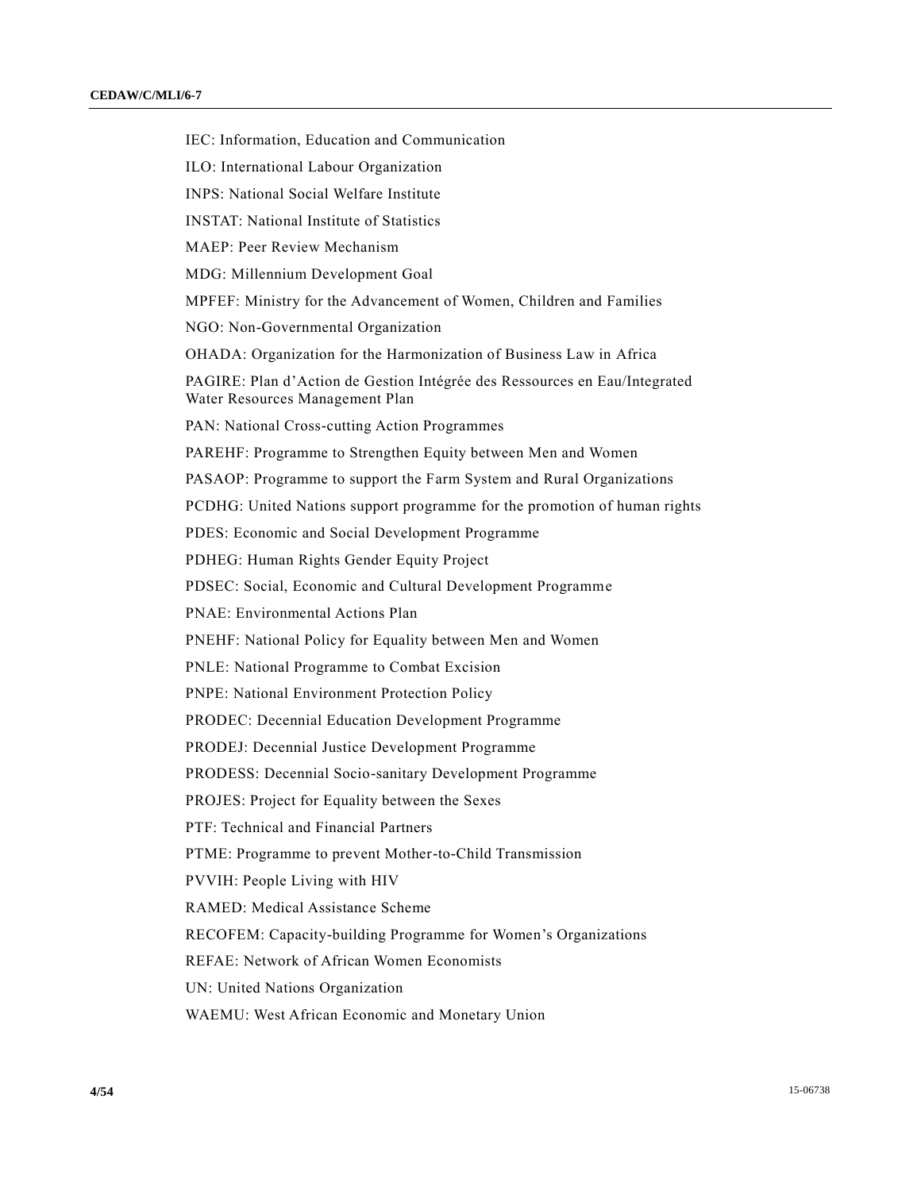IEC: Information, Education and Communication

ILO: International Labour Organization

INPS: National Social Welfare Institute

INSTAT: National Institute of Statistics

MAEP: Peer Review Mechanism

MDG: Millennium Development Goal

MPFEF: Ministry for the Advancement of Women, Children and Families

NGO: Non-Governmental Organization

OHADA: Organization for the Harmonization of Business Law in Africa

PAGIRE: Plan d’Action de Gestion Intégrée des Ressources en Eau/Integrated Water Resources Management Plan

PAN: National Cross-cutting Action Programmes

PAREHF: Programme to Strengthen Equity between Men and Women

PASAOP: Programme to support the Farm System and Rural Organizations

PCDHG: United Nations support programme for the promotion of human rights

PDES: Economic and Social Development Programme

PDHEG: Human Rights Gender Equity Project

PDSEC: Social, Economic and Cultural Development Programme

PNAE: Environmental Actions Plan

PNEHF: National Policy for Equality between Men and Women

PNLE: National Programme to Combat Excision

PNPE: National Environment Protection Policy

PRODEC: Decennial Education Development Programme

PRODEJ: Decennial Justice Development Programme

PRODESS: Decennial Socio-sanitary Development Programme

PROJES: Project for Equality between the Sexes

PTF: Technical and Financial Partners

PTME: Programme to prevent Mother-to-Child Transmission

PVVIH: People Living with HIV

RAMED: Medical Assistance Scheme

RECOFEM: Capacity-building Programme for Women’s Organizations

REFAE: Network of African Women Economists

UN: United Nations Organization

WAEMU: West African Economic and Monetary Union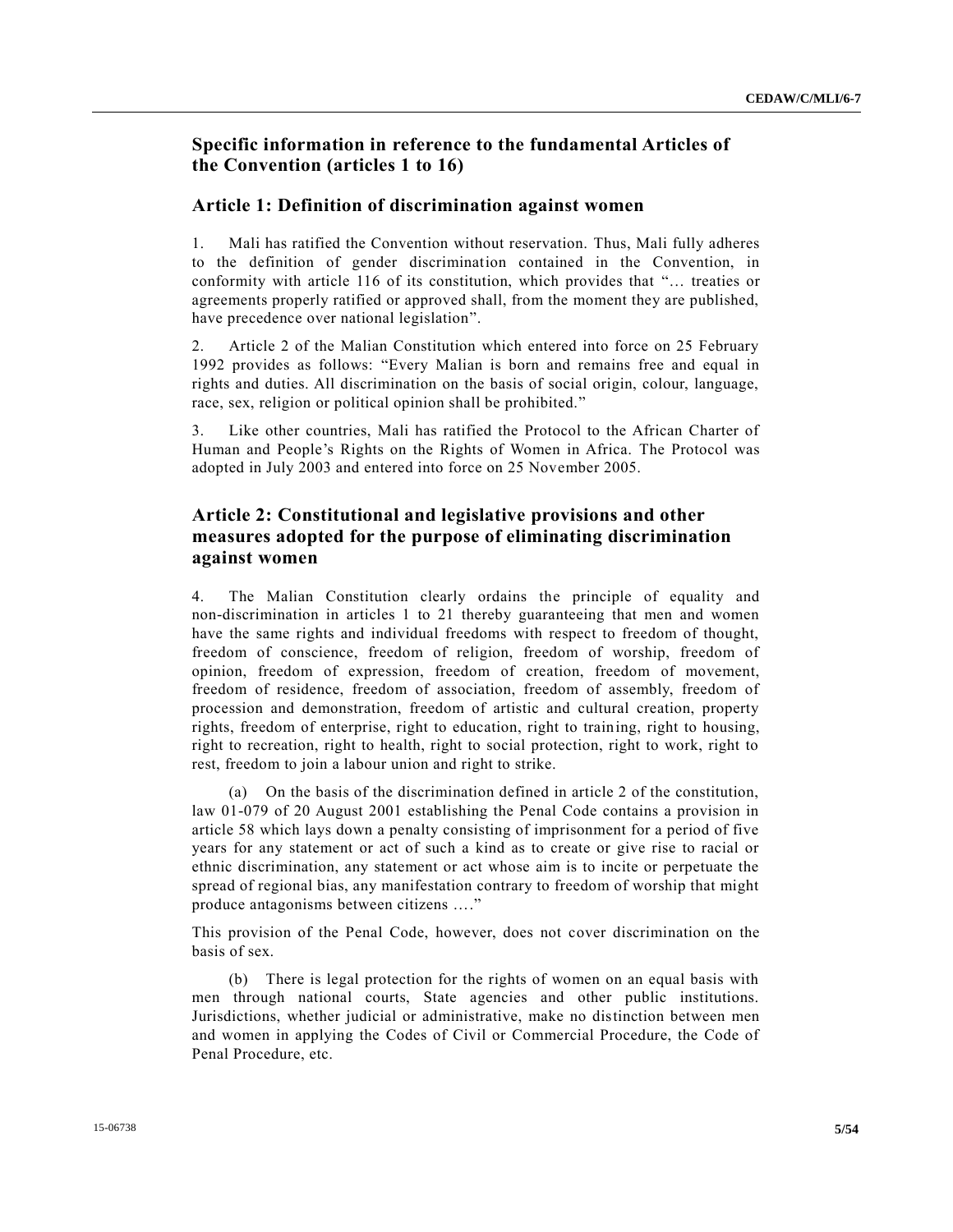## Specific information in reference to the fundamental Articles of the Convention (articles 1 to 16)

### Article 1: Definition of discrimination against women

1. Mali has ratified the Convention without reservation. Thus, Mali fully adheres to the definition of gender discrimination contained in the Convention, in conformity with article 116 of its constitution, which provides that "… treaties or agreements properly ratified or approved shall, from the moment they are published, have precedence over national legislation".

2. Article 2 of the Malian Constitution which entered into force on 25 February 1992 provides as follows: "Every Malian is born and remains free and equal in rights and duties. All discrimination on the basis of social origin, colour, language, race, sex, religion or political opinion shall be prohibited."

3. Like other countries, Mali has ratified the Protocol to the African Charter of Human and People's Rights on the Rights of Women in Africa. The Protocol was adopted in July 2003 and entered into force on 25 November 2005.

### Article 2: Constitutional and legislative provisions and other measures adopted for the purpose of eliminating discrimination against women

4. The Malian Constitution clearly ordains the principle of equality and non-discrimination in articles 1 to 21 thereby guaranteeing that men and women have the same rights and individual freedoms with respect to freedom of thought, freedom of conscience, freedom of religion, freedom of worship, freedom of opinion, freedom of expression, freedom of creation, freedom of movement, freedom of residence, freedom of association, freedom of assembly, freedom of procession and demonstration, freedom of artistic and cultural creation, property rights, freedom of enterprise, right to education, right to training, right to housing, right to recreation, right to health, right to social protection, right to work, right to rest, freedom to join a labour union and right to strike.

(a) On the basis of the discrimination defined in article 2 of the constitution, law 01-079 of 20 August 2001 establishing the Penal Code contains a provision in article 58 which lays down a penalty consisting of imprisonment for a period of five years for any statement or act of such a kind as to create or give rise to racial or ethnic discrimination, any statement or act whose aim is to incite or perpetuate the spread of regional bias, any manifestation contrary to freedom of worship that might produce antagonisms between citizens …."

This provision of the Penal Code, however, does not cover discrimination on the basis of sex.

(b) There is legal protection for the rights of women on an equal basis with men through national courts, State agencies and other public institutions. Jurisdictions, whether judicial or administrative, make no distinction between men and women in applying the Codes of Civil or Commercial Procedure, the Code of Penal Procedure, etc.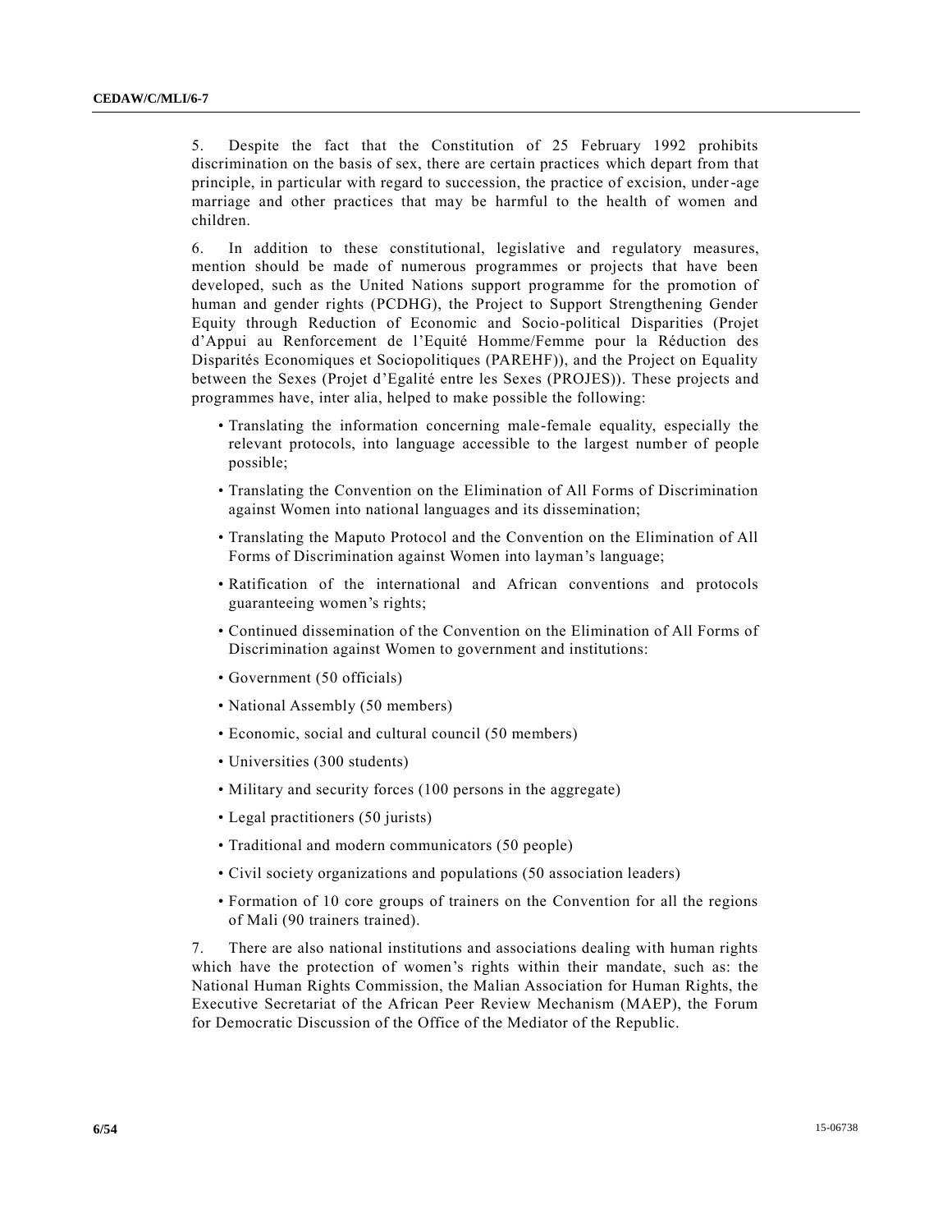5. Despite the fact that the Constitution of 25 February 1992 prohibits discrimination on the basis of sex, there are certain practices which depart from that principle, in particular with regard to succession, the practice of excision, under-age marriage and other practices that may be harmful to the health of women and children.

6. In addition to these constitutional, legislative and regulatory measures, mention should be made of numerous programmes or projects that have been developed, such as the United Nations support programme for the promotion of human and gender rights (PCDHG), the Project to Support Strengthening Gender Equity through Reduction of Economic and Socio-political Disparities (Projet d'Appui au Renforcement de l'Equité Homme/Femme pour la Réduction des Disparités Economiques et Sociopolitiques (PAREHF)), and the Project on Equality between the Sexes (Projet d'Egalité entre les Sexes (PROJES)). These projects and programmes have, inter alia, helped to make possible the following:

- Translating the information concerning male-female equality, especially the relevant protocols, into language accessible to the largest number of people possible;
- Translating the Convention on the Elimination of All Forms of Discrimination against Women into national languages and its dissemination;
- Translating the Maputo Protocol and the Convention on the Elimination of All Forms of Discrimination against Women into layman's language;
- Ratification of the international and African conventions and protocols guaranteeing women's rights;
- Continued dissemination of the Convention on the Elimination of All Forms of Discrimination against Women to government and institutions:
- Government (50 officials)
- National Assembly (50 members)
- Economic, social and cultural council (50 members)
- Universities (300 students)
- Military and security forces (100 persons in the aggregate)
- Legal practitioners (50 jurists)
- Traditional and modern communicators (50 people)
- Civil society organizations and populations (50 association leaders)
- Formation of 10 core groups of trainers on the Convention for all the regions of Mali (90 trainers trained).

7. There are also national institutions and associations dealing with human rights which have the protection of women's rights within their mandate, such as: the National Human Rights Commission, the Malian Association for Human Rights, the Executive Secretariat of the African Peer Review Mechanism (MAEP), the Forum for Democratic Discussion of the Office of the Mediator of the Republic.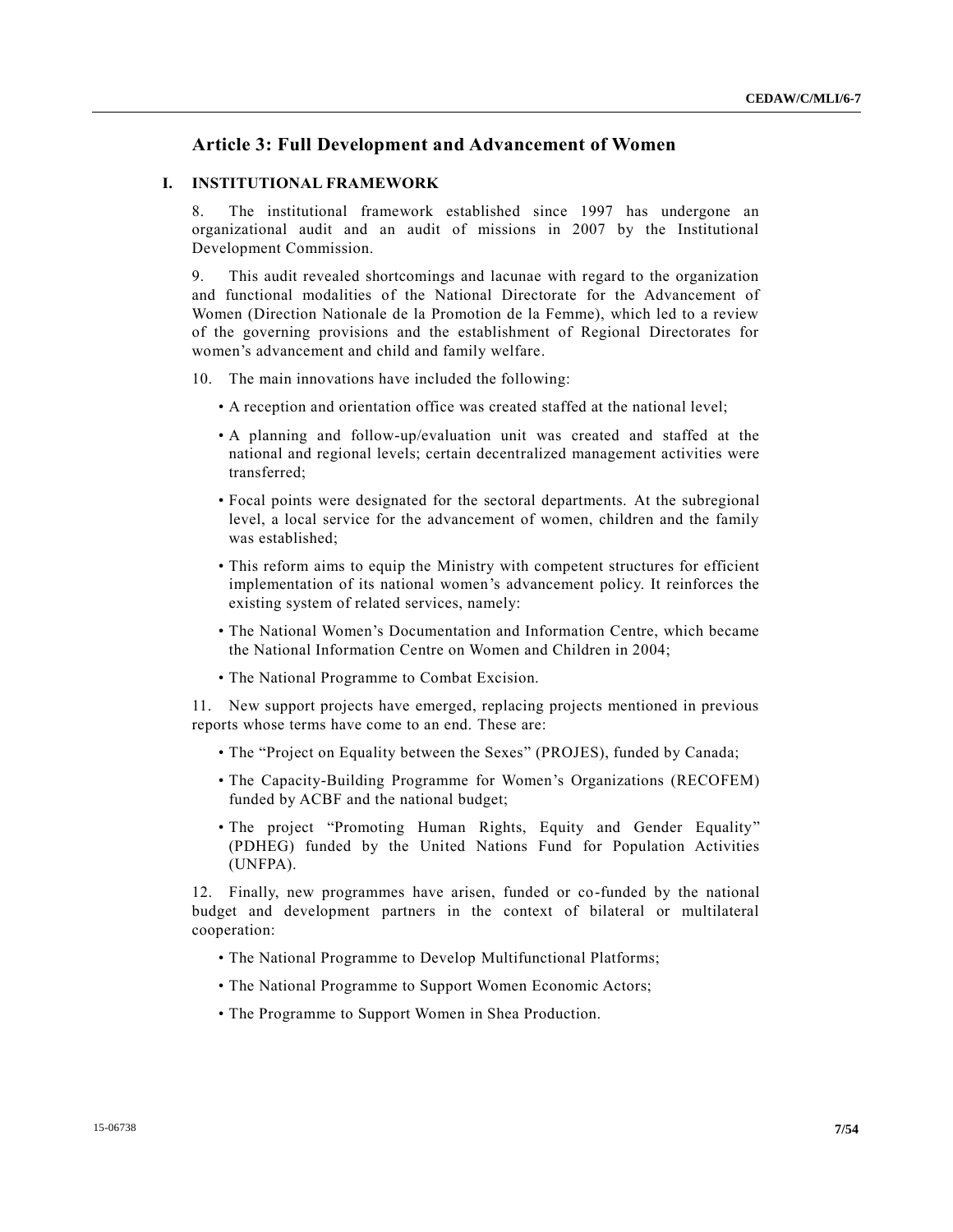## Article 3: Full Development and Advancement of Women

### I. INSTITUTIONAL FRAMEWORK

8. The institutional framework established since 1997 has undergone an organizational audit and an audit of missions in 2007 by the Institutional Development Commission.

9. This audit revealed shortcomings and lacunae with regard to the organization and functional modalities of the National Directorate for the Advancement of Women (Direction Nationale de la Promotion de la Femme), which led to a review of the governing provisions and the establishment of Regional Directorates for women's advancement and child and family welfare.

10. The main innovations have included the following:

- A reception and orientation office was created staffed at the national level;
- A planning and follow-up/evaluation unit was created and staffed at the national and regional levels; certain decentralized management activities were transferred;
- Focal points were designated for the sectoral departments. At the subregional level, a local service for the advancement of women, children and the family was established;
- This reform aims to equip the Ministry with competent structures for efficient implementation of its national women's advancement policy. It reinforces the existing system of related services, namely:
- The National Women's Documentation and Information Centre, which became the National Information Centre on Women and Children in 2004;
- The National Programme to Combat Excision.

11. New support projects have emerged, replacing projects mentioned in previous reports whose terms have come to an end. These are:

- The "Project on Equality between the Sexes" (PROJES), funded by Canada;
- The Capacity-Building Programme for Women's Organizations (RECOFEM) funded by ACBF and the national budget;
- The project "Promoting Human Rights, Equity and Gender Equality" (PDHEG) funded by the United Nations Fund for Population Activities (UNFPA).

12. Finally, new programmes have arisen, funded or co-funded by the national budget and development partners in the context of bilateral or multilateral cooperation:

- The National Programme to Develop Multifunctional Platforms;
- The National Programme to Support Women Economic Actors;
- The Programme to Support Women in Shea Production.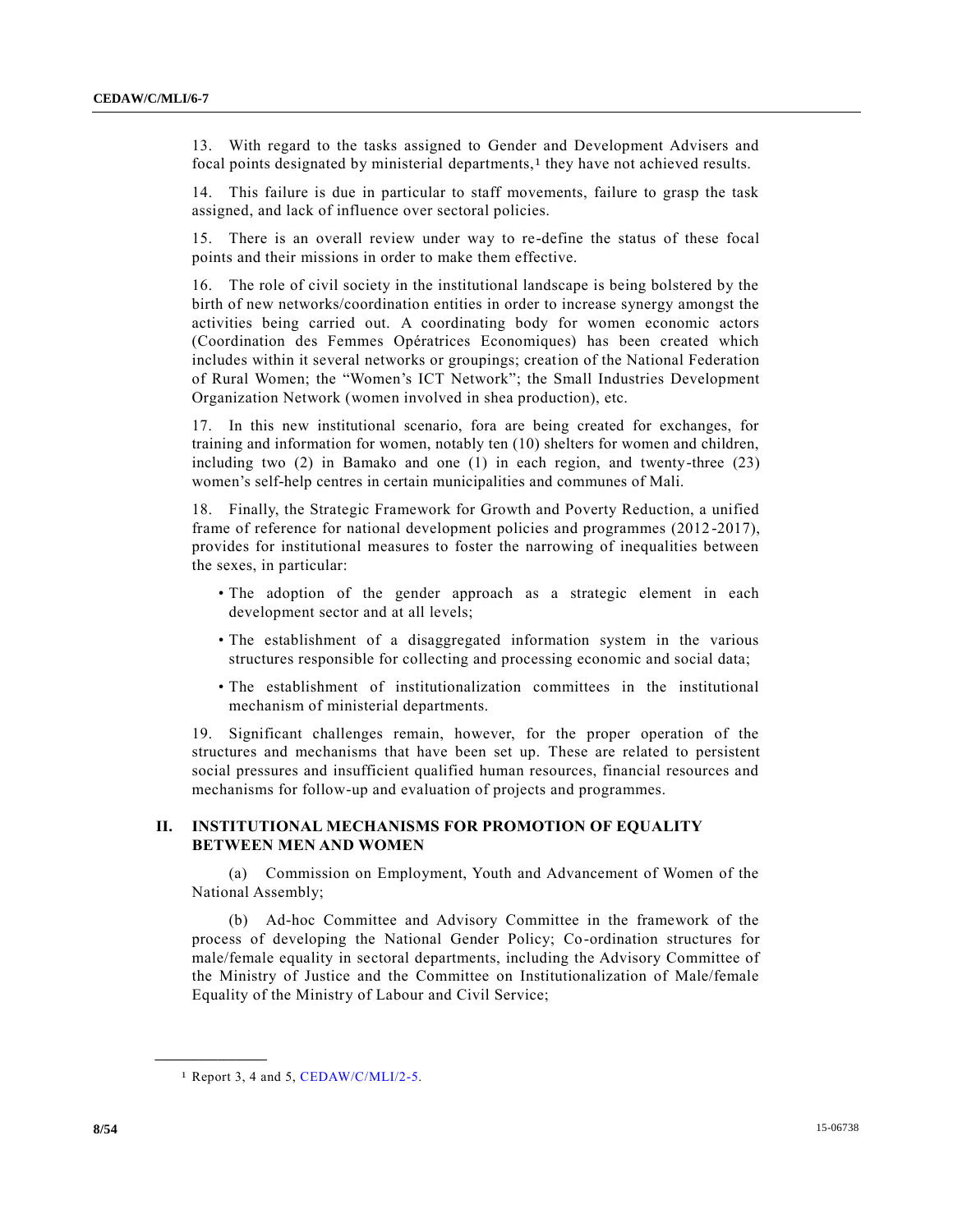13. With regard to the tasks assigned to Gender and Development Advisers and focal points designated by ministerial departments,[1] they have not achieved results.

14. This failure is due in particular to staff movements, failure to grasp the task assigned, and lack of influence over sectoral policies.

15. There is an overall review under way to re-define the status of these focal points and their missions in order to make them effective.

16. The role of civil society in the institutional landscape is being bolstered by the birth of new networks/coordination entities in order to increase synergy amongst the activities being carried out. A coordinating body for women economic actors (Coordination des Femmes Opératrices Economiques) has been created which includes within it several networks or groupings; creation of the National Federation of Rural Women; the "Women's ICT Network"; the Small Industries Development Organization Network (women involved in shea production), etc.

17. In this new institutional scenario, fora are being created for exchanges, for training and information for women, notably ten (10) shelters for women and children, including two (2) in Bamako and one (1) in each region, and twenty-three (23) women's self-help centres in certain municipalities and communes of Mali.

18. Finally, the Strategic Framework for Growth and Poverty Reduction, a unified frame of reference for national development policies and programmes (2012-2017), provides for institutional measures to foster the narrowing of inequalities between the sexes, in particular:

- The adoption of the gender approach as a strategic element in each development sector and at all levels;
- The establishment of a disaggregated information system in the various structures responsible for collecting and processing economic and social data;
- The establishment of institutionalization committees in the institutional mechanism of ministerial departments.

19. Significant challenges remain, however, for the proper operation of the structures and mechanisms that have been set up. These are related to persistent social pressures and insufficient qualified human resources, financial resources and mechanisms for follow-up and evaluation of projects and programmes.

## II. INSTITUTIONAL MECHANISMS FOR PROMOTION OF EQUALITY BETWEEN MEN AND WOMEN

(a) Commission on Employment, Youth and Advancement of Women of the National Assembly;

(b) Ad-hoc Committee and Advisory Committee in the framework of the process of developing the National Gender Policy; Co-ordination structures for male/female equality in sectoral departments, including the Advisory Committee of the Ministry of Justice and the Committee on Institutionalization of Male/female Equality of the Ministry of Labour and Civil Service;

---

[1] Report 3, 4 and 5, CEDAW/C/MLI/2-5.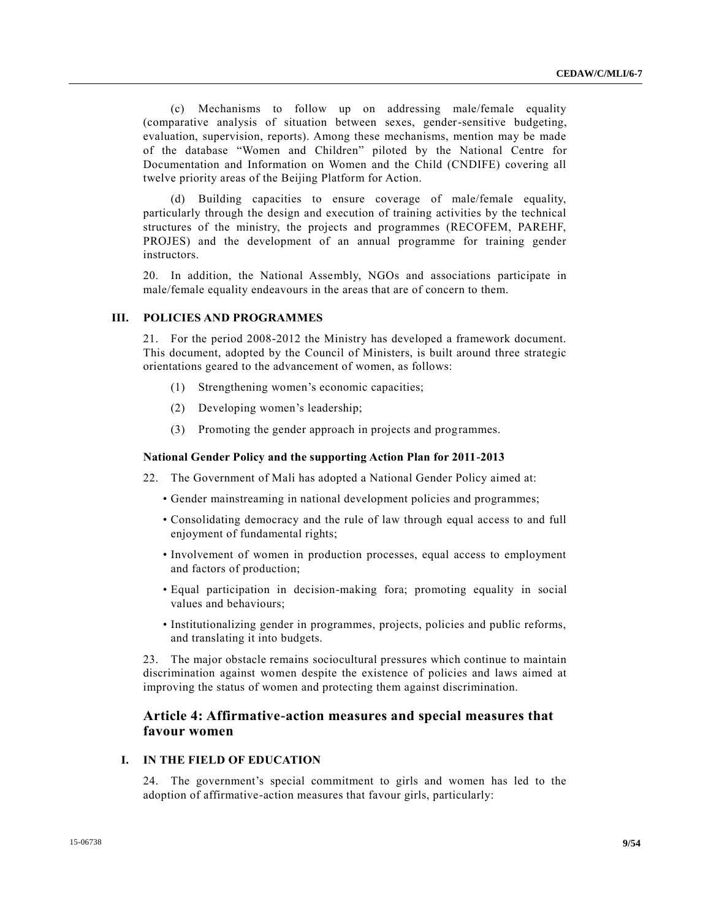(c) Mechanisms to follow up on addressing male/female equality (comparative analysis of situation between sexes, gender-sensitive budgeting, evaluation, supervision, reports). Among these mechanisms, mention may be made of the database "Women and Children" piloted by the National Centre for Documentation and Information on Women and the Child (CNDIFE) covering all twelve priority areas of the Beijing Platform for Action.

(d) Building capacities to ensure coverage of male/female equality, particularly through the design and execution of training activities by the technical structures of the ministry, the projects and programmes (RECOFEM, PAREHF, PROJES) and the development of an annual programme for training gender instructors.

20. In addition, the National Assembly, NGOs and associations participate in male/female equality endeavours in the areas that are of concern to them.

### III. POLICIES AND PROGRAMMES

21. For the period 2008-2012 the Ministry has developed a framework document. This document, adopted by the Council of Ministers, is built around three strategic orientations geared to the advancement of women, as follows:

(1) Strengthening women's economic capacities;

(2) Developing women's leadership;

(3) Promoting the gender approach in projects and programmes.

#### National Gender Policy and the supporting Action Plan for 2011-2013

22. The Government of Mali has adopted a National Gender Policy aimed at:

- Gender mainstreaming in national development policies and programmes;
- Consolidating democracy and the rule of law through equal access to and full enjoyment of fundamental rights;
- Involvement of women in production processes, equal access to employment and factors of production;
- Equal participation in decision-making fora; promoting equality in social values and behaviours;
- Institutionalizing gender in programmes, projects, policies and public reforms, and translating it into budgets.

23. The major obstacle remains sociocultural pressures which continue to maintain discrimination against women despite the existence of policies and laws aimed at improving the status of women and protecting them against discrimination.

## Article 4: Affirmative-action measures and special measures that favour women

### I. IN THE FIELD OF EDUCATION

24. The government's special commitment to girls and women has led to the adoption of affirmative-action measures that favour girls, particularly: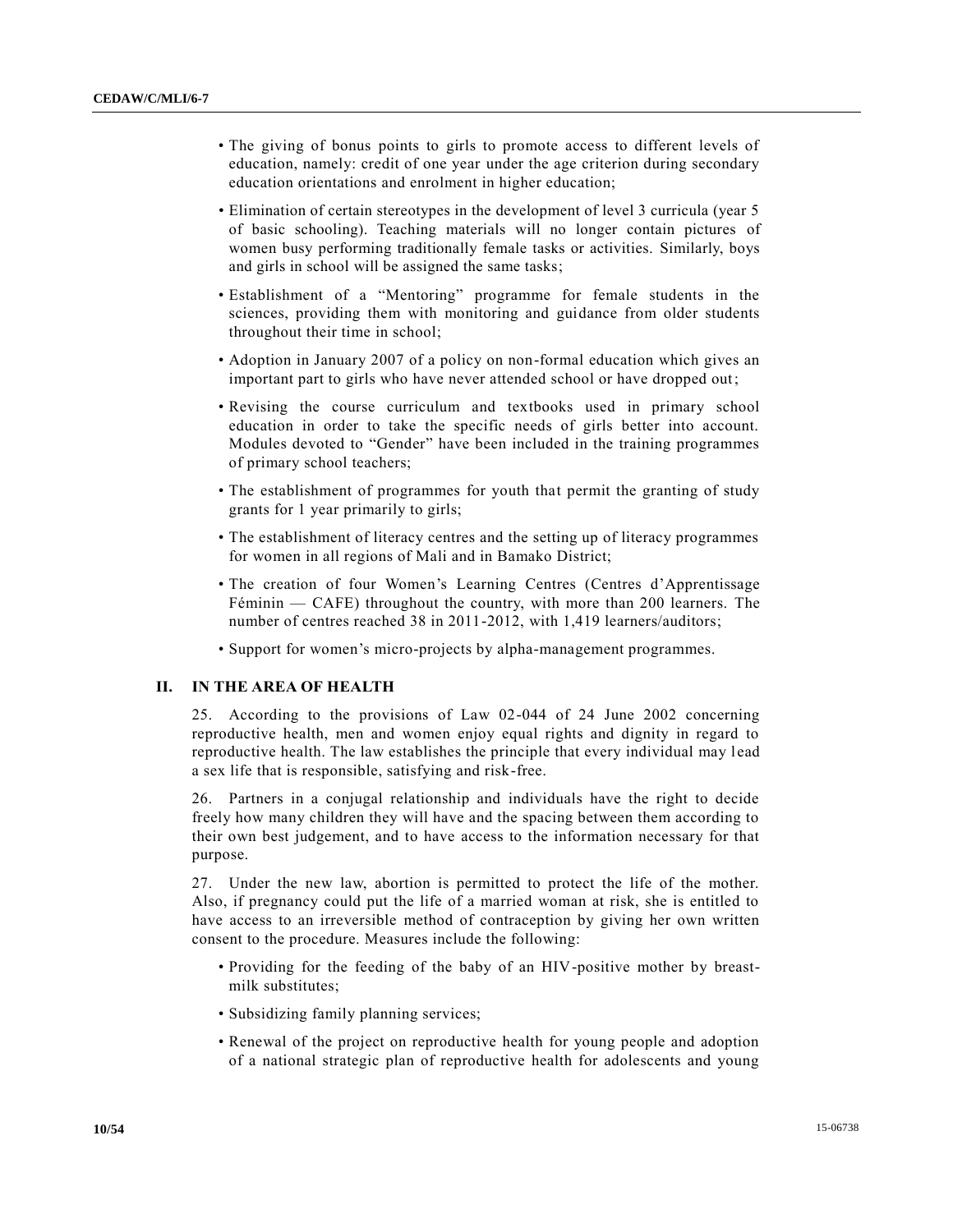- The giving of bonus points to girls to promote access to different levels of education, namely: credit of one year under the age criterion during secondary education orientations and enrolment in higher education;
- Elimination of certain stereotypes in the development of level 3 curricula (year 5 of basic schooling). Teaching materials will no longer contain pictures of women busy performing traditionally female tasks or activities. Similarly, boys and girls in school will be assigned the same tasks;
- Establishment of a "Mentoring" programme for female students in the sciences, providing them with monitoring and guidance from older students throughout their time in school;
- Adoption in January 2007 of a policy on non-formal education which gives an important part to girls who have never attended school or have dropped out;
- Revising the course curriculum and textbooks used in primary school education in order to take the specific needs of girls better into account. Modules devoted to "Gender" have been included in the training programmes of primary school teachers;
- The establishment of programmes for youth that permit the granting of study grants for 1 year primarily to girls;
- The establishment of literacy centres and the setting up of literacy programmes for women in all regions of Mali and in Bamako District;
- The creation of four Women's Learning Centres (Centres d'Apprentissage Féminin — CAFE) throughout the country, with more than 200 learners. The number of centres reached 38 in 2011-2012, with 1,419 learners/auditors;
- Support for women's micro-projects by alpha-management programmes.

## II. IN THE AREA OF HEALTH

25. According to the provisions of Law 02-044 of 24 June 2002 concerning reproductive health, men and women enjoy equal rights and dignity in regard to reproductive health. The law establishes the principle that every individual may lead a sex life that is responsible, satisfying and risk-free.

26. Partners in a conjugal relationship and individuals have the right to decide freely how many children they will have and the spacing between them according to their own best judgement, and to have access to the information necessary for that purpose.

27. Under the new law, abortion is permitted to protect the life of the mother. Also, if pregnancy could put the life of a married woman at risk, she is entitled to have access to an irreversible method of contraception by giving her own written consent to the procedure. Measures include the following:

- Providing for the feeding of the baby of an HIV-positive mother by breast-milk substitutes;
- Subsidizing family planning services;
- Renewal of the project on reproductive health for young people and adoption of a national strategic plan of reproductive health for adolescents and young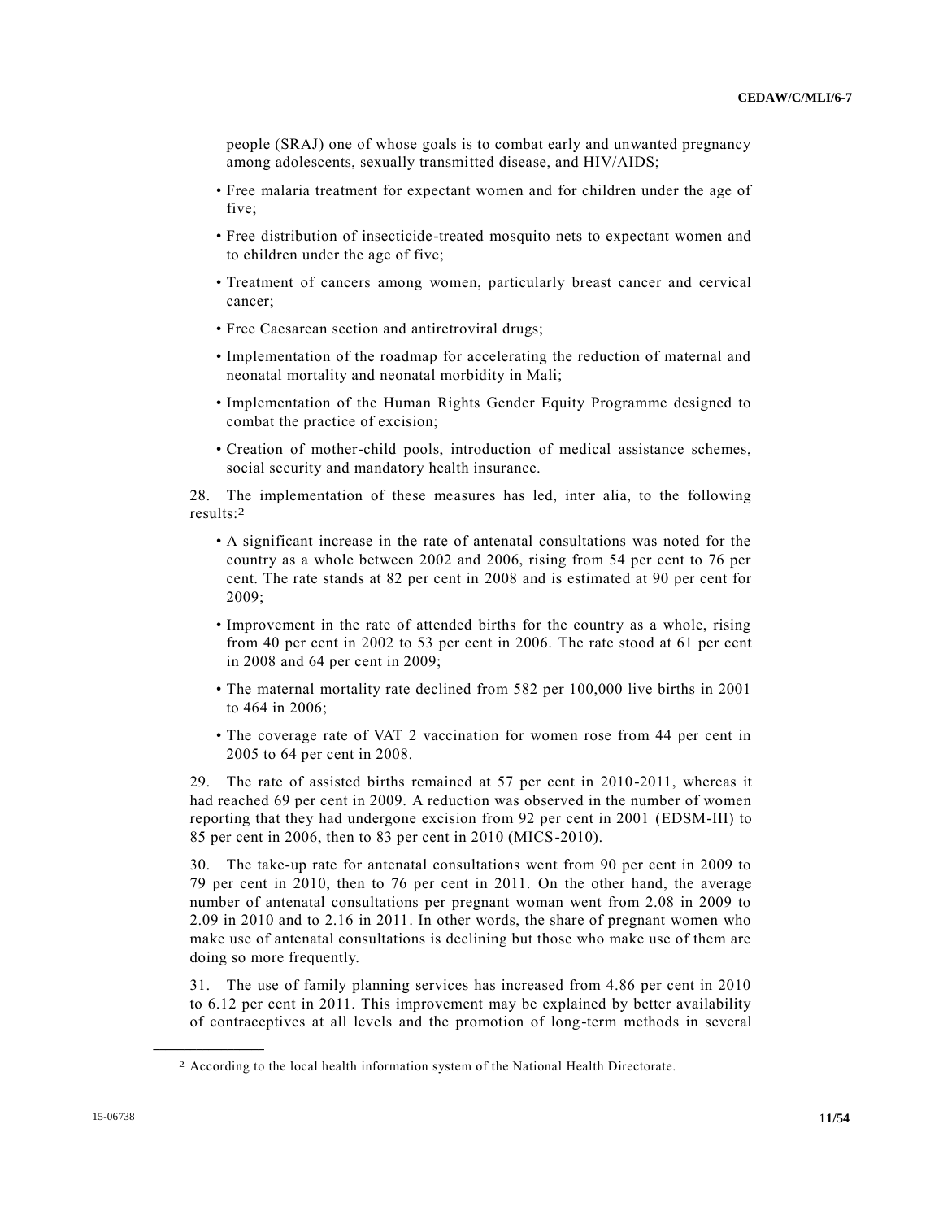people (SRAJ) one of whose goals is to combat early and unwanted pregnancy among adolescents, sexually transmitted disease, and HIV/AIDS;

- Free malaria treatment for expectant women and for children under the age of five;
- Free distribution of insecticide-treated mosquito nets to expectant women and to children under the age of five;
- Treatment of cancers among women, particularly breast cancer and cervical cancer;
- Free Caesarean section and antiretroviral drugs;
- Implementation of the roadmap for accelerating the reduction of maternal and neonatal mortality and neonatal morbidity in Mali;
- Implementation of the Human Rights Gender Equity Programme designed to combat the practice of excision;
- Creation of mother-child pools, introduction of medical assistance schemes, social security and mandatory health insurance.

28. The implementation of these measures has led, inter alia, to the following results:[2]

- A significant increase in the rate of antenatal consultations was noted for the country as a whole between 2002 and 2006, rising from 54 per cent to 76 per cent. The rate stands at 82 per cent in 2008 and is estimated at 90 per cent for 2009;
- Improvement in the rate of attended births for the country as a whole, rising from 40 per cent in 2002 to 53 per cent in 2006. The rate stood at 61 per cent in 2008 and 64 per cent in 2009;
- The maternal mortality rate declined from 582 per 100,000 live births in 2001 to 464 in 2006;
- The coverage rate of VAT 2 vaccination for women rose from 44 per cent in 2005 to 64 per cent in 2008.

29. The rate of assisted births remained at 57 per cent in 2010-2011, whereas it had reached 69 per cent in 2009. A reduction was observed in the number of women reporting that they had undergone excision from 92 per cent in 2001 (EDSM-III) to 85 per cent in 2006, then to 83 per cent in 2010 (MICS-2010).

30. The take-up rate for antenatal consultations went from 90 per cent in 2009 to 79 per cent in 2010, then to 76 per cent in 2011. On the other hand, the average number of antenatal consultations per pregnant woman went from 2.08 in 2009 to 2.09 in 2010 and to 2.16 in 2011. In other words, the share of pregnant women who make use of antenatal consultations is declining but those who make use of them are doing so more frequently.

31. The use of family planning services has increased from 4.86 per cent in 2010 to 6.12 per cent in 2011. This improvement may be explained by better availability of contraceptives at all levels and the promotion of long-term methods in several

[2] According to the local health information system of the National Health Directorate.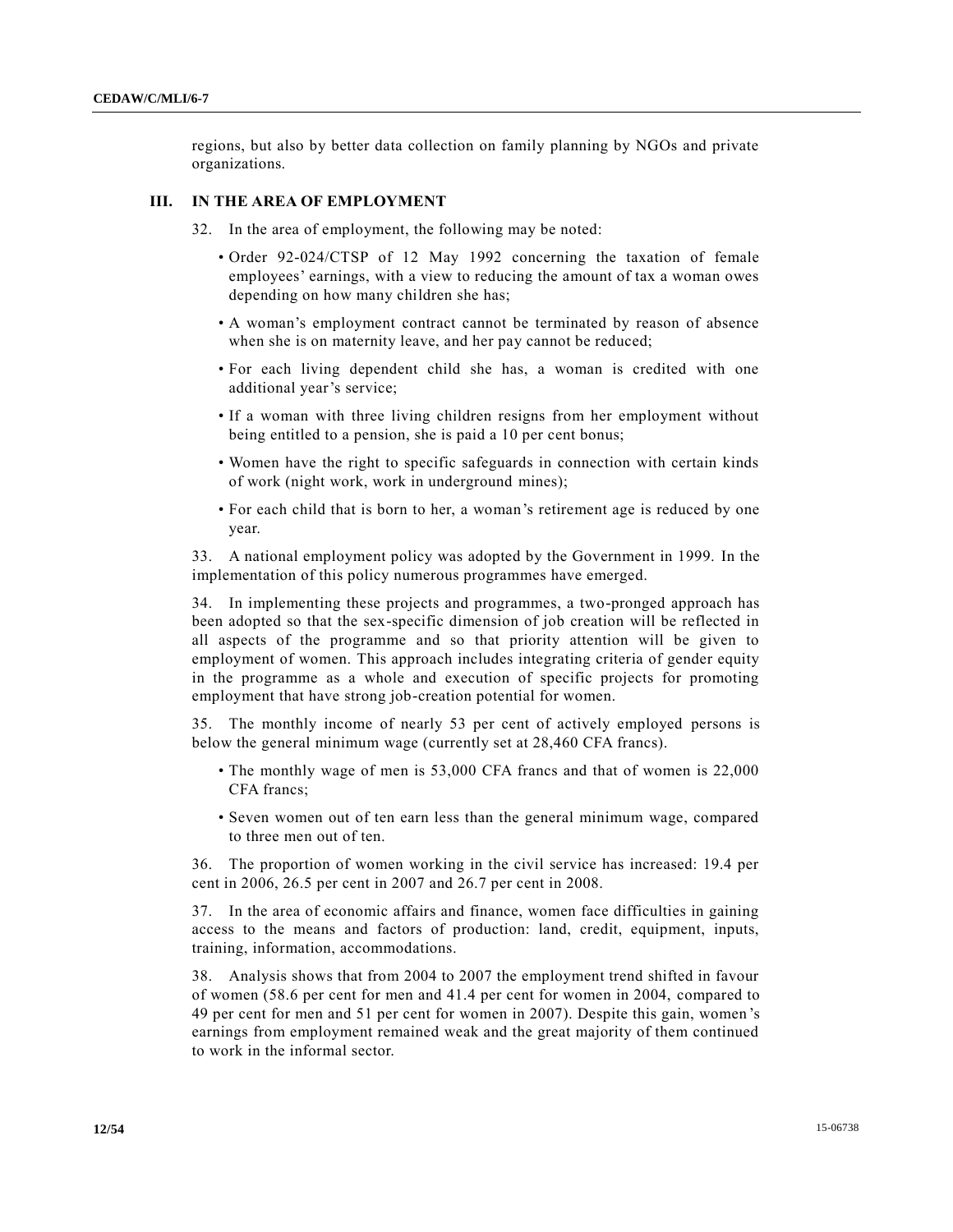regions, but also by better data collection on family planning by NGOs and private organizations.

## III. IN THE AREA OF EMPLOYMENT

32. In the area of employment, the following may be noted:

- Order 92-024/CTSP of 12 May 1992 concerning the taxation of female employees' earnings, with a view to reducing the amount of tax a woman owes depending on how many children she has;
- A woman's employment contract cannot be terminated by reason of absence when she is on maternity leave, and her pay cannot be reduced;
- For each living dependent child she has, a woman is credited with one additional year's service;
- If a woman with three living children resigns from her employment without being entitled to a pension, she is paid a 10 per cent bonus;
- Women have the right to specific safeguards in connection with certain kinds of work (night work, work in underground mines);
- For each child that is born to her, a woman's retirement age is reduced by one year.

33. A national employment policy was adopted by the Government in 1999. In the implementation of this policy numerous programmes have emerged.

34. In implementing these projects and programmes, a two-pronged approach has been adopted so that the sex-specific dimension of job creation will be reflected in all aspects of the programme and so that priority attention will be given to employment of women. This approach includes integrating criteria of gender equity in the programme as a whole and execution of specific projects for promoting employment that have strong job-creation potential for women.

35. The monthly income of nearly 53 per cent of actively employed persons is below the general minimum wage (currently set at 28,460 CFA francs).

- The monthly wage of men is 53,000 CFA francs and that of women is 22,000 CFA francs;
- Seven women out of ten earn less than the general minimum wage, compared to three men out of ten.

36. The proportion of women working in the civil service has increased: 19.4 per cent in 2006, 26.5 per cent in 2007 and 26.7 per cent in 2008.

37. In the area of economic affairs and finance, women face difficulties in gaining access to the means and factors of production: land, credit, equipment, inputs, training, information, accommodations.

38. Analysis shows that from 2004 to 2007 the employment trend shifted in favour of women (58.6 per cent for men and 41.4 per cent for women in 2004, compared to 49 per cent for men and 51 per cent for women in 2007). Despite this gain, women's earnings from employment remained weak and the great majority of them continued to work in the informal sector.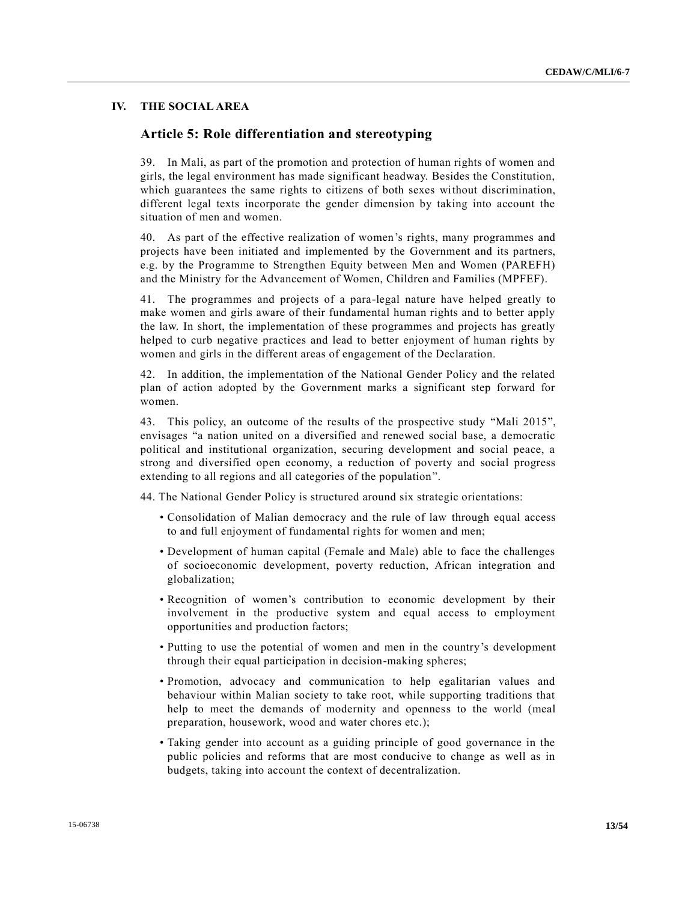# IV. THE SOCIAL AREA

## Article 5: Role differentiation and stereotyping

39. In Mali, as part of the promotion and protection of human rights of women and girls, the legal environment has made significant headway. Besides the Constitution, which guarantees the same rights to citizens of both sexes without discrimination, different legal texts incorporate the gender dimension by taking into account the situation of men and women.

40. As part of the effective realization of women's rights, many programmes and projects have been initiated and implemented by the Government and its partners, e.g. by the Programme to Strengthen Equity between Men and Women (PAREFH) and the Ministry for the Advancement of Women, Children and Families (MPFEF).

41. The programmes and projects of a para-legal nature have helped greatly to make women and girls aware of their fundamental human rights and to better apply the law. In short, the implementation of these programmes and projects has greatly helped to curb negative practices and lead to better enjoyment of human rights by women and girls in the different areas of engagement of the Declaration.

42. In addition, the implementation of the National Gender Policy and the related plan of action adopted by the Government marks a significant step forward for women.

43. This policy, an outcome of the results of the prospective study "Mali 2015", envisages "a nation united on a diversified and renewed social base, a democratic political and institutional organization, securing development and social peace, a strong and diversified open economy, a reduction of poverty and social progress extending to all regions and all categories of the population".

44. The National Gender Policy is structured around six strategic orientations:

- Consolidation of Malian democracy and the rule of law through equal access to and full enjoyment of fundamental rights for women and men;
- Development of human capital (Female and Male) able to face the challenges of socioeconomic development, poverty reduction, African integration and globalization;
- Recognition of women's contribution to economic development by their involvement in the productive system and equal access to employment opportunities and production factors;
- Putting to use the potential of women and men in the country's development through their equal participation in decision-making spheres;
- Promotion, advocacy and communication to help egalitarian values and behaviour within Malian society to take root, while supporting traditions that help to meet the demands of modernity and openness to the world (meal preparation, housework, wood and water chores etc.);
- Taking gender into account as a guiding principle of good governance in the public policies and reforms that are most conducive to change as well as in budgets, taking into account the context of decentralization.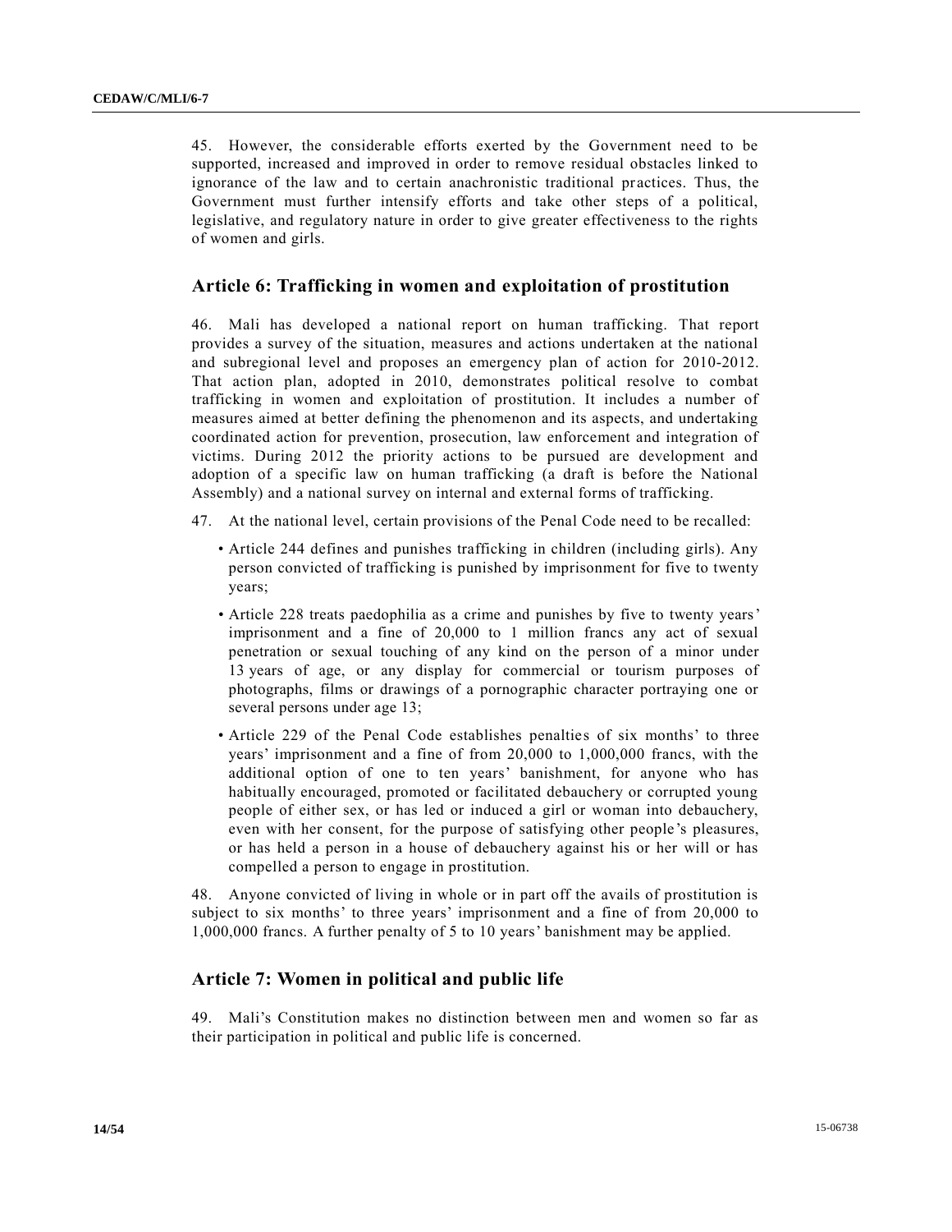45. However, the considerable efforts exerted by the Government need to be supported, increased and improved in order to remove residual obstacles linked to ignorance of the law and to certain anachronistic traditional practices. Thus, the Government must further intensify efforts and take other steps of a political, legislative, and regulatory nature in order to give greater effectiveness to the rights of women and girls.

## Article 6: Trafficking in women and exploitation of prostitution

46. Mali has developed a national report on human trafficking. That report provides a survey of the situation, measures and actions undertaken at the national and subregional level and proposes an emergency plan of action for 2010-2012. That action plan, adopted in 2010, demonstrates political resolve to combat trafficking in women and exploitation of prostitution. It includes a number of measures aimed at better defining the phenomenon and its aspects, and undertaking coordinated action for prevention, prosecution, law enforcement and integration of victims. During 2012 the priority actions to be pursued are development and adoption of a specific law on human trafficking (a draft is before the National Assembly) and a national survey on internal and external forms of trafficking.

47. At the national level, certain provisions of the Penal Code need to be recalled:

- Article 244 defines and punishes trafficking in children (including girls). Any person convicted of trafficking is punished by imprisonment for five to twenty years;
- Article 228 treats paedophilia as a crime and punishes by five to twenty years' imprisonment and a fine of 20,000 to 1 million francs any act of sexual penetration or sexual touching of any kind on the person of a minor under 13 years of age, or any display for commercial or tourism purposes of photographs, films or drawings of a pornographic character portraying one or several persons under age 13;
- Article 229 of the Penal Code establishes penalties of six months' to three years' imprisonment and a fine of from 20,000 to 1,000,000 francs, with the additional option of one to ten years' banishment, for anyone who has habitually encouraged, promoted or facilitated debauchery or corrupted young people of either sex, or has led or induced a girl or woman into debauchery, even with her consent, for the purpose of satisfying other people's pleasures, or has held a person in a house of debauchery against his or her will or has compelled a person to engage in prostitution.

48. Anyone convicted of living in whole or in part off the avails of prostitution is subject to six months' to three years' imprisonment and a fine of from 20,000 to 1,000,000 francs. A further penalty of 5 to 10 years' banishment may be applied.

## Article 7: Women in political and public life

49. Mali's Constitution makes no distinction between men and women so far as their participation in political and public life is concerned.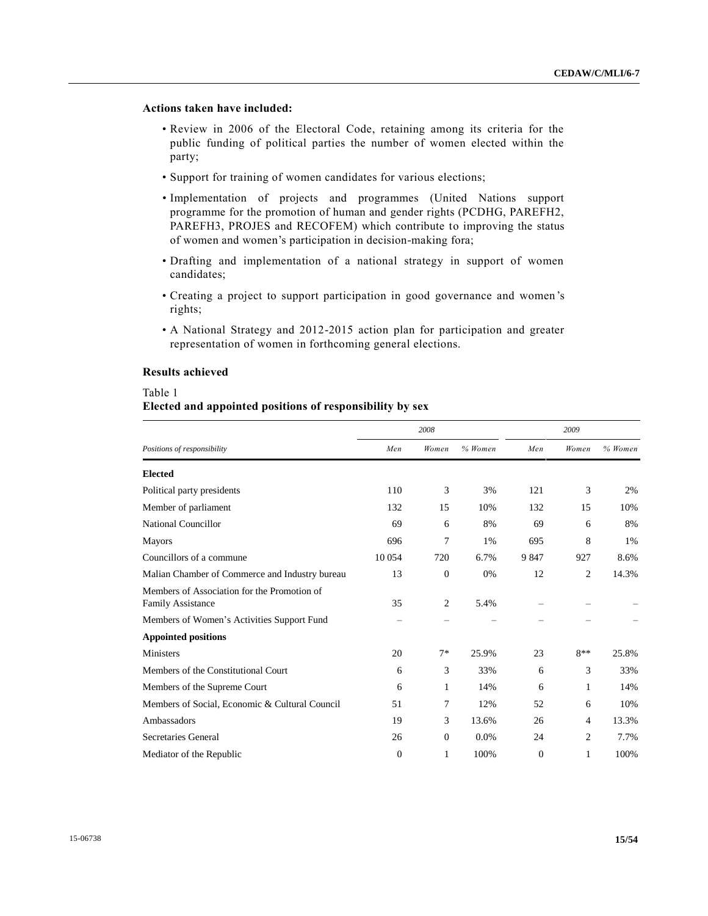**Actions taken have included:**

- Review in 2006 of the Electoral Code, retaining among its criteria for the public funding of political parties the number of women elected within the party;
- Support for training of women candidates for various elections;
- Implementation of projects and programmes (United Nations support programme for the promotion of human and gender rights (PCDHG, PAREFH2, PAREFH3, PROJES and RECOFEM) which contribute to improving the status of women and women's participation in decision-making fora;
- Drafting and implementation of a national strategy in support of women candidates;
- Creating a project to support participation in good governance and women's rights;
- A National Strategy and 2012-2015 action plan for participation and greater representation of women in forthcoming general elections.

**Results achieved**

Table 1
**Elected and appointed positions of responsibility by sex**

| | *2008* | | | *2009* | | |
|---|---|---|---|---|---|---|
| *Positions of responsibility* | *Men* | *Women* | *% Women* | *Men* | *Women* | *% Women* |
| **Elected** | | | | | | |
| Political party presidents | 110 | 3 | 3% | 121 | 3 | 2% |
| Member of parliament | 132 | 15 | 10% | 132 | 15 | 10% |
| National Councillor | 69 | 6 | 8% | 69 | 6 | 8% |
| Mayors | 696 | 7 | 1% | 695 | 8 | 1% |
| Councillors of a commune | 10 054 | 720 | 6.7% | 9 847 | 927 | 8.6% |
| Malian Chamber of Commerce and Industry bureau | 13 | 0 | 0% | 12 | 2 | 14.3% |
| Members of Association for the Promotion of Family Assistance | 35 | 2 | 5.4% | – | – | – |
| Members of Women's Activities Support Fund | – | – | – | – | – | – |
| **Appointed positions** | | | | | | |
| Ministers | 20 | 7* | 25.9% | 23 | 8** | 25.8% |
| Members of the Constitutional Court | 6 | 3 | 33% | 6 | 3 | 33% |
| Members of the Supreme Court | 6 | 1 | 14% | 6 | 1 | 14% |
| Members of Social, Economic & Cultural Council | 51 | 7 | 12% | 52 | 6 | 10% |
| Ambassadors | 19 | 3 | 13.6% | 26 | 4 | 13.3% |
| Secretaries General | 26 | 0 | 0.0% | 24 | 2 | 7.7% |
| Mediator of the Republic | 0 | 1 | 100% | 0 | 1 | 100% |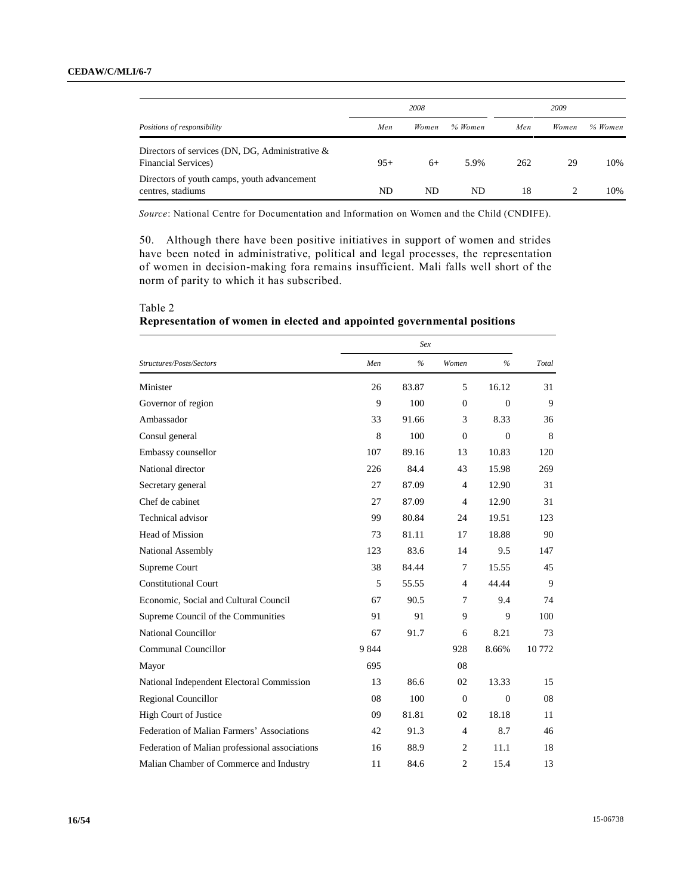| Positions of responsibility | 2008 | | | 2009 | | |
|---|---|---|---|---|---|---|
| | Men | Women | % Women | Men | Women | % Women |
| Directors of services (DN, DG, Administrative & Financial Services) | 95+ | 6+ | 5.9% | 262 | 29 | 10% |
| Directors of youth camps, youth advancement centres, stadiums | ND | ND | ND | 18 | 2 | 10% |

*Source*: National Centre for Documentation and Information on Women and the Child (CNDIFE).

50. Although there have been positive initiatives in support of women and strides have been noted in administrative, political and legal processes, the representation of women in decision-making fora remains insufficient. Mali falls well short of the norm of parity to which it has subscribed.

Table 2
**Representation of women in elected and appointed governmental positions**

| Structures/Posts/Sectors | Sex | | | | Total |
|---|---|---|---|---|---|
| | Men | % | Women | % | |
| Minister | 26 | 83.87 | 5 | 16.12 | 31 |
| Governor of region | 9 | 100 | 0 | 0 | 9 |
| Ambassador | 33 | 91.66 | 3 | 8.33 | 36 |
| Consul general | 8 | 100 | 0 | 0 | 8 |
| Embassy counsellor | 107 | 89.16 | 13 | 10.83 | 120 |
| National director | 226 | 84.4 | 43 | 15.98 | 269 |
| Secretary general | 27 | 87.09 | 4 | 12.90 | 31 |
| Chef de cabinet | 27 | 87.09 | 4 | 12.90 | 31 |
| Technical advisor | 99 | 80.84 | 24 | 19.51 | 123 |
| Head of Mission | 73 | 81.11 | 17 | 18.88 | 90 |
| National Assembly | 123 | 83.6 | 14 | 9.5 | 147 |
| Supreme Court | 38 | 84.44 | 7 | 15.55 | 45 |
| Constitutional Court | 5 | 55.55 | 4 | 44.44 | 9 |
| Economic, Social and Cultural Council | 67 | 90.5 | 7 | 9.4 | 74 |
| Supreme Council of the Communities | 91 | 91 | 9 | 9 | 100 |
| National Councillor | 67 | 91.7 | 6 | 8.21 | 73 |
| Communal Councillor | 9 844 | | 928 | 8.66% | 10 772 |
| Mayor | 695 | | 08 | | |
| National Independent Electoral Commission | 13 | 86.6 | 02 | 13.33 | 15 |
| Regional Councillor | 08 | 100 | 0 | 0 | 08 |
| High Court of Justice | 09 | 81.81 | 02 | 18.18 | 11 |
| Federation of Malian Farmers' Associations | 42 | 91.3 | 4 | 8.7 | 46 |
| Federation of Malian professional associations | 16 | 88.9 | 2 | 11.1 | 18 |
| Malian Chamber of Commerce and Industry | 11 | 84.6 | 2 | 15.4 | 13 |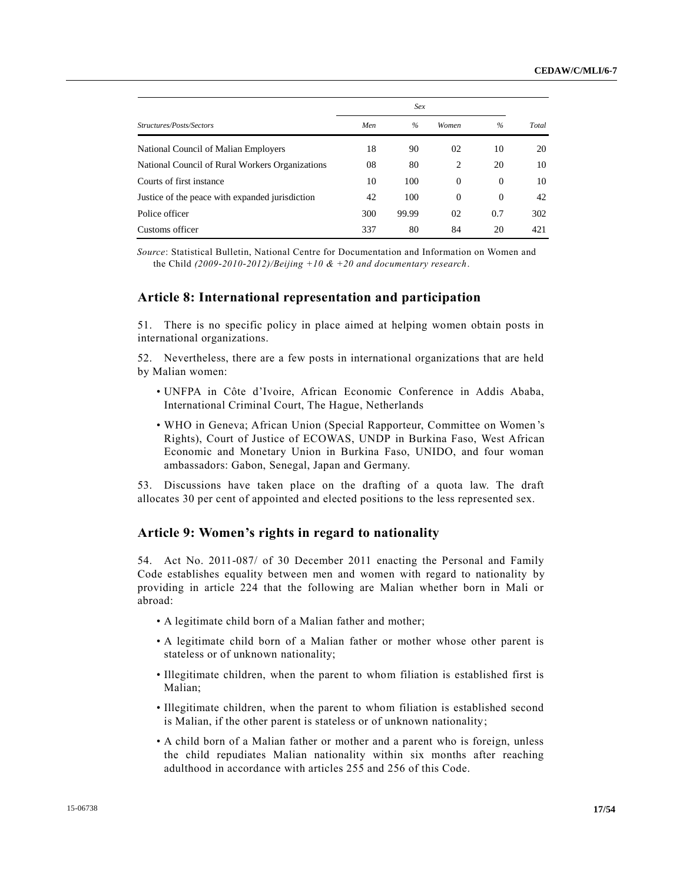| Structures/Posts/Sectors | Sex | | | | Total |
|---|---|---|---|---|---|
| | Men | % | Women | % | |
| National Council of Malian Employers | 18 | 90 | 02 | 10 | 20 |
| National Council of Rural Workers Organizations | 08 | 80 | 2 | 20 | 10 |
| Courts of first instance | 10 | 100 | 0 | 0 | 10 |
| Justice of the peace with expanded jurisdiction | 42 | 100 | 0 | 0 | 42 |
| Police officer | 300 | 99.99 | 02 | 0.7 | 302 |
| Customs officer | 337 | 80 | 84 | 20 | 421 |

*Source*: Statistical Bulletin, National Centre for Documentation and Information on Women and the Child *(2009-2010-2012)/Beijing +10 & +20 and documentary research*.

## Article 8: International representation and participation

51. There is no specific policy in place aimed at helping women obtain posts in international organizations.

52. Nevertheless, there are a few posts in international organizations that are held by Malian women:

- UNFPA in Côte d'Ivoire, African Economic Conference in Addis Ababa, International Criminal Court, The Hague, Netherlands
- WHO in Geneva; African Union (Special Rapporteur, Committee on Women's Rights), Court of Justice of ECOWAS, UNDP in Burkina Faso, West African Economic and Monetary Union in Burkina Faso, UNIDO, and four woman ambassadors: Gabon, Senegal, Japan and Germany.

53. Discussions have taken place on the drafting of a quota law. The draft allocates 30 per cent of appointed and elected positions to the less represented sex.

## Article 9: Women's rights in regard to nationality

54. Act No. 2011-087/ of 30 December 2011 enacting the Personal and Family Code establishes equality between men and women with regard to nationality by providing in article 224 that the following are Malian whether born in Mali or abroad:

- A legitimate child born of a Malian father and mother;
- A legitimate child born of a Malian father or mother whose other parent is stateless or of unknown nationality;
- Illegitimate children, when the parent to whom filiation is established first is Malian;
- Illegitimate children, when the parent to whom filiation is established second is Malian, if the other parent is stateless or of unknown nationality;
- A child born of a Malian father or mother and a parent who is foreign, unless the child repudiates Malian nationality within six months after reaching adulthood in accordance with articles 255 and 256 of this Code.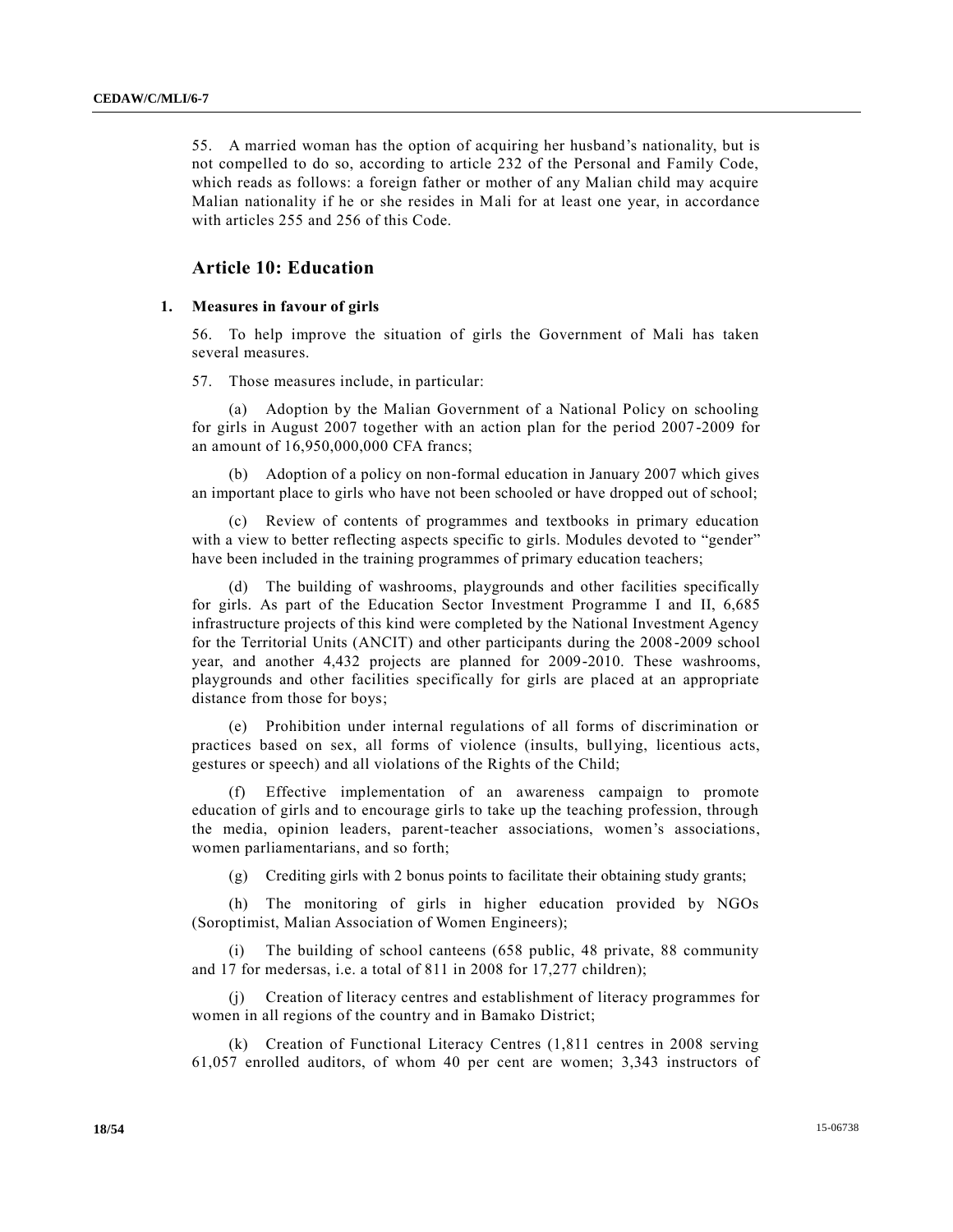55. A married woman has the option of acquiring her husband's nationality, but is not compelled to do so, according to article 232 of the Personal and Family Code, which reads as follows: a foreign father or mother of any Malian child may acquire Malian nationality if he or she resides in Mali for at least one year, in accordance with articles 255 and 256 of this Code.

## Article 10: Education

### 1. Measures in favour of girls

56. To help improve the situation of girls the Government of Mali has taken several measures.

57. Those measures include, in particular:

(a) Adoption by the Malian Government of a National Policy on schooling for girls in August 2007 together with an action plan for the period 2007-2009 for an amount of 16,950,000,000 CFA francs;

(b) Adoption of a policy on non-formal education in January 2007 which gives an important place to girls who have not been schooled or have dropped out of school;

(c) Review of contents of programmes and textbooks in primary education with a view to better reflecting aspects specific to girls. Modules devoted to "gender" have been included in the training programmes of primary education teachers;

(d) The building of washrooms, playgrounds and other facilities specifically for girls. As part of the Education Sector Investment Programme I and II, 6,685 infrastructure projects of this kind were completed by the National Investment Agency for the Territorial Units (ANCIT) and other participants during the 2008-2009 school year, and another 4,432 projects are planned for 2009-2010. These washrooms, playgrounds and other facilities specifically for girls are placed at an appropriate distance from those for boys;

(e) Prohibition under internal regulations of all forms of discrimination or practices based on sex, all forms of violence (insults, bullying, licentious acts, gestures or speech) and all violations of the Rights of the Child;

(f) Effective implementation of an awareness campaign to promote education of girls and to encourage girls to take up the teaching profession, through the media, opinion leaders, parent-teacher associations, women's associations, women parliamentarians, and so forth;

(g) Crediting girls with 2 bonus points to facilitate their obtaining study grants;

(h) The monitoring of girls in higher education provided by NGOs (Soroptimist, Malian Association of Women Engineers);

(i) The building of school canteens (658 public, 48 private, 88 community and 17 for medersas, i.e. a total of 811 in 2008 for 17,277 children);

(j) Creation of literacy centres and establishment of literacy programmes for women in all regions of the country and in Bamako District;

(k) Creation of Functional Literacy Centres (1,811 centres in 2008 serving 61,057 enrolled auditors, of whom 40 per cent are women; 3,343 instructors of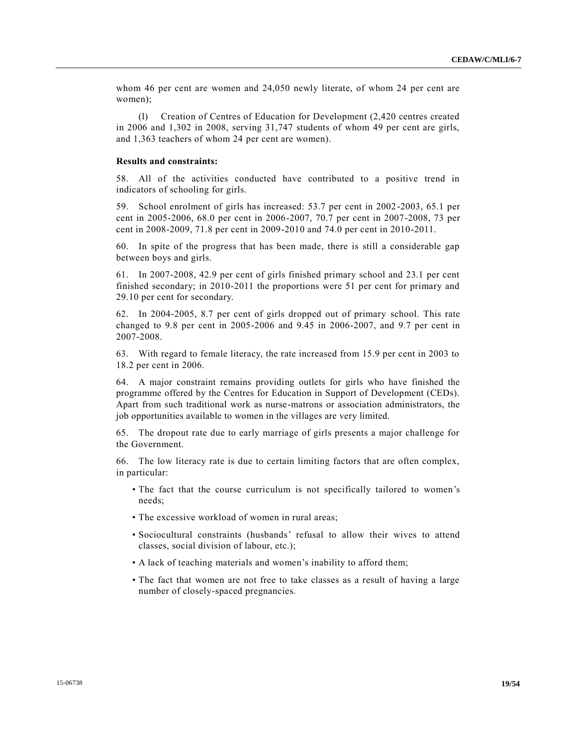whom 46 per cent are women and 24,050 newly literate, of whom 24 per cent are women);

(l) Creation of Centres of Education for Development (2,420 centres created in 2006 and 1,302 in 2008, serving 31,747 students of whom 49 per cent are girls, and 1,363 teachers of whom 24 per cent are women).

**Results and constraints:**

58. All of the activities conducted have contributed to a positive trend in indicators of schooling for girls.

59. School enrolment of girls has increased: 53.7 per cent in 2002-2003, 65.1 per cent in 2005-2006, 68.0 per cent in 2006-2007, 70.7 per cent in 2007-2008, 73 per cent in 2008-2009, 71.8 per cent in 2009-2010 and 74.0 per cent in 2010-2011.

60. In spite of the progress that has been made, there is still a considerable gap between boys and girls.

61. In 2007-2008, 42.9 per cent of girls finished primary school and 23.1 per cent finished secondary; in 2010-2011 the proportions were 51 per cent for primary and 29.10 per cent for secondary.

62. In 2004-2005, 8.7 per cent of girls dropped out of primary school. This rate changed to 9.8 per cent in 2005-2006 and 9.45 in 2006-2007, and 9.7 per cent in 2007-2008.

63. With regard to female literacy, the rate increased from 15.9 per cent in 2003 to 18.2 per cent in 2006.

64. A major constraint remains providing outlets for girls who have finished the programme offered by the Centres for Education in Support of Development (CEDs). Apart from such traditional work as nurse-matrons or association administrators, the job opportunities available to women in the villages are very limited.

65. The dropout rate due to early marriage of girls presents a major challenge for the Government.

66. The low literacy rate is due to certain limiting factors that are often complex, in particular:

- The fact that the course curriculum is not specifically tailored to women's needs;
- The excessive workload of women in rural areas;
- Sociocultural constraints (husbands' refusal to allow their wives to attend classes, social division of labour, etc.);
- A lack of teaching materials and women's inability to afford them;
- The fact that women are not free to take classes as a result of having a large number of closely-spaced pregnancies.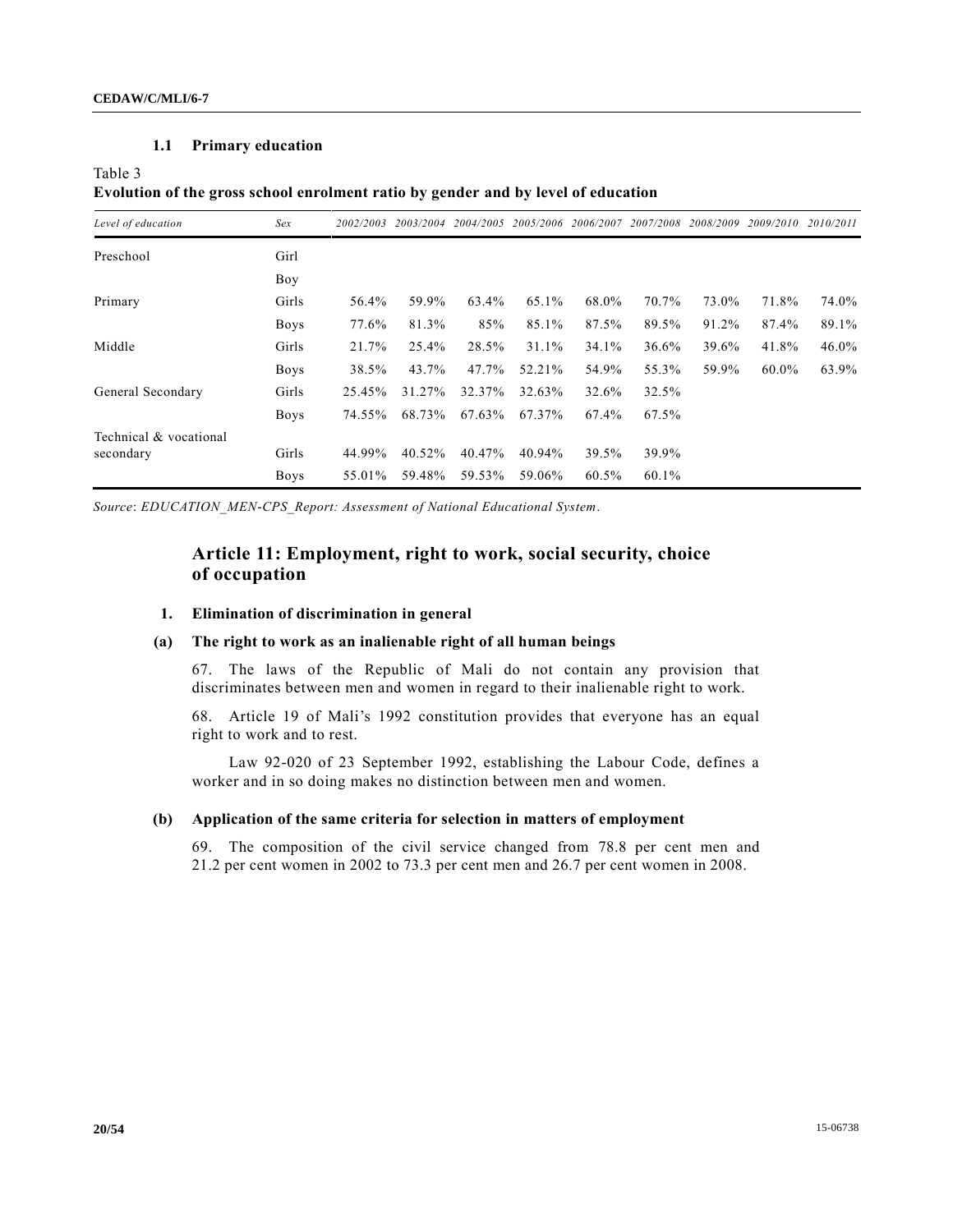### 1.1 Primary education

Table 3
**Evolution of the gross school enrolment ratio by gender and by level of education**

| *Level of education* | *Sex* | *2002/2003* | *2003/2004* | *2004/2005* | *2005/2006* | *2006/2007* | *2007/2008* | *2008/2009* | *2009/2010* | *2010/2011* |
|---|---|---|---|---|---|---|---|---|---|---|
| Preschool | Girl | | | | | | | | | |
| | Boy | | | | | | | | | |
| Primary | Girls | 56.4% | 59.9% | 63.4% | 65.1% | 68.0% | 70.7% | 73.0% | 71.8% | 74.0% |
| | Boys | 77.6% | 81.3% | 85% | 85.1% | 87.5% | 89.5% | 91.2% | 87.4% | 89.1% |
| Middle | Girls | 21.7% | 25.4% | 28.5% | 31.1% | 34.1% | 36.6% | 39.6% | 41.8% | 46.0% |
| | Boys | 38.5% | 43.7% | 47.7% | 52.21% | 54.9% | 55.3% | 59.9% | 60.0% | 63.9% |
| General Secondary | Girls | 25.45% | 31.27% | 32.37% | 32.63% | 32.6% | 32.5% | | | |
| | Boys | 74.55% | 68.73% | 67.63% | 67.37% | 67.4% | 67.5% | | | |
| Technical & vocational secondary | Girls | 44.99% | 40.52% | 40.47% | 40.94% | 39.5% | 39.9% | | | |
| | Boys | 55.01% | 59.48% | 59.53% | 59.06% | 60.5% | 60.1% | | | |

*Source*: *EDUCATION_MEN-CPS_Report: Assessment of National Educational System*.

## Article 11: Employment, right to work, social security, choice of occupation

### 1. Elimination of discrimination in general

#### (a) The right to work as an inalienable right of all human beings

67. The laws of the Republic of Mali do not contain any provision that discriminates between men and women in regard to their inalienable right to work.

68. Article 19 of Mali's 1992 constitution provides that everyone has an equal right to work and to rest.

Law 92-020 of 23 September 1992, establishing the Labour Code, defines a worker and in so doing makes no distinction between men and women.

#### (b) Application of the same criteria for selection in matters of employment

69. The composition of the civil service changed from 78.8 per cent men and 21.2 per cent women in 2002 to 73.3 per cent men and 26.7 per cent women in 2008.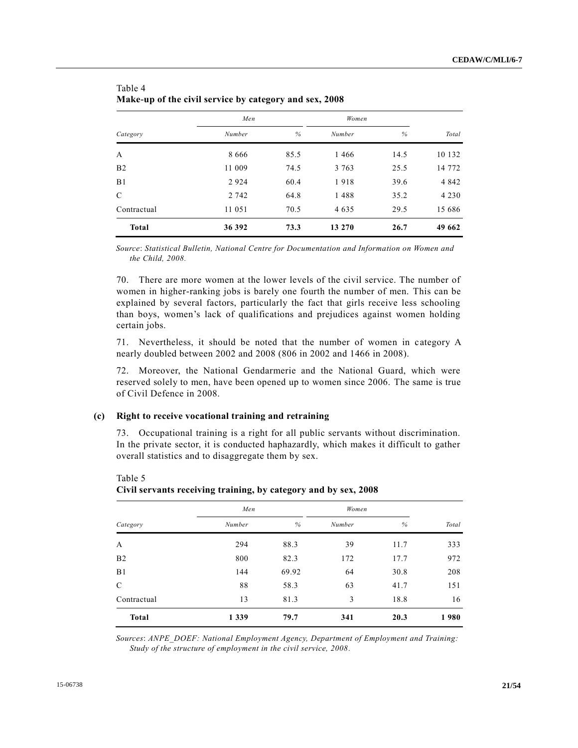Table 4
**Make-up of the civil service by category and sex, 2008**

| | *Men* | | *Women* | | |
|---|---|---|---|---|---|
| *Category* | *Number* | *%* | *Number* | *%* | *Total* |
| A | 8 666 | 85.5 | 1 466 | 14.5 | 10 132 |
| B2 | 11 009 | 74.5 | 3 763 | 25.5 | 14 772 |
| B1 | 2 924 | 60.4 | 1 918 | 39.6 | 4 842 |
| C | 2 742 | 64.8 | 1 488 | 35.2 | 4 230 |
| Contractual | 11 051 | 70.5 | 4 635 | 29.5 | 15 686 |
| **Total** | **36 392** | **73.3** | **13 270** | **26.7** | **49 662** |

*Source*: *Statistical Bulletin, National Centre for Documentation and Information on Women and the Child, 2008.*

70. There are more women at the lower levels of the civil service. The number of women in higher-ranking jobs is barely one fourth the number of men. This can be explained by several factors, particularly the fact that girls receive less schooling than boys, women's lack of qualifications and prejudices against women holding certain jobs.

71. Nevertheless, it should be noted that the number of women in category A nearly doubled between 2002 and 2008 (806 in 2002 and 1466 in 2008).

72. Moreover, the National Gendarmerie and the National Guard, which were reserved solely to men, have been opened up to women since 2006. The same is true of Civil Defence in 2008.

### (c) Right to receive vocational training and retraining

73. Occupational training is a right for all public servants without discrimination. In the private sector, it is conducted haphazardly, which makes it difficult to gather overall statistics and to disaggregate them by sex.

Table 5
**Civil servants receiving training, by category and by sex, 2008**

| | *Men* | | *Women* | | |
|---|---|---|---|---|---|
| *Category* | *Number* | *%* | *Number* | *%* | *Total* |
| A | 294 | 88.3 | 39 | 11.7 | 333 |
| B2 | 800 | 82.3 | 172 | 17.7 | 972 |
| B1 | 144 | 69.92 | 64 | 30.8 | 208 |
| C | 88 | 58.3 | 63 | 41.7 | 151 |
| Contractual | 13 | 81.3 | 3 | 18.8 | 16 |
| **Total** | **1 339** | **79.7** | **341** | **20.3** | **1 980** |

*Sources*: *ANPE_DOEF: National Employment Agency, Department of Employment and Training: Study of the structure of employment in the civil service, 2008.*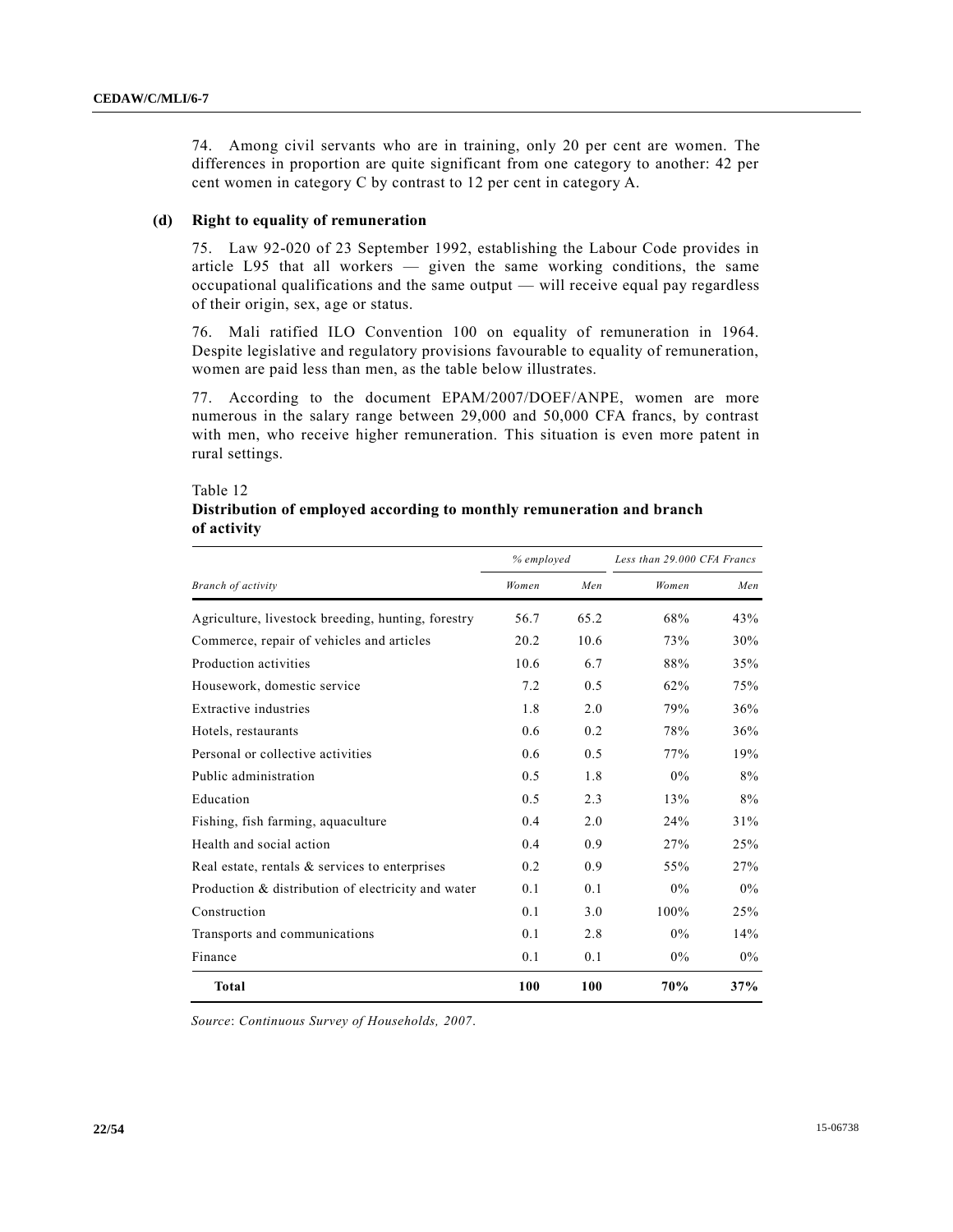74. Among civil servants who are in training, only 20 per cent are women. The differences in proportion are quite significant from one category to another: 42 per cent women in category C by contrast to 12 per cent in category A.

### (d) Right to equality of remuneration

75. Law 92-020 of 23 September 1992, establishing the Labour Code provides in article L95 that all workers — given the same working conditions, the same occupational qualifications and the same output — will receive equal pay regardless of their origin, sex, age or status.

76. Mali ratified ILO Convention 100 on equality of remuneration in 1964. Despite legislative and regulatory provisions favourable to equality of remuneration, women are paid less than men, as the table below illustrates.

77. According to the document EPAM/2007/DOEF/ANPE, women are more numerous in the salary range between 29,000 and 50,000 CFA francs, by contrast with men, who receive higher remuneration. This situation is even more patent in rural settings.

Table 12
**Distribution of employed according to monthly remuneration and branch of activity**

| | *% employed* | | *Less than 29.000 CFA Francs* | |
|---|---|---|---|---|
| *Branch of activity* | *Women* | *Men* | *Women* | *Men* |
| Agriculture, livestock breeding, hunting, forestry | 56.7 | 65.2 | 68% | 43% |
| Commerce, repair of vehicles and articles | 20.2 | 10.6 | 73% | 30% |
| Production activities | 10.6 | 6.7 | 88% | 35% |
| Housework, domestic service | 7.2 | 0.5 | 62% | 75% |
| Extractive industries | 1.8 | 2.0 | 79% | 36% |
| Hotels, restaurants | 0.6 | 0.2 | 78% | 36% |
| Personal or collective activities | 0.6 | 0.5 | 77% | 19% |
| Public administration | 0.5 | 1.8 | 0% | 8% |
| Education | 0.5 | 2.3 | 13% | 8% |
| Fishing, fish farming, aquaculture | 0.4 | 2.0 | 24% | 31% |
| Health and social action | 0.4 | 0.9 | 27% | 25% |
| Real estate, rentals & services to enterprises | 0.2 | 0.9 | 55% | 27% |
| Production & distribution of electricity and water | 0.1 | 0.1 | 0% | 0% |
| Construction | 0.1 | 3.0 | 100% | 25% |
| Transports and communications | 0.1 | 2.8 | 0% | 14% |
| Finance | 0.1 | 0.1 | 0% | 0% |
| **Total** | **100** | **100** | **70%** | **37%** |

*Source*: *Continuous Survey of Households, 2007*.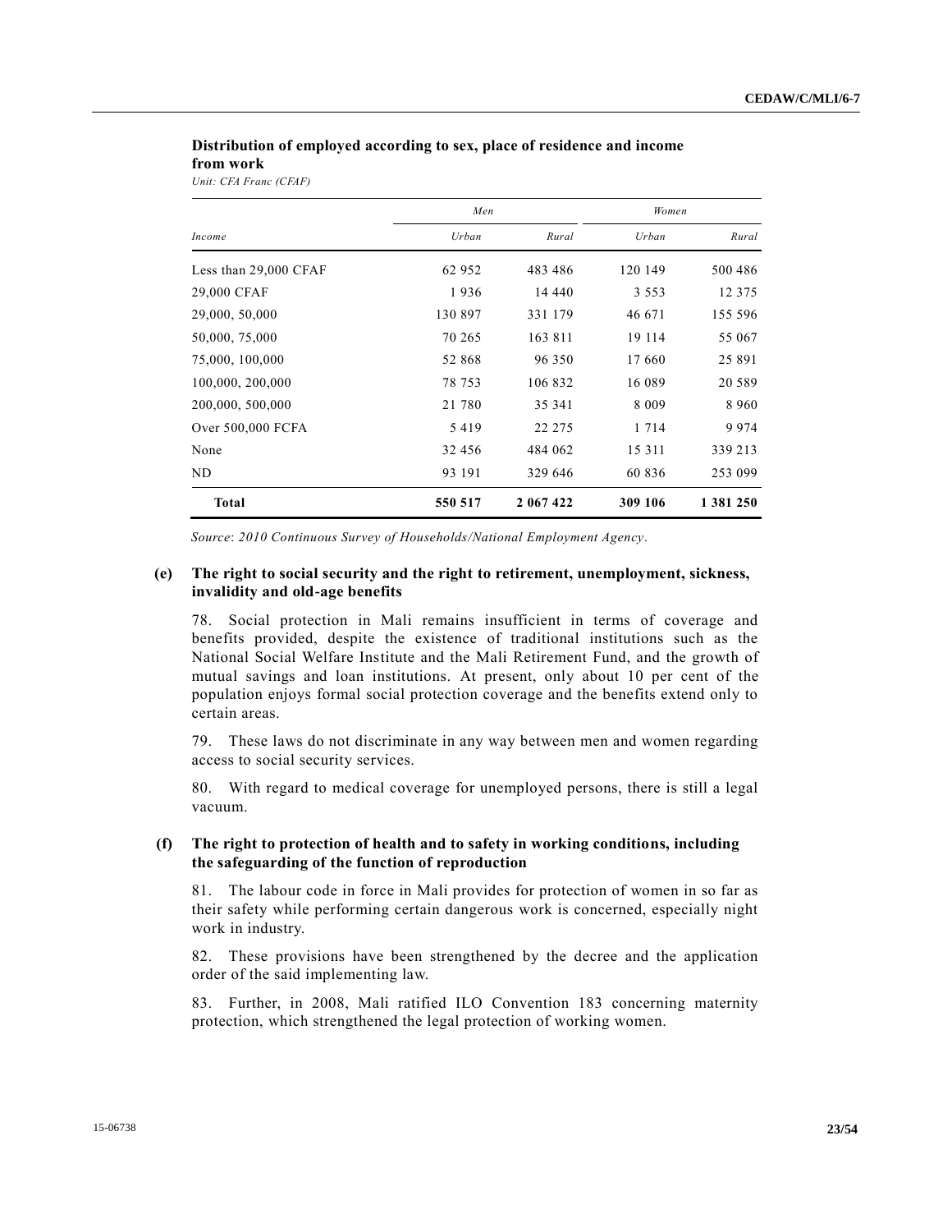**Distribution of employed according to sex, place of residence and income from work**

*Unit: CFA Franc (CFAF)*

| | *Men* | | *Women* | |
|---|---|---|---|---|
| *Income* | *Urban* | *Rural* | *Urban* | *Rural* |
| Less than 29,000 CFAF | 62 952 | 483 486 | 120 149 | 500 486 |
| 29,000 CFAF | 1 936 | 14 440 | 3 553 | 12 375 |
| 29,000, 50,000 | 130 897 | 331 179 | 46 671 | 155 596 |
| 50,000, 75,000 | 70 265 | 163 811 | 19 114 | 55 067 |
| 75,000, 100,000 | 52 868 | 96 350 | 17 660 | 25 891 |
| 100,000, 200,000 | 78 753 | 106 832 | 16 089 | 20 589 |
| 200,000, 500,000 | 21 780 | 35 341 | 8 009 | 8 960 |
| Over 500,000 FCFA | 5 419 | 22 275 | 1 714 | 9 974 |
| None | 32 456 | 484 062 | 15 311 | 339 213 |
| ND | 93 191 | 329 646 | 60 836 | 253 099 |
| **Total** | **550 517** | **2 067 422** | **309 106** | **1 381 250** |

*Source*: *2010 Continuous Survey of Households/National Employment Agency*.

### (e) The right to social security and the right to retirement, unemployment, sickness, invalidity and old-age benefits

78. Social protection in Mali remains insufficient in terms of coverage and benefits provided, despite the existence of traditional institutions such as the National Social Welfare Institute and the Mali Retirement Fund, and the growth of mutual savings and loan institutions. At present, only about 10 per cent of the population enjoys formal social protection coverage and the benefits extend only to certain areas.

79. These laws do not discriminate in any way between men and women regarding access to social security services.

80. With regard to medical coverage for unemployed persons, there is still a legal vacuum.

### (f) The right to protection of health and to safety in working conditions, including the safeguarding of the function of reproduction

81. The labour code in force in Mali provides for protection of women in so far as their safety while performing certain dangerous work is concerned, especially night work in industry.

82. These provisions have been strengthened by the decree and the application order of the said implementing law.

83. Further, in 2008, Mali ratified ILO Convention 183 concerning maternity protection, which strengthened the legal protection of working women.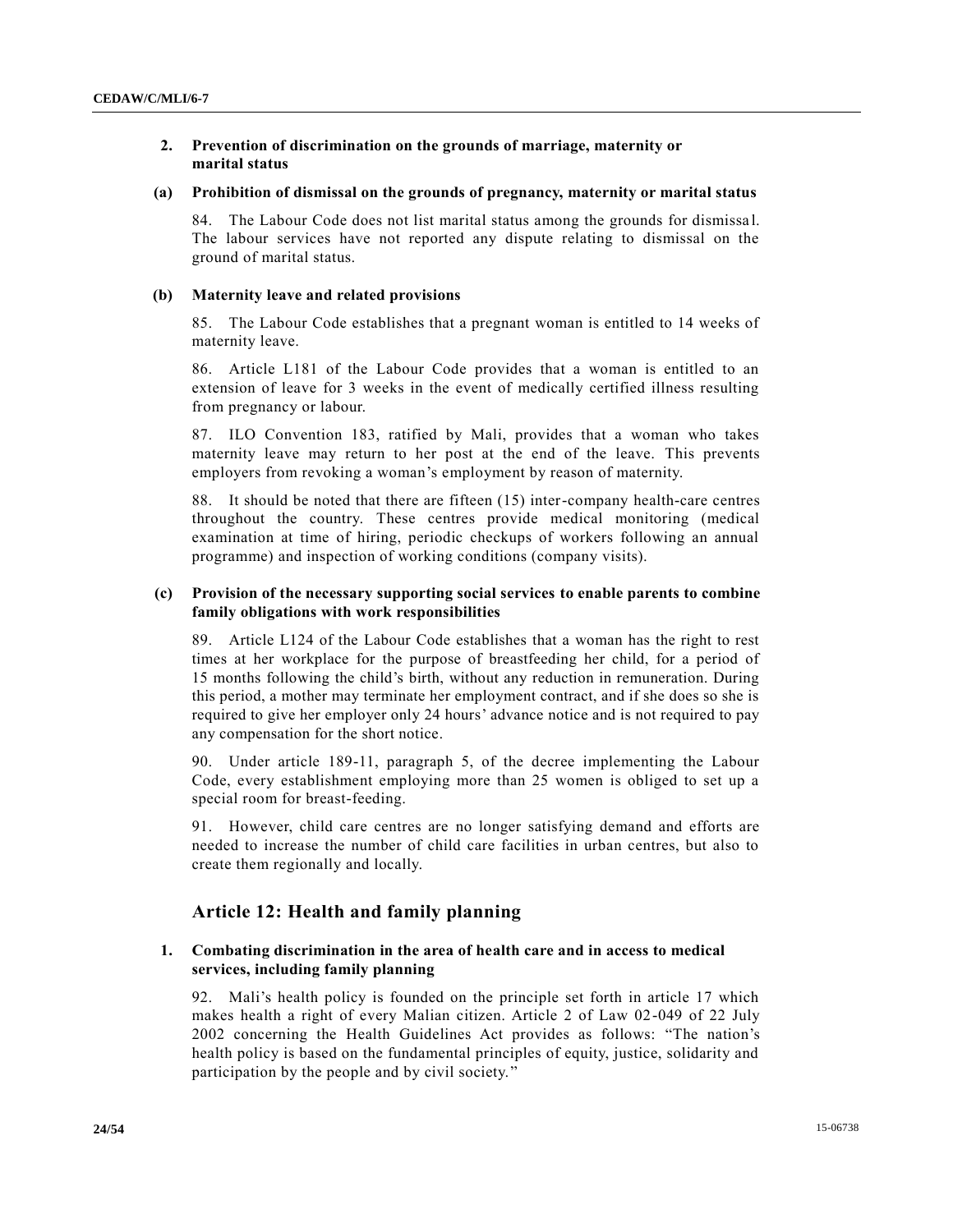### 2. Prevention of discrimination on the grounds of marriage, maternity or marital status

#### (a) Prohibition of dismissal on the grounds of pregnancy, maternity or marital status

84. The Labour Code does not list marital status among the grounds for dismissal. The labour services have not reported any dispute relating to dismissal on the ground of marital status.

#### (b) Maternity leave and related provisions

85. The Labour Code establishes that a pregnant woman is entitled to 14 weeks of maternity leave.

86. Article L181 of the Labour Code provides that a woman is entitled to an extension of leave for 3 weeks in the event of medically certified illness resulting from pregnancy or labour.

87. ILO Convention 183, ratified by Mali, provides that a woman who takes maternity leave may return to her post at the end of the leave. This prevents employers from revoking a woman's employment by reason of maternity.

88. It should be noted that there are fifteen (15) inter-company health-care centres throughout the country. These centres provide medical monitoring (medical examination at time of hiring, periodic checkups of workers following an annual programme) and inspection of working conditions (company visits).

#### (c) Provision of the necessary supporting social services to enable parents to combine family obligations with work responsibilities

89. Article L124 of the Labour Code establishes that a woman has the right to rest times at her workplace for the purpose of breastfeeding her child, for a period of 15 months following the child's birth, without any reduction in remuneration. During this period, a mother may terminate her employment contract, and if she does so she is required to give her employer only 24 hours' advance notice and is not required to pay any compensation for the short notice.

90. Under article 189-11, paragraph 5, of the decree implementing the Labour Code, every establishment employing more than 25 women is obliged to set up a special room for breast-feeding.

91. However, child care centres are no longer satisfying demand and efforts are needed to increase the number of child care facilities in urban centres, but also to create them regionally and locally.

## Article 12: Health and family planning

### 1. Combating discrimination in the area of health care and in access to medical services, including family planning

92. Mali's health policy is founded on the principle set forth in article 17 which makes health a right of every Malian citizen. Article 2 of Law 02-049 of 22 July 2002 concerning the Health Guidelines Act provides as follows: "The nation's health policy is based on the fundamental principles of equity, justice, solidarity and participation by the people and by civil society."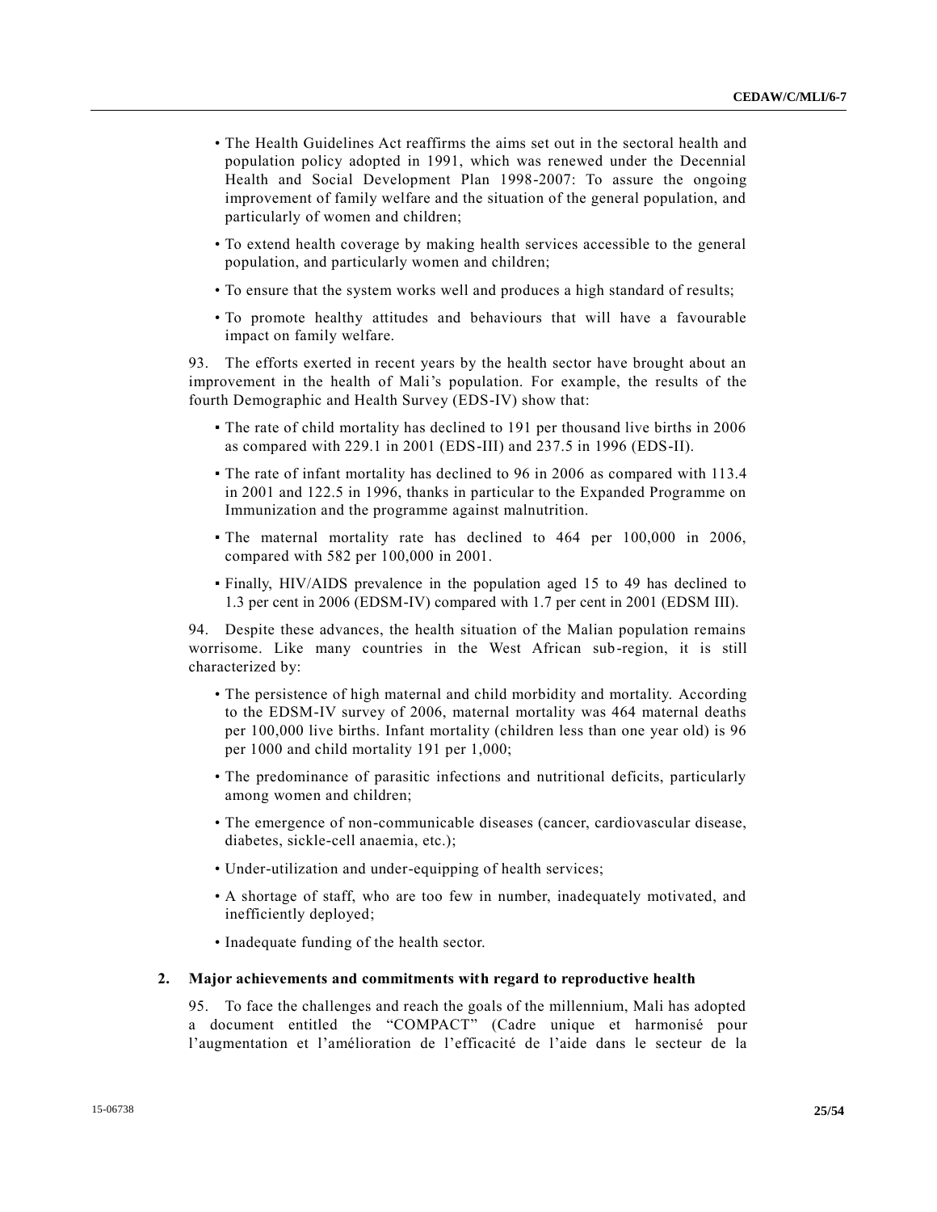- The Health Guidelines Act reaffirms the aims set out in the sectoral health and population policy adopted in 1991, which was renewed under the Decennial Health and Social Development Plan 1998-2007: To assure the ongoing improvement of family welfare and the situation of the general population, and particularly of women and children;
- To extend health coverage by making health services accessible to the general population, and particularly women and children;
- To ensure that the system works well and produces a high standard of results;
- To promote healthy attitudes and behaviours that will have a favourable impact on family welfare.

93. The efforts exerted in recent years by the health sector have brought about an improvement in the health of Mali's population. For example, the results of the fourth Demographic and Health Survey (EDS-IV) show that:

- The rate of child mortality has declined to 191 per thousand live births in 2006 as compared with 229.1 in 2001 (EDS-III) and 237.5 in 1996 (EDS-II).
- The rate of infant mortality has declined to 96 in 2006 as compared with 113.4 in 2001 and 122.5 in 1996, thanks in particular to the Expanded Programme on Immunization and the programme against malnutrition.
- The maternal mortality rate has declined to 464 per 100,000 in 2006, compared with 582 per 100,000 in 2001.
- Finally, HIV/AIDS prevalence in the population aged 15 to 49 has declined to 1.3 per cent in 2006 (EDSM-IV) compared with 1.7 per cent in 2001 (EDSM III).

94. Despite these advances, the health situation of the Malian population remains worrisome. Like many countries in the West African sub-region, it is still characterized by:

- The persistence of high maternal and child morbidity and mortality. According to the EDSM-IV survey of 2006, maternal mortality was 464 maternal deaths per 100,000 live births. Infant mortality (children less than one year old) is 96 per 1000 and child mortality 191 per 1,000;
- The predominance of parasitic infections and nutritional deficits, particularly among women and children;
- The emergence of non-communicable diseases (cancer, cardiovascular disease, diabetes, sickle-cell anaemia, etc.);
- Under-utilization and under-equipping of health services;
- A shortage of staff, who are too few in number, inadequately motivated, and inefficiently deployed;
- Inadequate funding of the health sector.

### 2. Major achievements and commitments with regard to reproductive health

95. To face the challenges and reach the goals of the millennium, Mali has adopted a document entitled the "COMPACT" (Cadre unique et harmonisé pour l'augmentation et l'amélioration de l'efficacité de l'aide dans le secteur de la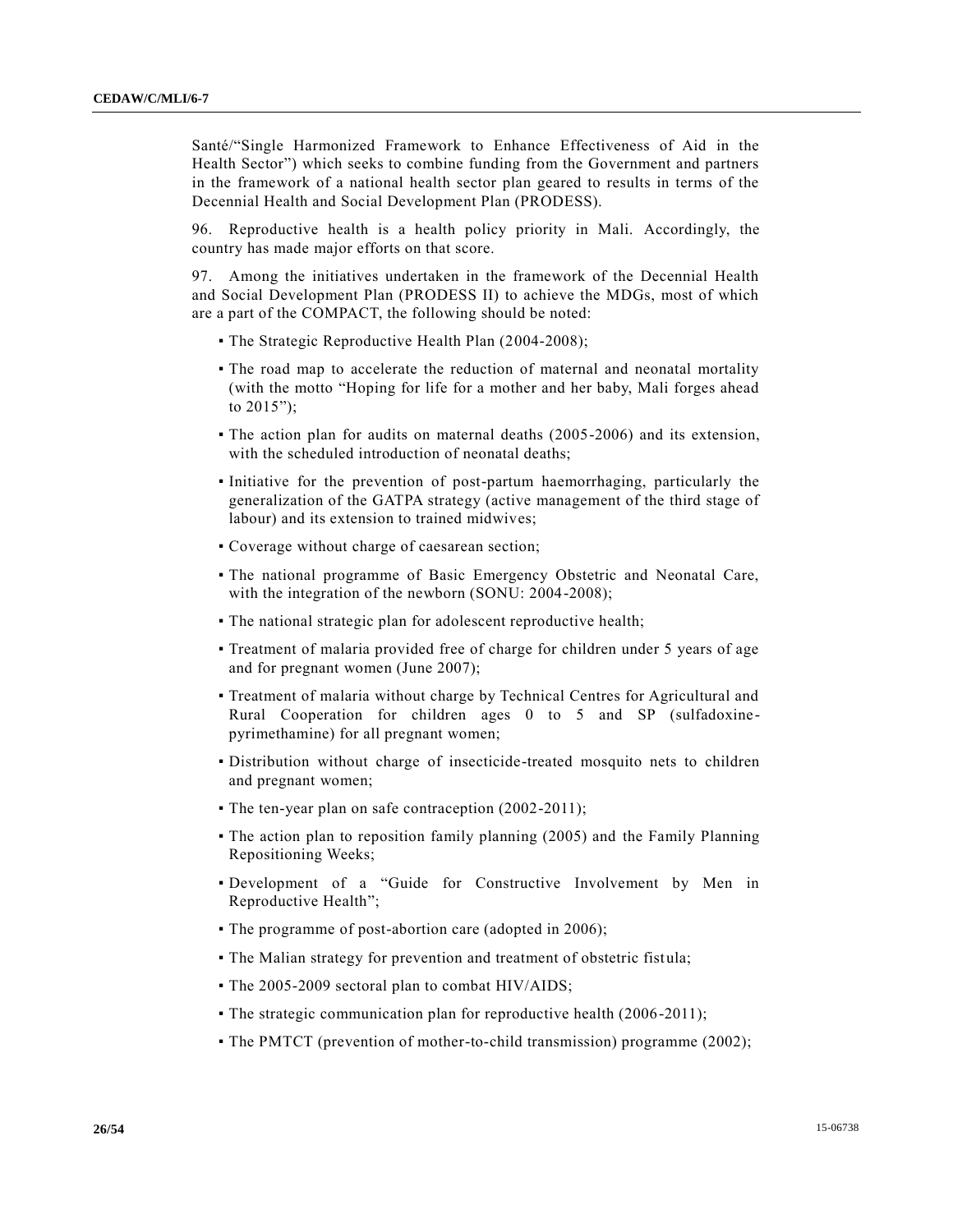Santé/"Single Harmonized Framework to Enhance Effectiveness of Aid in the Health Sector") which seeks to combine funding from the Government and partners in the framework of a national health sector plan geared to results in terms of the Decennial Health and Social Development Plan (PRODESS).

96. Reproductive health is a health policy priority in Mali. Accordingly, the country has made major efforts on that score.

97. Among the initiatives undertaken in the framework of the Decennial Health and Social Development Plan (PRODESS II) to achieve the MDGs, most of which are a part of the COMPACT, the following should be noted:

- The Strategic Reproductive Health Plan (2004-2008);
- The road map to accelerate the reduction of maternal and neonatal mortality (with the motto "Hoping for life for a mother and her baby, Mali forges ahead to 2015");
- The action plan for audits on maternal deaths (2005-2006) and its extension, with the scheduled introduction of neonatal deaths;
- Initiative for the prevention of post-partum haemorrhaging, particularly the generalization of the GATPA strategy (active management of the third stage of labour) and its extension to trained midwives;
- Coverage without charge of caesarean section;
- The national programme of Basic Emergency Obstetric and Neonatal Care, with the integration of the newborn (SONU: 2004-2008);
- The national strategic plan for adolescent reproductive health;
- Treatment of malaria provided free of charge for children under 5 years of age and for pregnant women (June 2007);
- Treatment of malaria without charge by Technical Centres for Agricultural and Rural Cooperation for children ages 0 to 5 and SP (sulfadoxine-pyrimethamine) for all pregnant women;
- Distribution without charge of insecticide-treated mosquito nets to children and pregnant women;
- The ten-year plan on safe contraception (2002-2011);
- The action plan to reposition family planning (2005) and the Family Planning Repositioning Weeks;
- Development of a "Guide for Constructive Involvement by Men in Reproductive Health";
- The programme of post-abortion care (adopted in 2006);
- The Malian strategy for prevention and treatment of obstetric fistula;
- The 2005-2009 sectoral plan to combat HIV/AIDS;
- The strategic communication plan for reproductive health (2006-2011);
- The PMTCT (prevention of mother-to-child transmission) programme (2002);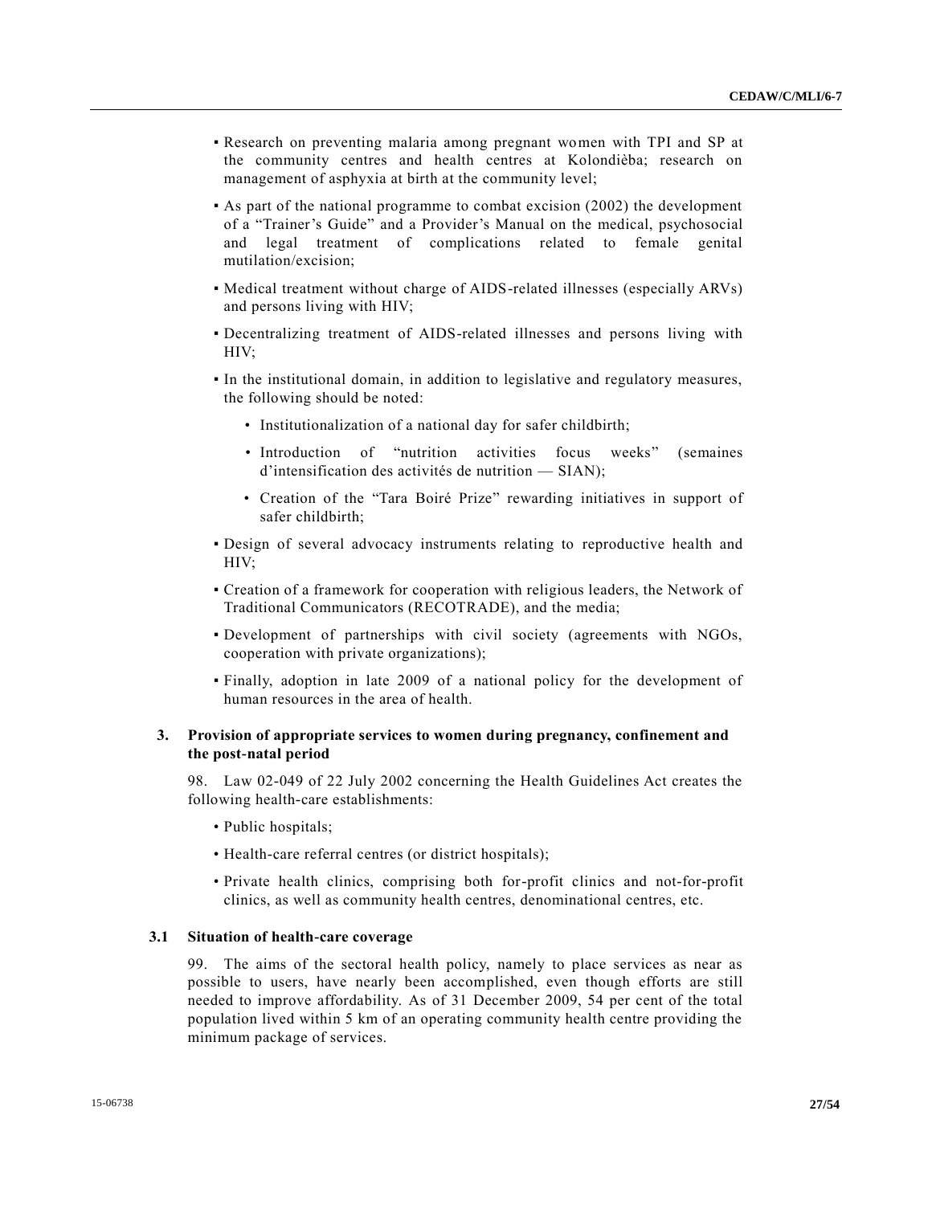- Research on preventing malaria among pregnant women with TPI and SP at the community centres and health centres at Kolondièba; research on management of asphyxia at birth at the community level;
- As part of the national programme to combat excision (2002) the development of a "Trainer's Guide" and a Provider's Manual on the medical, psychosocial and legal treatment of complications related to female genital mutilation/excision;
- Medical treatment without charge of AIDS-related illnesses (especially ARVs) and persons living with HIV;
- Decentralizing treatment of AIDS-related illnesses and persons living with HIV;
- In the institutional domain, in addition to legislative and regulatory measures, the following should be noted:
  - Institutionalization of a national day for safer childbirth;
  - Introduction of "nutrition activities focus weeks" (semaines d'intensification des activités de nutrition — SIAN);
  - Creation of the "Tara Boiré Prize" rewarding initiatives in support of safer childbirth;
- Design of several advocacy instruments relating to reproductive health and HIV;
- Creation of a framework for cooperation with religious leaders, the Network of Traditional Communicators (RECOTRADE), and the media;
- Development of partnerships with civil society (agreements with NGOs, cooperation with private organizations);
- Finally, adoption in late 2009 of a national policy for the development of human resources in the area of health.

### 3. Provision of appropriate services to women during pregnancy, confinement and the post-natal period

98. Law 02-049 of 22 July 2002 concerning the Health Guidelines Act creates the following health-care establishments:

- Public hospitals;
- Health-care referral centres (or district hospitals);
- Private health clinics, comprising both for-profit clinics and not-for-profit clinics, as well as community health centres, denominational centres, etc.

#### 3.1 Situation of health-care coverage

99. The aims of the sectoral health policy, namely to place services as near as possible to users, have nearly been accomplished, even though efforts are still needed to improve affordability. As of 31 December 2009, 54 per cent of the total population lived within 5 km of an operating community health centre providing the minimum package of services.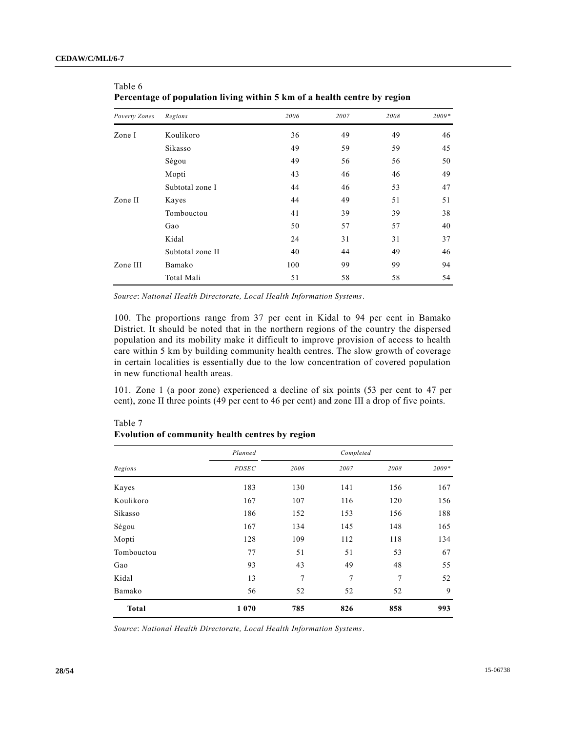Table 6

**Percentage of population living within 5 km of a health centre by region**

| *Poverty Zones* | *Regions* | *2006* | *2007* | *2008* | *2009\** |
|---|---|---|---|---|---|
| Zone I | Koulikoro | 36 | 49 | 49 | 46 |
| | Sikasso | 49 | 59 | 59 | 45 |
| | Ségou | 49 | 56 | 56 | 50 |
| | Mopti | 43 | 46 | 46 | 49 |
| | Subtotal zone I | 44 | 46 | 53 | 47 |
| Zone II | Kayes | 44 | 49 | 51 | 51 |
| | Tombouctou | 41 | 39 | 39 | 38 |
| | Gao | 50 | 57 | 57 | 40 |
| | Kidal | 24 | 31 | 31 | 37 |
| | Subtotal zone II | 40 | 44 | 49 | 46 |
| Zone III | Bamako | 100 | 99 | 99 | 94 |
| | Total Mali | 51 | 58 | 58 | 54 |

*Source*: *National Health Directorate, Local Health Information Systems*.

100. The proportions range from 37 per cent in Kidal to 94 per cent in Bamako District. It should be noted that in the northern regions of the country the dispersed population and its mobility make it difficult to improve provision of access to health care within 5 km by building community health centres. The slow growth of coverage in certain localities is essentially due to the low concentration of covered population in new functional health areas.

101. Zone 1 (a poor zone) experienced a decline of six points (53 per cent to 47 per cent), zone II three points (49 per cent to 46 per cent) and zone III a drop of five points.

Table 7

**Evolution of community health centres by region**

| | *Planned* | *Completed* | | | |
|---|---|---|---|---|---|
| *Regions* | *PDSEC* | *2006* | *2007* | *2008* | *2009\** |
| Kayes | 183 | 130 | 141 | 156 | 167 |
| Koulikoro | 167 | 107 | 116 | 120 | 156 |
| Sikasso | 186 | 152 | 153 | 156 | 188 |
| Ségou | 167 | 134 | 145 | 148 | 165 |
| Mopti | 128 | 109 | 112 | 118 | 134 |
| Tombouctou | 77 | 51 | 51 | 53 | 67 |
| Gao | 93 | 43 | 49 | 48 | 55 |
| Kidal | 13 | 7 | 7 | 7 | 52 |
| Bamako | 56 | 52 | 52 | 52 | 9 |
| **Total** | **1 070** | **785** | **826** | **858** | **993** |

*Source*: *National Health Directorate, Local Health Information Systems*.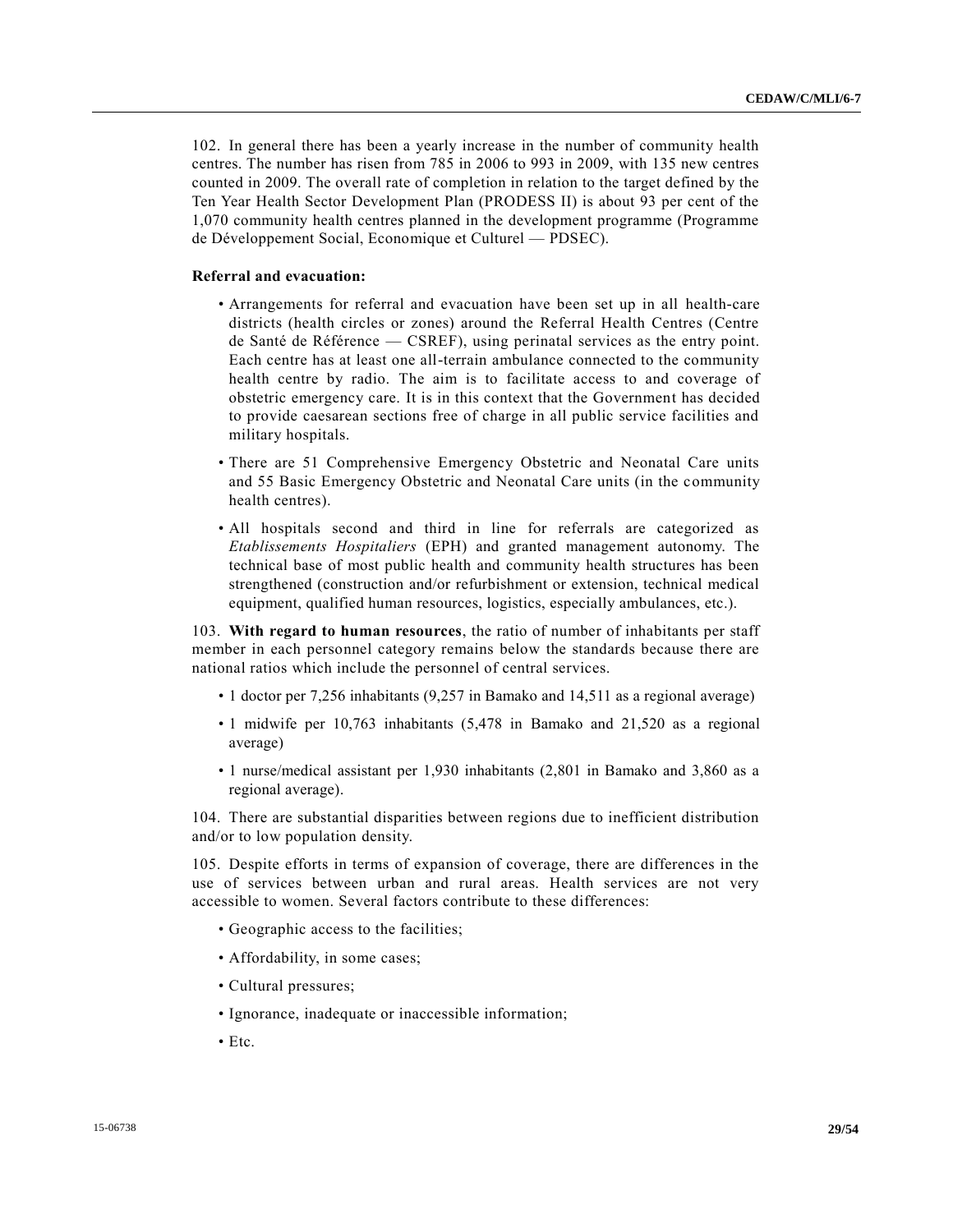102. In general there has been a yearly increase in the number of community health centres. The number has risen from 785 in 2006 to 993 in 2009, with 135 new centres counted in 2009. The overall rate of completion in relation to the target defined by the Ten Year Health Sector Development Plan (PRODESS II) is about 93 per cent of the 1,070 community health centres planned in the development programme (Programme de Développement Social, Economique et Culturel — PDSEC).

**Referral and evacuation:**

- Arrangements for referral and evacuation have been set up in all health-care districts (health circles or zones) around the Referral Health Centres (Centre de Santé de Référence — CSREF), using perinatal services as the entry point. Each centre has at least one all-terrain ambulance connected to the community health centre by radio. The aim is to facilitate access to and coverage of obstetric emergency care. It is in this context that the Government has decided to provide caesarean sections free of charge in all public service facilities and military hospitals.
- There are 51 Comprehensive Emergency Obstetric and Neonatal Care units and 55 Basic Emergency Obstetric and Neonatal Care units (in the community health centres).
- All hospitals second and third in line for referrals are categorized as *Etablissements Hospitaliers* (EPH) and granted management autonomy. The technical base of most public health and community health structures has been strengthened (construction and/or refurbishment or extension, technical medical equipment, qualified human resources, logistics, especially ambulances, etc.).

103. **With regard to human resources**, the ratio of number of inhabitants per staff member in each personnel category remains below the standards because there are national ratios which include the personnel of central services.

- 1 doctor per 7,256 inhabitants (9,257 in Bamako and 14,511 as a regional average)
- 1 midwife per 10,763 inhabitants (5,478 in Bamako and 21,520 as a regional average)
- 1 nurse/medical assistant per 1,930 inhabitants (2,801 in Bamako and 3,860 as a regional average).

104. There are substantial disparities between regions due to inefficient distribution and/or to low population density.

105. Despite efforts in terms of expansion of coverage, there are differences in the use of services between urban and rural areas. Health services are not very accessible to women. Several factors contribute to these differences:

- Geographic access to the facilities;
- Affordability, in some cases;
- Cultural pressures;
- Ignorance, inadequate or inaccessible information;
- Etc.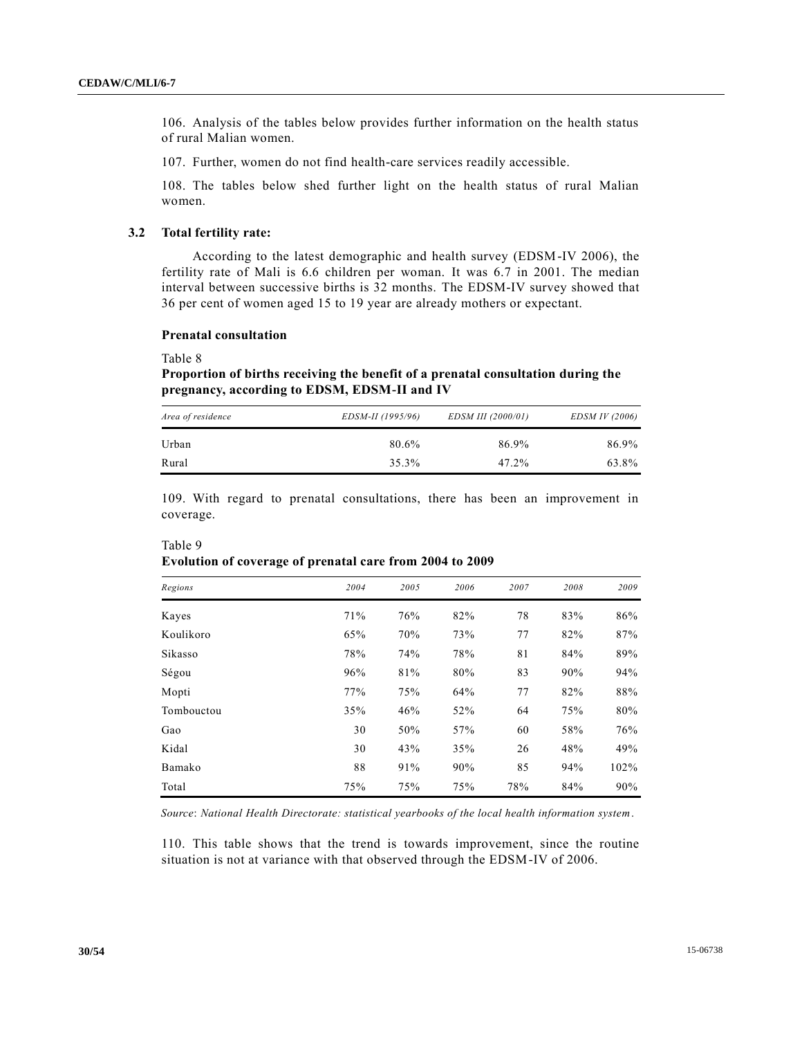106. Analysis of the tables below provides further information on the health status of rural Malian women.

107. Further, women do not find health-care services readily accessible.

108. The tables below shed further light on the health status of rural Malian women.

### 3.2 Total fertility rate:

According to the latest demographic and health survey (EDSM-IV 2006), the fertility rate of Mali is 6.6 children per woman. It was 6.7 in 2001. The median interval between successive births is 32 months. The EDSM-IV survey showed that 36 per cent of women aged 15 to 19 year are already mothers or expectant.

#### Prenatal consultation

Table 8

**Proportion of births receiving the benefit of a prenatal consultation during the pregnancy, according to EDSM, EDSM-II and IV**

| *Area of residence* | *EDSM-II (1995/96)* | *EDSM III (2000/01)* | *EDSM IV (2006)* |
|---|---|---|---|
| Urban | 80.6% | 86.9% | 86.9% |
| Rural | 35.3% | 47.2% | 63.8% |

109. With regard to prenatal consultations, there has been an improvement in coverage.

Table 9

**Evolution of coverage of prenatal care from 2004 to 2009**

| *Regions* | *2004* | *2005* | *2006* | *2007* | *2008* | *2009* |
|---|---|---|---|---|---|---|
| Kayes | 71% | 76% | 82% | 78 | 83% | 86% |
| Koulikoro | 65% | 70% | 73% | 77 | 82% | 87% |
| Sikasso | 78% | 74% | 78% | 81 | 84% | 89% |
| Ségou | 96% | 81% | 80% | 83 | 90% | 94% |
| Mopti | 77% | 75% | 64% | 77 | 82% | 88% |
| Tombouctou | 35% | 46% | 52% | 64 | 75% | 80% |
| Gao | 30 | 50% | 57% | 60 | 58% | 76% |
| Kidal | 30 | 43% | 35% | 26 | 48% | 49% |
| Bamako | 88 | 91% | 90% | 85 | 94% | 102% |
| Total | 75% | 75% | 75% | 78% | 84% | 90% |

*Source*: *National Health Directorate: statistical yearbooks of the local health information system*.

110. This table shows that the trend is towards improvement, since the routine situation is not at variance with that observed through the EDSM-IV of 2006.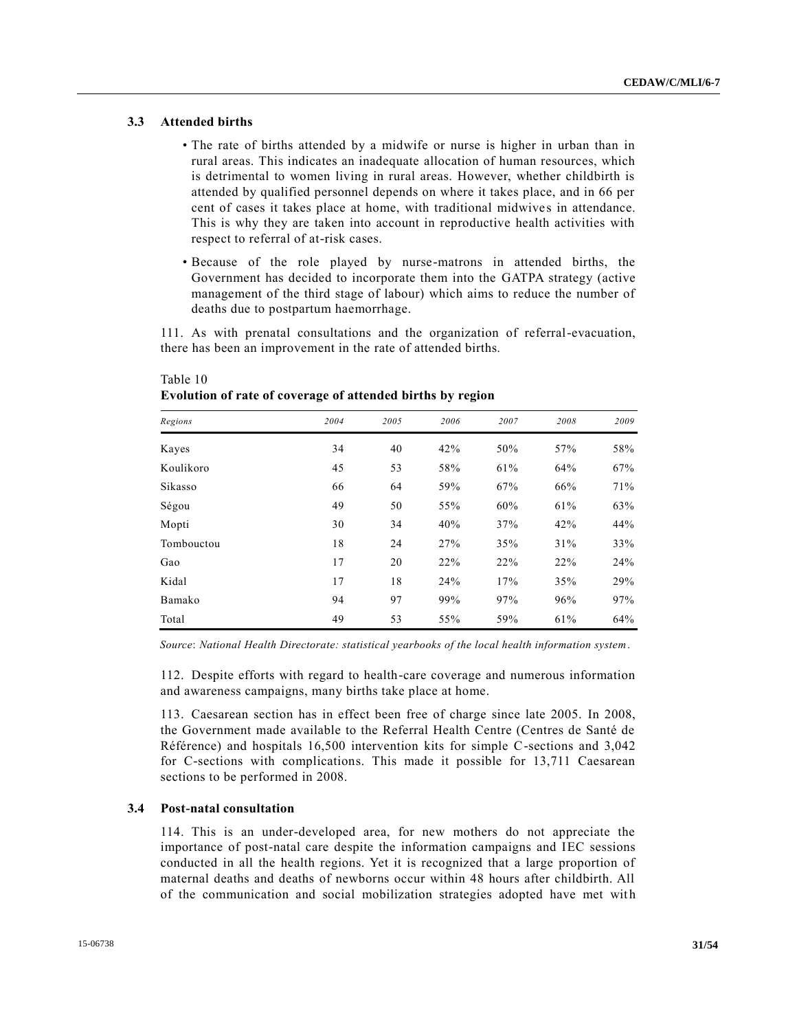### 3.3 Attended births

- The rate of births attended by a midwife or nurse is higher in urban than in rural areas. This indicates an inadequate allocation of human resources, which is detrimental to women living in rural areas. However, whether childbirth is attended by qualified personnel depends on where it takes place, and in 66 per cent of cases it takes place at home, with traditional midwives in attendance. This is why they are taken into account in reproductive health activities with respect to referral of at-risk cases.
- Because of the role played by nurse-matrons in attended births, the Government has decided to incorporate them into the GATPA strategy (active management of the third stage of labour) which aims to reduce the number of deaths due to postpartum haemorrhage.

111. As with prenatal consultations and the organization of referral-evacuation, there has been an improvement in the rate of attended births.

Table 10
**Evolution of rate of coverage of attended births by region**

| *Regions* | *2004* | *2005* | *2006* | *2007* | *2008* | *2009* |
|---|---|---|---|---|---|---|
| Kayes | 34 | 40 | 42% | 50% | 57% | 58% |
| Koulikoro | 45 | 53 | 58% | 61% | 64% | 67% |
| Sikasso | 66 | 64 | 59% | 67% | 66% | 71% |
| Ségou | 49 | 50 | 55% | 60% | 61% | 63% |
| Mopti | 30 | 34 | 40% | 37% | 42% | 44% |
| Tombouctou | 18 | 24 | 27% | 35% | 31% | 33% |
| Gao | 17 | 20 | 22% | 22% | 22% | 24% |
| Kidal | 17 | 18 | 24% | 17% | 35% | 29% |
| Bamako | 94 | 97 | 99% | 97% | 96% | 97% |
| Total | 49 | 53 | 55% | 59% | 61% | 64% |

*Source*: *National Health Directorate: statistical yearbooks of the local health information system*.

112. Despite efforts with regard to health-care coverage and numerous information and awareness campaigns, many births take place at home.

113. Caesarean section has in effect been free of charge since late 2005. In 2008, the Government made available to the Referral Health Centre (Centres de Santé de Référence) and hospitals 16,500 intervention kits for simple C-sections and 3,042 for C-sections with complications. This made it possible for 13,711 Caesarean sections to be performed in 2008.

### 3.4 Post-natal consultation

114. This is an under-developed area, for new mothers do not appreciate the importance of post-natal care despite the information campaigns and IEC sessions conducted in all the health regions. Yet it is recognized that a large proportion of maternal deaths and deaths of newborns occur within 48 hours after childbirth. All of the communication and social mobilization strategies adopted have met with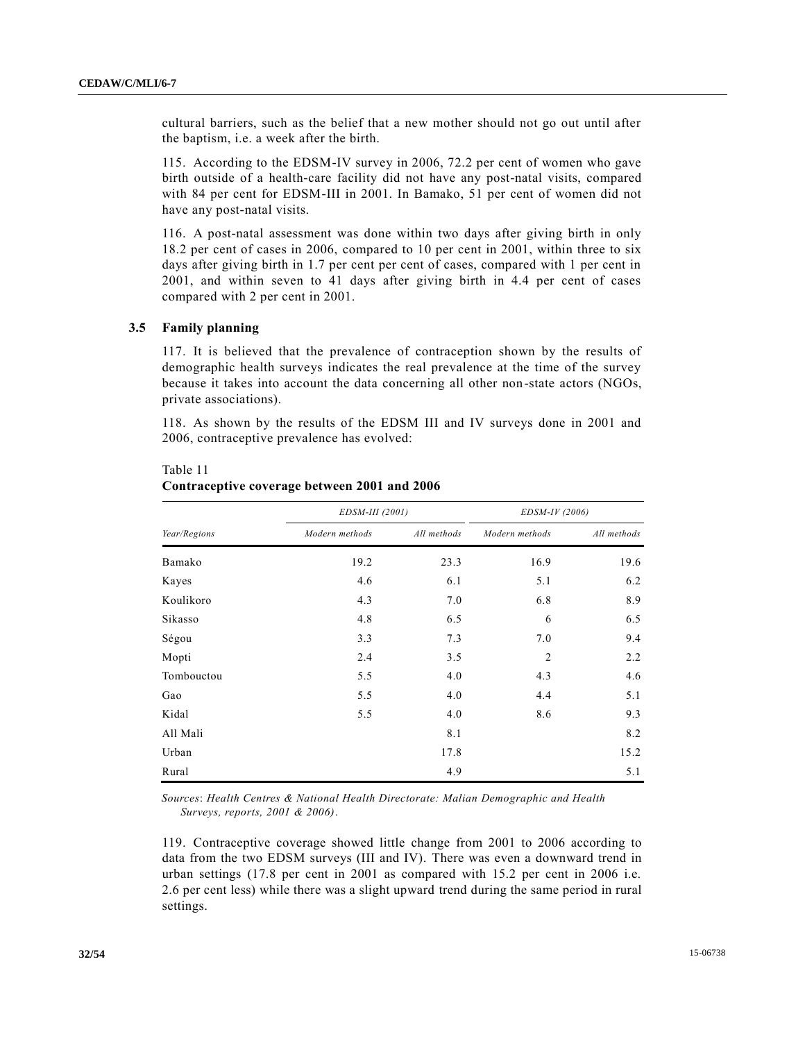cultural barriers, such as the belief that a new mother should not go out until after the baptism, i.e. a week after the birth.

115. According to the EDSM-IV survey in 2006, 72.2 per cent of women who gave birth outside of a health-care facility did not have any post-natal visits, compared with 84 per cent for EDSM-III in 2001. In Bamako, 51 per cent of women did not have any post-natal visits.

116. A post-natal assessment was done within two days after giving birth in only 18.2 per cent of cases in 2006, compared to 10 per cent in 2001, within three to six days after giving birth in 1.7 per cent per cent of cases, compared with 1 per cent in 2001, and within seven to 41 days after giving birth in 4.4 per cent of cases compared with 2 per cent in 2001.

### 3.5 Family planning

117. It is believed that the prevalence of contraception shown by the results of demographic health surveys indicates the real prevalence at the time of the survey because it takes into account the data concerning all other non-state actors (NGOs, private associations).

118. As shown by the results of the EDSM III and IV surveys done in 2001 and 2006, contraceptive prevalence has evolved:

Table 11
**Contraceptive coverage between 2001 and 2006**

| | *EDSM-III (2001)* | | *EDSM-IV (2006)* | |
|---|---|---|---|---|
| *Year/Regions* | *Modern methods* | *All methods* | *Modern methods* | *All methods* |
| Bamako | 19.2 | 23.3 | 16.9 | 19.6 |
| Kayes | 4.6 | 6.1 | 5.1 | 6.2 |
| Koulikoro | 4.3 | 7.0 | 6.8 | 8.9 |
| Sikasso | 4.8 | 6.5 | 6 | 6.5 |
| Ségou | 3.3 | 7.3 | 7.0 | 9.4 |
| Mopti | 2.4 | 3.5 | 2 | 2.2 |
| Tombouctou | 5.5 | 4.0 | 4.3 | 4.6 |
| Gao | 5.5 | 4.0 | 4.4 | 5.1 |
| Kidal | 5.5 | 4.0 | 8.6 | 9.3 |
| All Mali | | 8.1 | | 8.2 |
| Urban | | 17.8 | | 15.2 |
| Rural | | 4.9 | | 5.1 |

*Sources*: *Health Centres & National Health Directorate: Malian Demographic and Health Surveys, reports, 2001 & 2006).*

119. Contraceptive coverage showed little change from 2001 to 2006 according to data from the two EDSM surveys (III and IV). There was even a downward trend in urban settings (17.8 per cent in 2001 as compared with 15.2 per cent in 2006 i.e. 2.6 per cent less) while there was a slight upward trend during the same period in rural settings.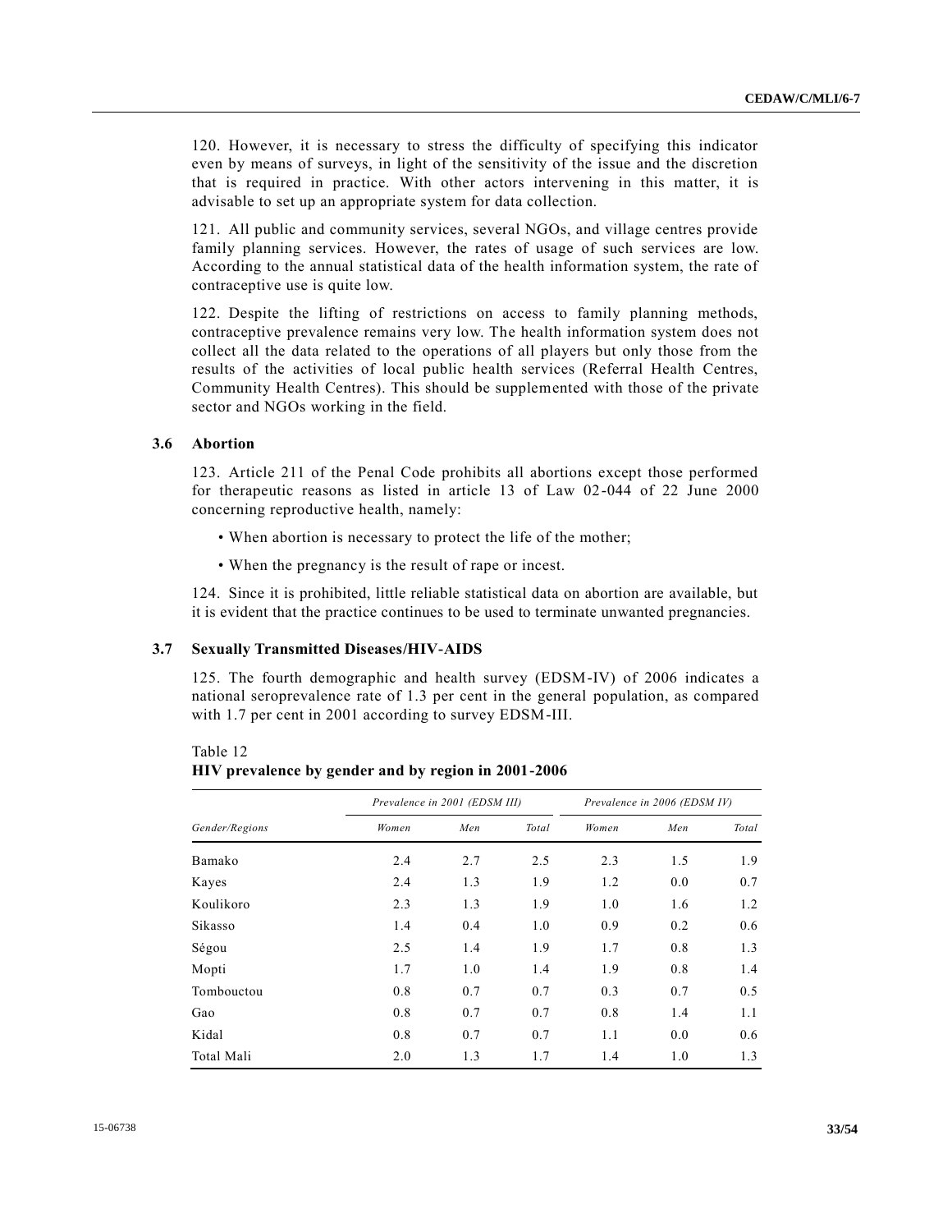120. However, it is necessary to stress the difficulty of specifying this indicator even by means of surveys, in light of the sensitivity of the issue and the discretion that is required in practice. With other actors intervening in this matter, it is advisable to set up an appropriate system for data collection.

121. All public and community services, several NGOs, and village centres provide family planning services. However, the rates of usage of such services are low. According to the annual statistical data of the health information system, the rate of contraceptive use is quite low.

122. Despite the lifting of restrictions on access to family planning methods, contraceptive prevalence remains very low. The health information system does not collect all the data related to the operations of all players but only those from the results of the activities of local public health services (Referral Health Centres, Community Health Centres). This should be supplemented with those of the private sector and NGOs working in the field.

### 3.6 Abortion

123. Article 211 of the Penal Code prohibits all abortions except those performed for therapeutic reasons as listed in article 13 of Law 02-044 of 22 June 2000 concerning reproductive health, namely:

- When abortion is necessary to protect the life of the mother;
- When the pregnancy is the result of rape or incest.

124. Since it is prohibited, little reliable statistical data on abortion are available, but it is evident that the practice continues to be used to terminate unwanted pregnancies.

### 3.7 Sexually Transmitted Diseases/HIV-AIDS

125. The fourth demographic and health survey (EDSM-IV) of 2006 indicates a national seroprevalence rate of 1.3 per cent in the general population, as compared with 1.7 per cent in 2001 according to survey EDSM-III.

Table 12
**HIV prevalence by gender and by region in 2001-2006**

| Gender/Regions | *Prevalence in 2001 (EDSM III)* | | | *Prevalence in 2006 (EDSM IV)* | | |
|---|---|---|---|---|---|---|
| | *Women* | *Men* | *Total* | *Women* | *Men* | *Total* |
| Bamako | 2.4 | 2.7 | 2.5 | 2.3 | 1.5 | 1.9 |
| Kayes | 2.4 | 1.3 | 1.9 | 1.2 | 0.0 | 0.7 |
| Koulikoro | 2.3 | 1.3 | 1.9 | 1.0 | 1.6 | 1.2 |
| Sikasso | 1.4 | 0.4 | 1.0 | 0.9 | 0.2 | 0.6 |
| Ségou | 2.5 | 1.4 | 1.9 | 1.7 | 0.8 | 1.3 |
| Mopti | 1.7 | 1.0 | 1.4 | 1.9 | 0.8 | 1.4 |
| Tombouctou | 0.8 | 0.7 | 0.7 | 0.3 | 0.7 | 0.5 |
| Gao | 0.8 | 0.7 | 0.7 | 0.8 | 1.4 | 1.1 |
| Kidal | 0.8 | 0.7 | 0.7 | 1.1 | 0.0 | 0.6 |
| Total Mali | 2.0 | 1.3 | 1.7 | 1.4 | 1.0 | 1.3 |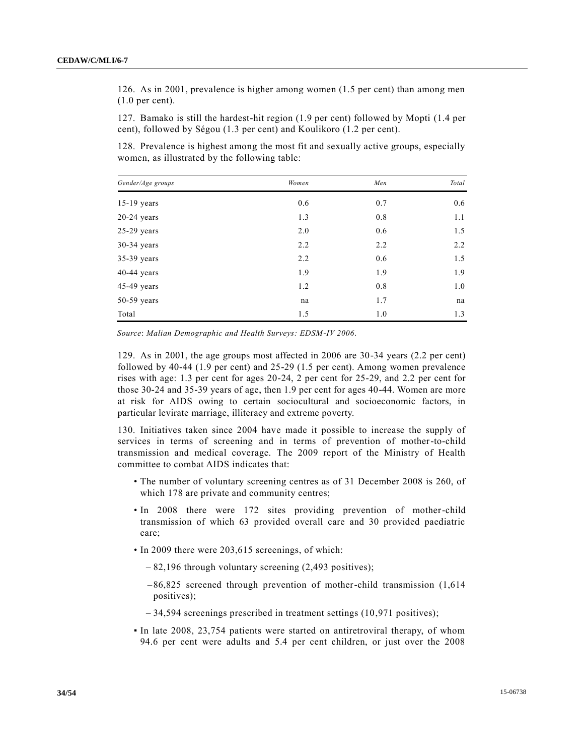126. As in 2001, prevalence is higher among women (1.5 per cent) than among men (1.0 per cent).

127. Bamako is still the hardest-hit region (1.9 per cent) followed by Mopti (1.4 per cent), followed by Ségou (1.3 per cent) and Koulikoro (1.2 per cent).

128. Prevalence is highest among the most fit and sexually active groups, especially women, as illustrated by the following table:

| *Gender/Age groups* | *Women* | *Men* | *Total* |
|---|---|---|---|
| 15-19 years | 0.6 | 0.7 | 0.6 |
| 20-24 years | 1.3 | 0.8 | 1.1 |
| 25-29 years | 2.0 | 0.6 | 1.5 |
| 30-34 years | 2.2 | 2.2 | 2.2 |
| 35-39 years | 2.2 | 0.6 | 1.5 |
| 40-44 years | 1.9 | 1.9 | 1.9 |
| 45-49 years | 1.2 | 0.8 | 1.0 |
| 50-59 years | na | 1.7 | na |
| Total | 1.5 | 1.0 | 1.3 |

*Source*: *Malian Demographic and Health Surveys: EDSM-IV 2006*.

129. As in 2001, the age groups most affected in 2006 are 30-34 years (2.2 per cent) followed by 40-44 (1.9 per cent) and 25-29 (1.5 per cent). Among women prevalence rises with age: 1.3 per cent for ages 20-24, 2 per cent for 25-29, and 2.2 per cent for those 30-24 and 35-39 years of age, then 1.9 per cent for ages 40-44. Women are more at risk for AIDS owing to certain sociocultural and socioeconomic factors, in particular levirate marriage, illiteracy and extreme poverty.

130. Initiatives taken since 2004 have made it possible to increase the supply of services in terms of screening and in terms of prevention of mother-to-child transmission and medical coverage. The 2009 report of the Ministry of Health committee to combat AIDS indicates that:

- The number of voluntary screening centres as of 31 December 2008 is 260, of which 178 are private and community centres;
- In 2008 there were 172 sites providing prevention of mother-child transmission of which 63 provided overall care and 30 provided paediatric care;
- In 2009 there were 203,615 screenings, of which:
  - 82,196 through voluntary screening (2,493 positives);
  - 86,825 screened through prevention of mother-child transmission (1,614 positives);
  - 34,594 screenings prescribed in treatment settings (10,971 positives);
- In late 2008, 23,754 patients were started on antiretroviral therapy, of whom 94.6 per cent were adults and 5.4 per cent children, or just over the 2008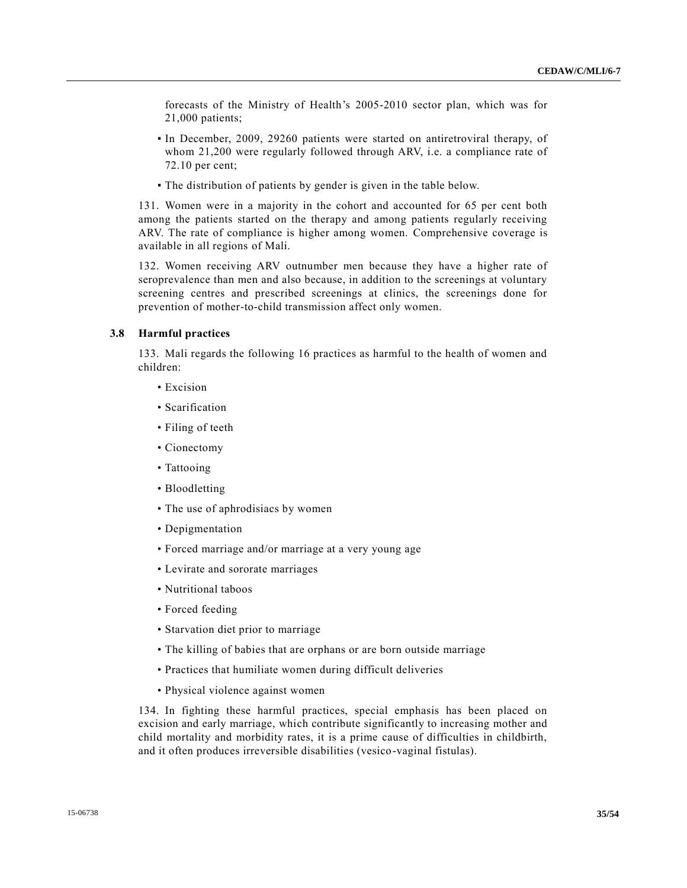forecasts of the Ministry of Health's 2005-2010 sector plan, which was for 21,000 patients;

- In December, 2009, 29260 patients were started on antiretroviral therapy, of whom 21,200 were regularly followed through ARV, i.e. a compliance rate of 72.10 per cent;
- The distribution of patients by gender is given in the table below.

131. Women were in a majority in the cohort and accounted for 65 per cent both among the patients started on the therapy and among patients regularly receiving ARV. The rate of compliance is higher among women. Comprehensive coverage is available in all regions of Mali.

132. Women receiving ARV outnumber men because they have a higher rate of seroprevalence than men and also because, in addition to the screenings at voluntary screening centres and prescribed screenings at clinics, the screenings done for prevention of mother-to-child transmission affect only women.

### 3.8 Harmful practices

133. Mali regards the following 16 practices as harmful to the health of women and children:

- Excision
- Scarification
- Filing of teeth
- Cionectomy
- Tattooing
- Bloodletting
- The use of aphrodisiacs by women
- Depigmentation
- Forced marriage and/or marriage at a very young age
- Levirate and sororate marriages
- Nutritional taboos
- Forced feeding
- Starvation diet prior to marriage
- The killing of babies that are orphans or are born outside marriage
- Practices that humiliate women during difficult deliveries
- Physical violence against women

134. In fighting these harmful practices, special emphasis has been placed on excision and early marriage, which contribute significantly to increasing mother and child mortality and morbidity rates, it is a prime cause of difficulties in childbirth, and it often produces irreversible disabilities (vesico-vaginal fistulas).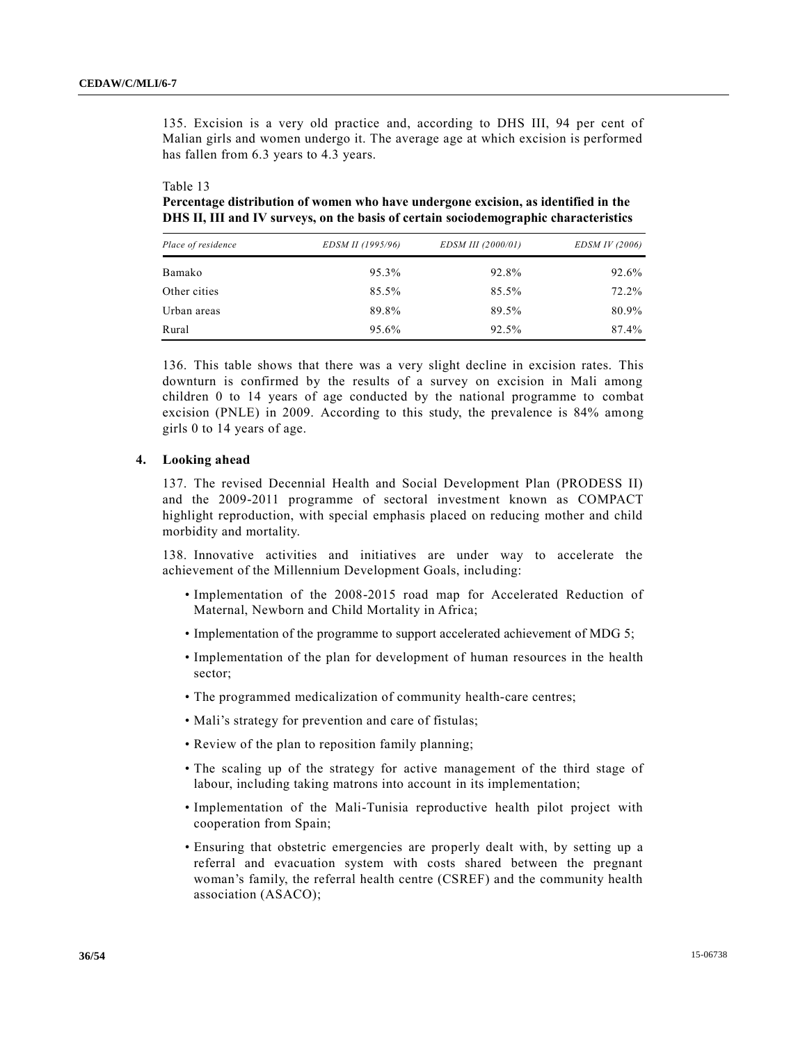135. Excision is a very old practice and, according to DHS III, 94 per cent of Malian girls and women undergo it. The average age at which excision is performed has fallen from 6.3 years to 4.3 years.

Table 13
**Percentage distribution of women who have undergone excision, as identified in the DHS II, III and IV surveys, on the basis of certain sociodemographic characteristics**

| *Place of residence* | *EDSM II (1995/96)* | *EDSM III (2000/01)* | *EDSM IV (2006)* |
|---|---|---|---|
| Bamako | 95.3% | 92.8% | 92.6% |
| Other cities | 85.5% | 85.5% | 72.2% |
| Urban areas | 89.8% | 89.5% | 80.9% |
| Rural | 95.6% | 92.5% | 87.4% |

136. This table shows that there was a very slight decline in excision rates. This downturn is confirmed by the results of a survey on excision in Mali among children 0 to 14 years of age conducted by the national programme to combat excision (PNLE) in 2009. According to this study, the prevalence is 84% among girls 0 to 14 years of age.

### 4. Looking ahead

137. The revised Decennial Health and Social Development Plan (PRODESS II) and the 2009-2011 programme of sectoral investment known as COMPACT highlight reproduction, with special emphasis placed on reducing mother and child morbidity and mortality.

138. Innovative activities and initiatives are under way to accelerate the achievement of the Millennium Development Goals, including:

- Implementation of the 2008-2015 road map for Accelerated Reduction of Maternal, Newborn and Child Mortality in Africa;
- Implementation of the programme to support accelerated achievement of MDG 5;
- Implementation of the plan for development of human resources in the health sector;
- The programmed medicalization of community health-care centres;
- Mali's strategy for prevention and care of fistulas;
- Review of the plan to reposition family planning;
- The scaling up of the strategy for active management of the third stage of labour, including taking matrons into account in its implementation;
- Implementation of the Mali-Tunisia reproductive health pilot project with cooperation from Spain;
- Ensuring that obstetric emergencies are properly dealt with, by setting up a referral and evacuation system with costs shared between the pregnant woman's family, the referral health centre (CSREF) and the community health association (ASACO);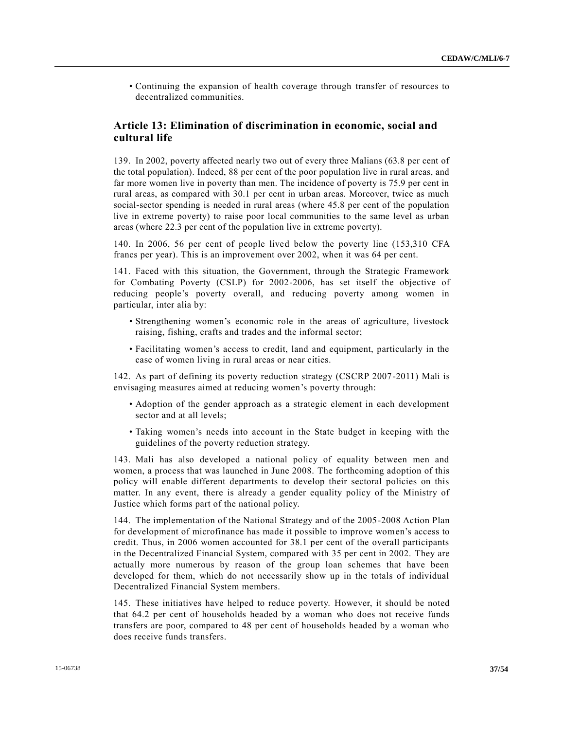- Continuing the expansion of health coverage through transfer of resources to decentralized communities.

## Article 13: Elimination of discrimination in economic, social and cultural life

139. In 2002, poverty affected nearly two out of every three Malians (63.8 per cent of the total population). Indeed, 88 per cent of the poor population live in rural areas, and far more women live in poverty than men. The incidence of poverty is 75.9 per cent in rural areas, as compared with 30.1 per cent in urban areas. Moreover, twice as much social-sector spending is needed in rural areas (where 45.8 per cent of the population live in extreme poverty) to raise poor local communities to the same level as urban areas (where 22.3 per cent of the population live in extreme poverty).

140. In 2006, 56 per cent of people lived below the poverty line (153,310 CFA francs per year). This is an improvement over 2002, when it was 64 per cent.

141. Faced with this situation, the Government, through the Strategic Framework for Combating Poverty (CSLP) for 2002-2006, has set itself the objective of reducing people's poverty overall, and reducing poverty among women in particular, inter alia by:

- Strengthening women's economic role in the areas of agriculture, livestock raising, fishing, crafts and trades and the informal sector;
- Facilitating women's access to credit, land and equipment, particularly in the case of women living in rural areas or near cities.

142. As part of defining its poverty reduction strategy (CSCRP 2007-2011) Mali is envisaging measures aimed at reducing women's poverty through:

- Adoption of the gender approach as a strategic element in each development sector and at all levels;
- Taking women's needs into account in the State budget in keeping with the guidelines of the poverty reduction strategy.

143. Mali has also developed a national policy of equality between men and women, a process that was launched in June 2008. The forthcoming adoption of this policy will enable different departments to develop their sectoral policies on this matter. In any event, there is already a gender equality policy of the Ministry of Justice which forms part of the national policy.

144. The implementation of the National Strategy and of the 2005-2008 Action Plan for development of microfinance has made it possible to improve women's access to credit. Thus, in 2006 women accounted for 38.1 per cent of the overall participants in the Decentralized Financial System, compared with 35 per cent in 2002. They are actually more numerous by reason of the group loan schemes that have been developed for them, which do not necessarily show up in the totals of individual Decentralized Financial System members.

145. These initiatives have helped to reduce poverty. However, it should be noted that 64.2 per cent of households headed by a woman who does not receive funds transfers are poor, compared to 48 per cent of households headed by a woman who does receive funds transfers.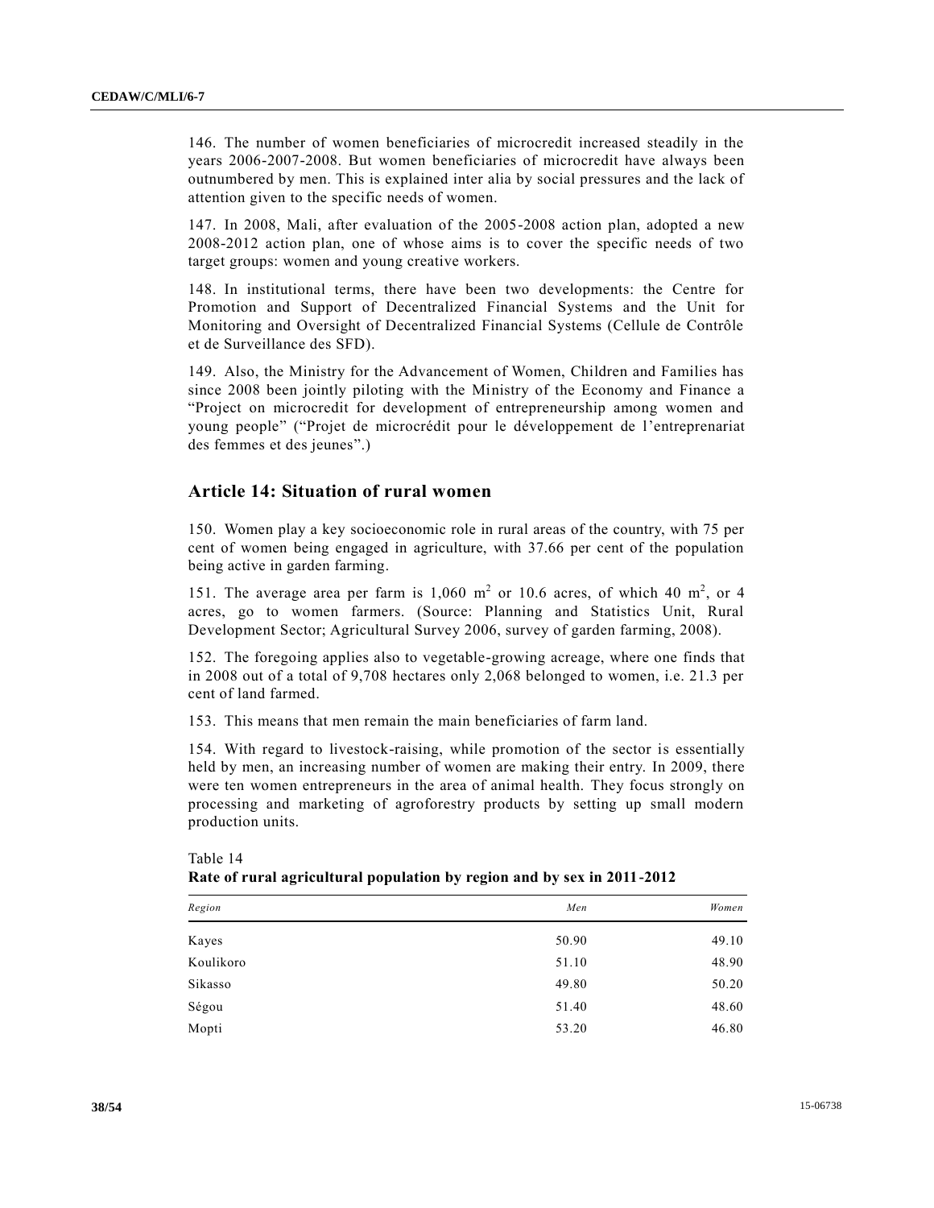146. The number of women beneficiaries of microcredit increased steadily in the years 2006-2007-2008. But women beneficiaries of microcredit have always been outnumbered by men. This is explained inter alia by social pressures and the lack of attention given to the specific needs of women.

147. In 2008, Mali, after evaluation of the 2005-2008 action plan, adopted a new 2008-2012 action plan, one of whose aims is to cover the specific needs of two target groups: women and young creative workers.

148. In institutional terms, there have been two developments: the Centre for Promotion and Support of Decentralized Financial Systems and the Unit for Monitoring and Oversight of Decentralized Financial Systems (Cellule de Contrôle et de Surveillance des SFD).

149. Also, the Ministry for the Advancement of Women, Children and Families has since 2008 been jointly piloting with the Ministry of the Economy and Finance a "Project on microcredit for development of entrepreneurship among women and young people" ("Projet de microcrédit pour le développement de l'entreprenariat des femmes et des jeunes".)

## Article 14: Situation of rural women

150. Women play a key socioeconomic role in rural areas of the country, with 75 per cent of women being engaged in agriculture, with 37.66 per cent of the population being active in garden farming.

151. The average area per farm is 1,060 $m^2$ or 10.6 acres, of which 40 $m^2$, or 4 acres, go to women farmers. (Source: Planning and Statistics Unit, Rural Development Sector; Agricultural Survey 2006, survey of garden farming, 2008).

152. The foregoing applies also to vegetable-growing acreage, where one finds that in 2008 out of a total of 9,708 hectares only 2,068 belonged to women, i.e. 21.3 per cent of land farmed.

153. This means that men remain the main beneficiaries of farm land.

154. With regard to livestock-raising, while promotion of the sector is essentially held by men, an increasing number of women are making their entry. In 2009, there were ten women entrepreneurs in the area of animal health. They focus strongly on processing and marketing of agroforestry products by setting up small modern production units.

Table 14
**Rate of rural agricultural population by region and by sex in 2011-2012**

| *Region* | *Men* | *Women* |
|---|---|---|
| Kayes | 50.90 | 49.10 |
| Koulikoro | 51.10 | 48.90 |
| Sikasso | 49.80 | 50.20 |
| Ségou | 51.40 | 48.60 |
| Mopti | 53.20 | 46.80 |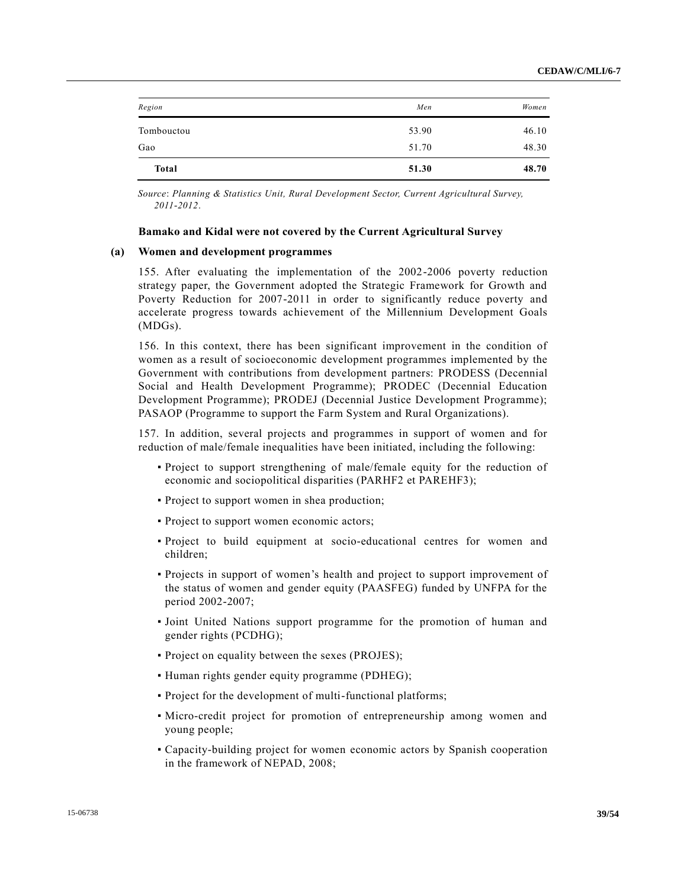| Region | Men | Women |
|---|---|---|
| Tombouctou | 53.90 | 46.10 |
| Gao | 51.70 | 48.30 |
| **Total** | **51.30** | **48.70** |

*Source*: *Planning & Statistics Unit, Rural Development Sector, Current Agricultural Survey, 2011-2012*.

**Bamako and Kidal were not covered by the Current Agricultural Survey**

### (a) Women and development programmes

155. After evaluating the implementation of the 2002-2006 poverty reduction strategy paper, the Government adopted the Strategic Framework for Growth and Poverty Reduction for 2007-2011 in order to significantly reduce poverty and accelerate progress towards achievement of the Millennium Development Goals (MDGs).

156. In this context, there has been significant improvement in the condition of women as a result of socioeconomic development programmes implemented by the Government with contributions from development partners: PRODESS (Decennial Social and Health Development Programme); PRODEC (Decennial Education Development Programme); PRODEJ (Decennial Justice Development Programme); PASAOP (Programme to support the Farm System and Rural Organizations).

157. In addition, several projects and programmes in support of women and for reduction of male/female inequalities have been initiated, including the following:

- Project to support strengthening of male/female equity for the reduction of economic and sociopolitical disparities (PARHF2 et PAREHF3);
- Project to support women in shea production;
- Project to support women economic actors;
- Project to build equipment at socio-educational centres for women and children;
- Projects in support of women's health and project to support improvement of the status of women and gender equity (PAASFEG) funded by UNFPA for the period 2002-2007;
- Joint United Nations support programme for the promotion of human and gender rights (PCDHG);
- Project on equality between the sexes (PROJES);
- Human rights gender equity programme (PDHEG);
- Project for the development of multi-functional platforms;
- Micro-credit project for promotion of entrepreneurship among women and young people;
- Capacity-building project for women economic actors by Spanish cooperation in the framework of NEPAD, 2008;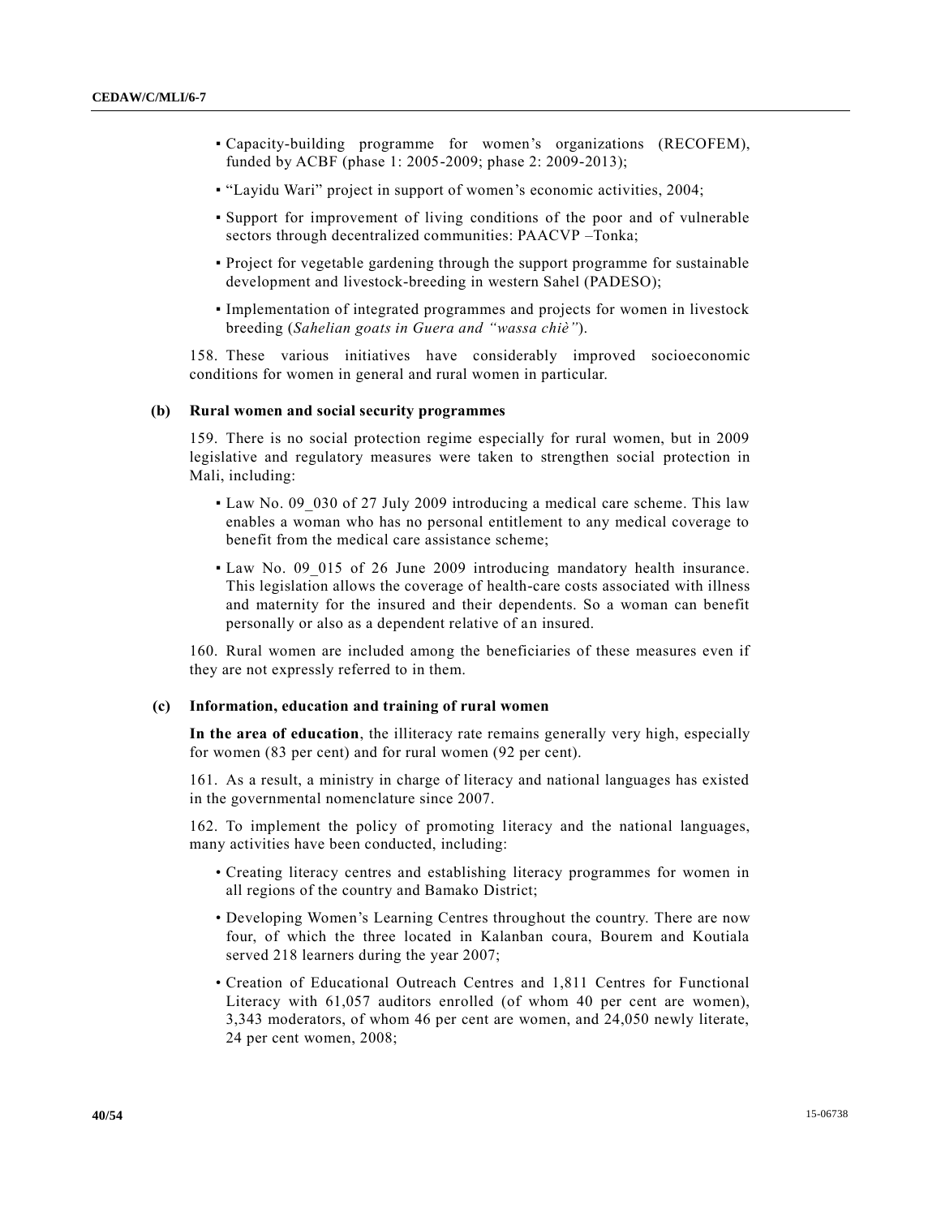- Capacity-building programme for women's organizations (RECOFEM), funded by ACBF (phase 1: 2005-2009; phase 2: 2009-2013);
- "Layidu Wari" project in support of women's economic activities, 2004;
- Support for improvement of living conditions of the poor and of vulnerable sectors through decentralized communities: PAACVP –Tonka;
- Project for vegetable gardening through the support programme for sustainable development and livestock-breeding in western Sahel (PADESO);
- Implementation of integrated programmes and projects for women in livestock breeding (*Sahelian goats in Guera and "wassa chiè"*).

158. These various initiatives have considerably improved socioeconomic conditions for women in general and rural women in particular.

### (b) Rural women and social security programmes

159. There is no social protection regime especially for rural women, but in 2009 legislative and regulatory measures were taken to strengthen social protection in Mali, including:

- Law No. 09_030 of 27 July 2009 introducing a medical care scheme. This law enables a woman who has no personal entitlement to any medical coverage to benefit from the medical care assistance scheme;
- Law No. 09_015 of 26 June 2009 introducing mandatory health insurance. This legislation allows the coverage of health-care costs associated with illness and maternity for the insured and their dependents. So a woman can benefit personally or also as a dependent relative of an insured.

160. Rural women are included among the beneficiaries of these measures even if they are not expressly referred to in them.

### (c) Information, education and training of rural women

**In the area of education**, the illiteracy rate remains generally very high, especially for women (83 per cent) and for rural women (92 per cent).

161. As a result, a ministry in charge of literacy and national languages has existed in the governmental nomenclature since 2007.

162. To implement the policy of promoting literacy and the national languages, many activities have been conducted, including:

- Creating literacy centres and establishing literacy programmes for women in all regions of the country and Bamako District;
- Developing Women's Learning Centres throughout the country. There are now four, of which the three located in Kalanban coura, Bourem and Koutiala served 218 learners during the year 2007;
- Creation of Educational Outreach Centres and 1,811 Centres for Functional Literacy with 61,057 auditors enrolled (of whom 40 per cent are women), 3,343 moderators, of whom 46 per cent are women, and 24,050 newly literate, 24 per cent women, 2008;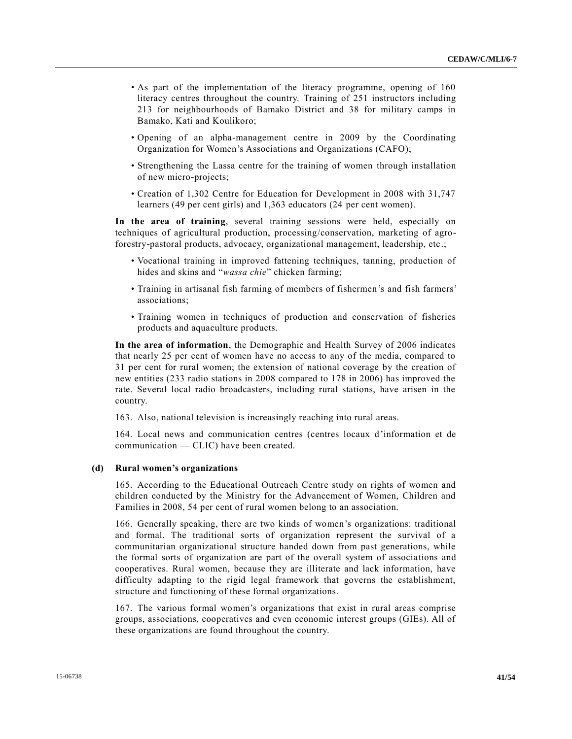- As part of the implementation of the literacy programme, opening of 160 literacy centres throughout the country. Training of 251 instructors including 213 for neighbourhoods of Bamako District and 38 for military camps in Bamako, Kati and Koulikoro;
- Opening of an alpha-management centre in 2009 by the Coordinating Organization for Women's Associations and Organizations (CAFO);
- Strengthening the Lassa centre for the training of women through installation of new micro-projects;
- Creation of 1,302 Centre for Education for Development in 2008 with 31,747 learners (49 per cent girls) and 1,363 educators (24 per cent women).

**In the area of training**, several training sessions were held, especially on techniques of agricultural production, processing/conservation, marketing of agro-forestry-pastoral products, advocacy, organizational management, leadership, etc.;

- Vocational training in improved fattening techniques, tanning, production of hides and skins and "*wassa chie*" chicken farming;
- Training in artisanal fish farming of members of fishermen's and fish farmers' associations;
- Training women in techniques of production and conservation of fisheries products and aquaculture products.

**In the area of information**, the Demographic and Health Survey of 2006 indicates that nearly 25 per cent of women have no access to any of the media, compared to 31 per cent for rural women; the extension of national coverage by the creation of new entities (233 radio stations in 2008 compared to 178 in 2006) has improved the rate. Several local radio broadcasters, including rural stations, have arisen in the country.

163. Also, national television is increasingly reaching into rural areas.

164. Local news and communication centres (centres locaux d'information et de communication — CLIC) have been created.

### (d) Rural women's organizations

165. According to the Educational Outreach Centre study on rights of women and children conducted by the Ministry for the Advancement of Women, Children and Families in 2008, 54 per cent of rural women belong to an association.

166. Generally speaking, there are two kinds of women's organizations: traditional and formal. The traditional sorts of organization represent the survival of a communitarian organizational structure handed down from past generations, while the formal sorts of organization are part of the overall system of associations and cooperatives. Rural women, because they are illiterate and lack information, have difficulty adapting to the rigid legal framework that governs the establishment, structure and functioning of these formal organizations.

167. The various formal women's organizations that exist in rural areas comprise groups, associations, cooperatives and even economic interest groups (GIEs). All of these organizations are found throughout the country.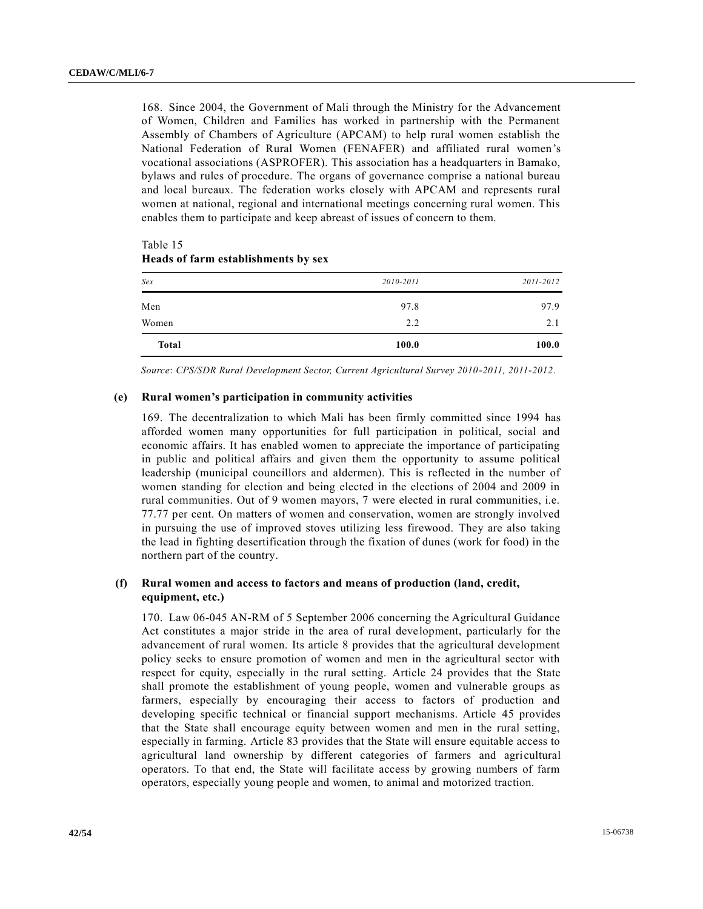168. Since 2004, the Government of Mali through the Ministry for the Advancement of Women, Children and Families has worked in partnership with the Permanent Assembly of Chambers of Agriculture (APCAM) to help rural women establish the National Federation of Rural Women (FENAFER) and affiliated rural women's vocational associations (ASPROFER). This association has a headquarters in Bamako, bylaws and rules of procedure. The organs of governance comprise a national bureau and local bureaux. The federation works closely with APCAM and represents rural women at national, regional and international meetings concerning rural women. This enables them to participate and keep abreast of issues of concern to them.

Table 15
**Heads of farm establishments by sex**

| *Sex* | *2010-2011* | *2011-2012* |
|---|---|---|
| Men | 97.8 | 97.9 |
| Women | 2.2 | 2.1 |
| **Total** | **100.0** | **100.0** |

*Source*: *CPS/SDR Rural Development Sector, Current Agricultural Survey 2010-2011, 2011-2012.*

### (e) Rural women's participation in community activities

169. The decentralization to which Mali has been firmly committed since 1994 has afforded women many opportunities for full participation in political, social and economic affairs. It has enabled women to appreciate the importance of participating in public and political affairs and given them the opportunity to assume political leadership (municipal councillors and aldermen). This is reflected in the number of women standing for election and being elected in the elections of 2004 and 2009 in rural communities. Out of 9 women mayors, 7 were elected in rural communities, i.e. 77.77 per cent. On matters of women and conservation, women are strongly involved in pursuing the use of improved stoves utilizing less firewood. They are also taking the lead in fighting desertification through the fixation of dunes (work for food) in the northern part of the country.

### (f) Rural women and access to factors and means of production (land, credit, equipment, etc.)

170. Law 06-045 AN-RM of 5 September 2006 concerning the Agricultural Guidance Act constitutes a major stride in the area of rural development, particularly for the advancement of rural women. Its article 8 provides that the agricultural development policy seeks to ensure promotion of women and men in the agricultural sector with respect for equity, especially in the rural setting. Article 24 provides that the State shall promote the establishment of young people, women and vulnerable groups as farmers, especially by encouraging their access to factors of production and developing specific technical or financial support mechanisms. Article 45 provides that the State shall encourage equity between women and men in the rural setting, especially in farming. Article 83 provides that the State will ensure equitable access to agricultural land ownership by different categories of farmers and agricultural operators. To that end, the State will facilitate access by growing numbers of farm operators, especially young people and women, to animal and motorized traction.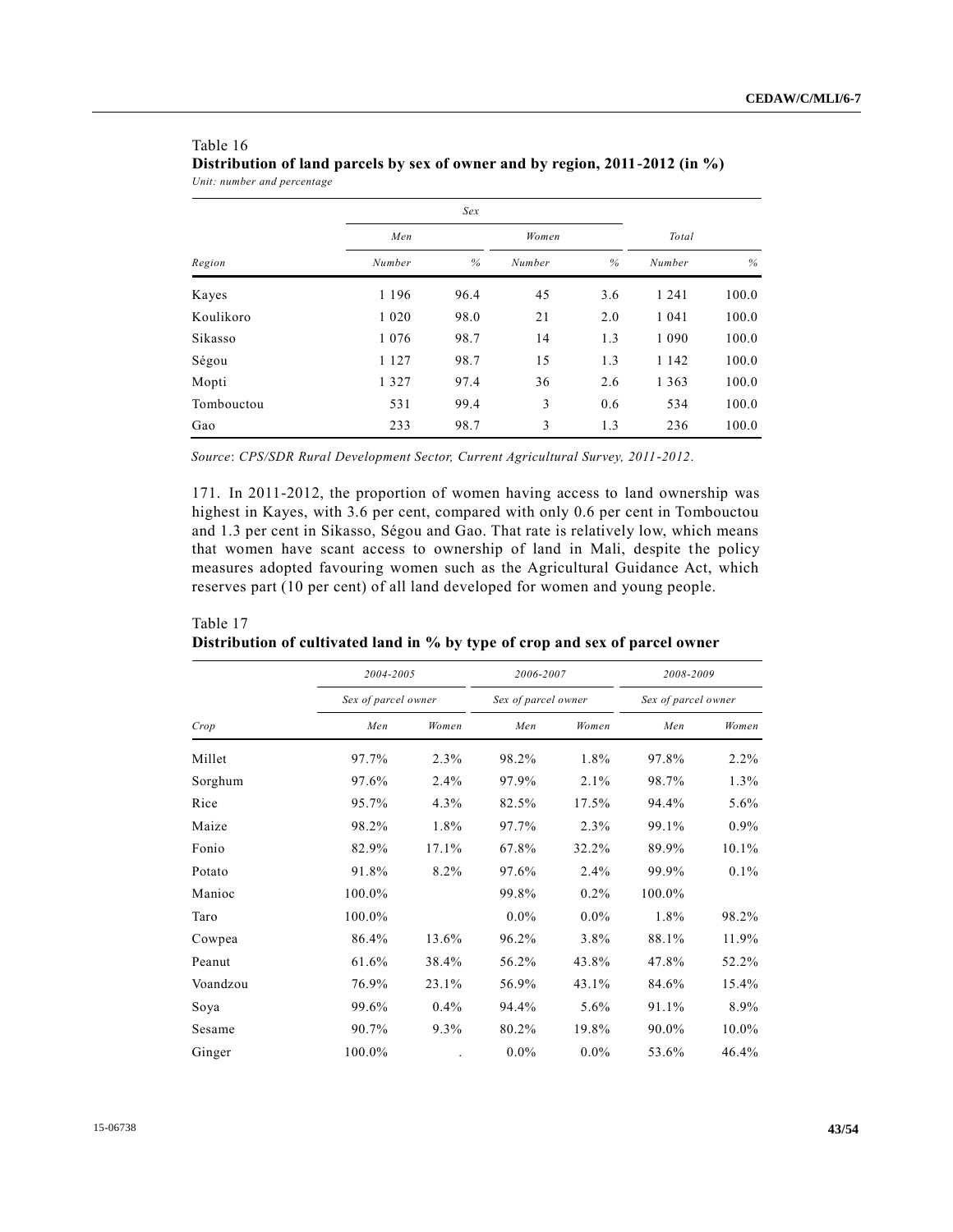Table 16
**Distribution of land parcels by sex of owner and by region, 2011-2012 (in %)**
*Unit: number and percentage*

| Region | Sex | | | | Total | |
|---|---|---|---|---|---|---|
| | Men | | Women | | | |
| | Number | % | Number | % | Number | % |
| Kayes | 1 196 | 96.4 | 45 | 3.6 | 1 241 | 100.0 |
| Koulikoro | 1 020 | 98.0 | 21 | 2.0 | 1 041 | 100.0 |
| Sikasso | 1 076 | 98.7 | 14 | 1.3 | 1 090 | 100.0 |
| Ségou | 1 127 | 98.7 | 15 | 1.3 | 1 142 | 100.0 |
| Mopti | 1 327 | 97.4 | 36 | 2.6 | 1 363 | 100.0 |
| Tombouctou | 531 | 99.4 | 3 | 0.6 | 534 | 100.0 |
| Gao | 233 | 98.7 | 3 | 1.3 | 236 | 100.0 |

*Source*: *CPS/SDR Rural Development Sector, Current Agricultural Survey, 2011-2012*.

171. In 2011-2012, the proportion of women having access to land ownership was highest in Kayes, with 3.6 per cent, compared with only 0.6 per cent in Tombouctou and 1.3 per cent in Sikasso, Ségou and Gao. That rate is relatively low, which means that women have scant access to ownership of land in Mali, despite the policy measures adopted favouring women such as the Agricultural Guidance Act, which reserves part (10 per cent) of all land developed for women and young people.

Table 17
**Distribution of cultivated land in % by type of crop and sex of parcel owner**

| Crop | 2004-2005 | | 2006-2007 | | 2008-2009 | |
|---|---|---|---|---|---|---|
| | Sex of parcel owner | | Sex of parcel owner | | Sex of parcel owner | |
| | Men | Women | Men | Women | Men | Women |
| Millet | 97.7% | 2.3% | 98.2% | 1.8% | 97.8% | 2.2% |
| Sorghum | 97.6% | 2.4% | 97.9% | 2.1% | 98.7% | 1.3% |
| Rice | 95.7% | 4.3% | 82.5% | 17.5% | 94.4% | 5.6% |
| Maize | 98.2% | 1.8% | 97.7% | 2.3% | 99.1% | 0.9% |
| Fonio | 82.9% | 17.1% | 67.8% | 32.2% | 89.9% | 10.1% |
| Potato | 91.8% | 8.2% | 97.6% | 2.4% | 99.9% | 0.1% |
| Manioc | 100.0% | | 99.8% | 0.2% | 100.0% | |
| Taro | 100.0% | | 0.0% | 0.0% | 1.8% | 98.2% |
| Cowpea | 86.4% | 13.6% | 96.2% | 3.8% | 88.1% | 11.9% |
| Peanut | 61.6% | 38.4% | 56.2% | 43.8% | 47.8% | 52.2% |
| Voandzou | 76.9% | 23.1% | 56.9% | 43.1% | 84.6% | 15.4% |
| Soya | 99.6% | 0.4% | 94.4% | 5.6% | 91.1% | 8.9% |
| Sesame | 90.7% | 9.3% | 80.2% | 19.8% | 90.0% | 10.0% |
| Ginger | 100.0% | . | 0.0% | 0.0% | 53.6% | 46.4% |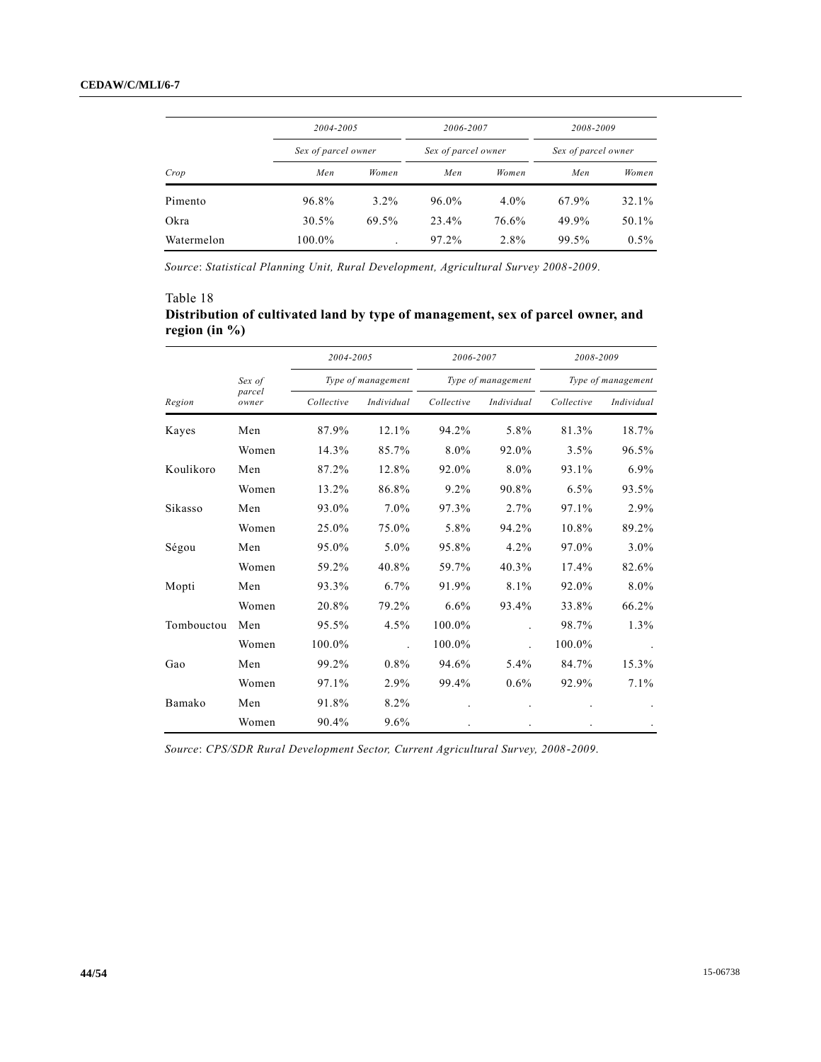| Crop | 2004-2005 | | 2006-2007 | | 2008-2009 | |
|---|---|---|---|---|---|---|
| | *Sex of parcel owner* | | *Sex of parcel owner* | | *Sex of parcel owner* | |
| | *Men* | *Women* | *Men* | *Women* | *Men* | *Women* |
| Pimento | 96.8% | 3.2% | 96.0% | 4.0% | 67.9% | 32.1% |
| Okra | 30.5% | 69.5% | 23.4% | 76.6% | 49.9% | 50.1% |
| Watermelon | 100.0% | . | 97.2% | 2.8% | 99.5% | 0.5% |

*Source*: *Statistical Planning Unit, Rural Development, Agricultural Survey 2008-2009.*

Table 18

**Distribution of cultivated land by type of management, sex of parcel owner, and region (in %)**

| Region | Sex of parcel owner | 2004-2005 | | 2006-2007 | | 2008-2009 | |
|---|---|---|---|---|---|---|---|
| | | *Type of management* | | *Type of management* | | *Type of management* | |
| | | *Collective* | *Individual* | *Collective* | *Individual* | *Collective* | *Individual* |
| Kayes | Men | 87.9% | 12.1% | 94.2% | 5.8% | 81.3% | 18.7% |
| | Women | 14.3% | 85.7% | 8.0% | 92.0% | 3.5% | 96.5% |
| Koulikoro | Men | 87.2% | 12.8% | 92.0% | 8.0% | 93.1% | 6.9% |
| | Women | 13.2% | 86.8% | 9.2% | 90.8% | 6.5% | 93.5% |
| Sikasso | Men | 93.0% | 7.0% | 97.3% | 2.7% | 97.1% | 2.9% |
| | Women | 25.0% | 75.0% | 5.8% | 94.2% | 10.8% | 89.2% |
| Ségou | Men | 95.0% | 5.0% | 95.8% | 4.2% | 97.0% | 3.0% |
| | Women | 59.2% | 40.8% | 59.7% | 40.3% | 17.4% | 82.6% |
| Mopti | Men | 93.3% | 6.7% | 91.9% | 8.1% | 92.0% | 8.0% |
| | Women | 20.8% | 79.2% | 6.6% | 93.4% | 33.8% | 66.2% |
| Tombouctou | Men | 95.5% | 4.5% | 100.0% | . | 98.7% | 1.3% |
| | Women | 100.0% | . | 100.0% | . | 100.0% | . |
| Gao | Men | 99.2% | 0.8% | 94.6% | 5.4% | 84.7% | 15.3% |
| | Women | 97.1% | 2.9% | 99.4% | 0.6% | 92.9% | 7.1% |
| Bamako | Men | 91.8% | 8.2% | . | . | . | . |
| | Women | 90.4% | 9.6% | . | . | . | . |

*Source*: *CPS/SDR Rural Development Sector, Current Agricultural Survey, 2008-2009.*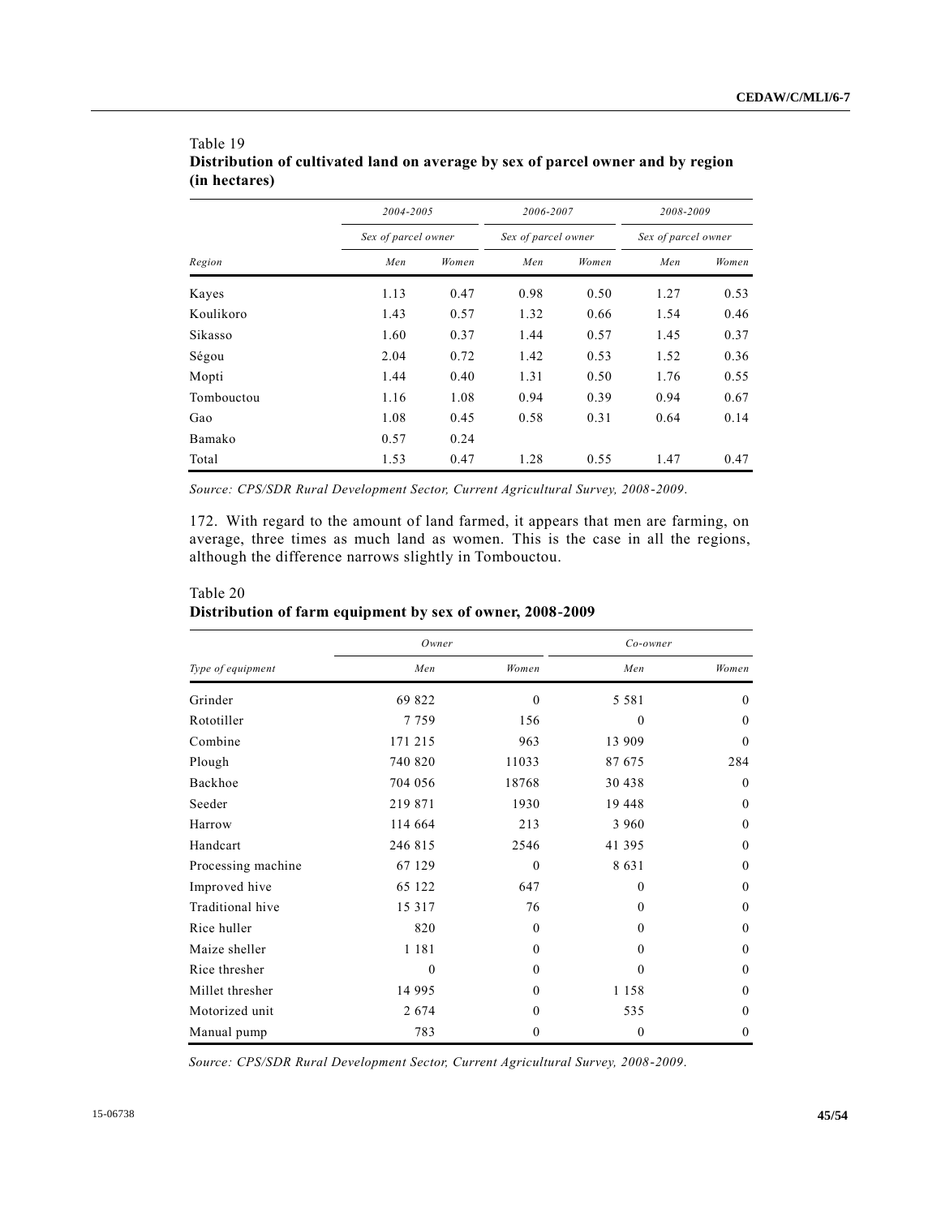Table 19
**Distribution of cultivated land on average by sex of parcel owner and by region (in hectares)**

| Region | 2004-2005 | | 2006-2007 | | 2008-2009 | |
|---|---|---|---|---|---|---|
| | Sex of parcel owner | | Sex of parcel owner | | Sex of parcel owner | |
| | Men | Women | Men | Women | Men | Women |
| Kayes | 1.13 | 0.47 | 0.98 | 0.50 | 1.27 | 0.53 |
| Koulikoro | 1.43 | 0.57 | 1.32 | 0.66 | 1.54 | 0.46 |
| Sikasso | 1.60 | 0.37 | 1.44 | 0.57 | 1.45 | 0.37 |
| Ségou | 2.04 | 0.72 | 1.42 | 0.53 | 1.52 | 0.36 |
| Mopti | 1.44 | 0.40 | 1.31 | 0.50 | 1.76 | 0.55 |
| Tombouctou | 1.16 | 1.08 | 0.94 | 0.39 | 0.94 | 0.67 |
| Gao | 1.08 | 0.45 | 0.58 | 0.31 | 0.64 | 0.14 |
| Bamako | 0.57 | 0.24 | | | | |
| Total | 1.53 | 0.47 | 1.28 | 0.55 | 1.47 | 0.47 |

*Source: CPS/SDR Rural Development Sector, Current Agricultural Survey, 2008-2009.*

172. With regard to the amount of land farmed, it appears that men are farming, on average, three times as much land as women. This is the case in all the regions, although the difference narrows slightly in Tombouctou.

Table 20
**Distribution of farm equipment by sex of owner, 2008-2009**

| Type of equipment | Owner | | Co-owner | |
|---|---|---|---|---|
| | Men | Women | Men | Women |
| Grinder | 69 822 | 0 | 5 581 | 0 |
| Rototiller | 7 759 | 156 | 0 | 0 |
| Combine | 171 215 | 963 | 13 909 | 0 |
| Plough | 740 820 | 11033 | 87 675 | 284 |
| Backhoe | 704 056 | 18768 | 30 438 | 0 |
| Seeder | 219 871 | 1930 | 19 448 | 0 |
| Harrow | 114 664 | 213 | 3 960 | 0 |
| Handcart | 246 815 | 2546 | 41 395 | 0 |
| Processing machine | 67 129 | 0 | 8 631 | 0 |
| Improved hive | 65 122 | 647 | 0 | 0 |
| Traditional hive | 15 317 | 76 | 0 | 0 |
| Rice huller | 820 | 0 | 0 | 0 |
| Maize sheller | 1 181 | 0 | 0 | 0 |
| Rice thresher | 0 | 0 | 0 | 0 |
| Millet thresher | 14 995 | 0 | 1 158 | 0 |
| Motorized unit | 2 674 | 0 | 535 | 0 |
| Manual pump | 783 | 0 | 0 | 0 |

*Source: CPS/SDR Rural Development Sector, Current Agricultural Survey, 2008-2009.*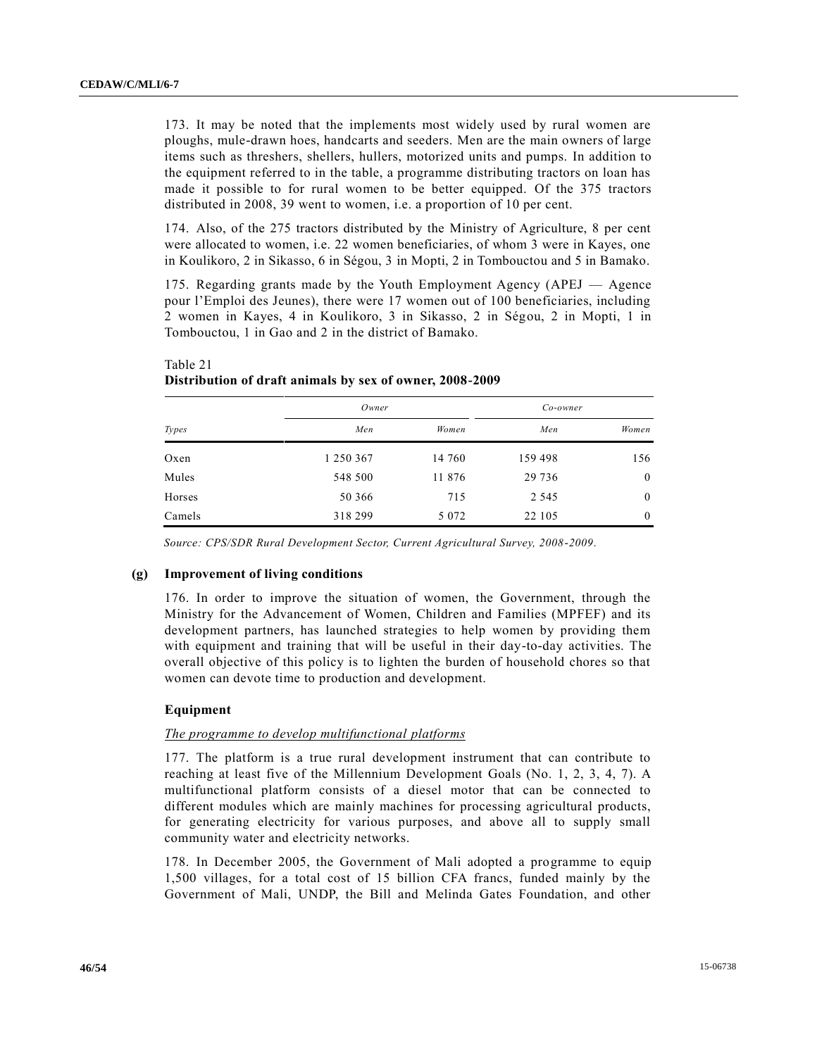173. It may be noted that the implements most widely used by rural women are ploughs, mule-drawn hoes, handcarts and seeders. Men are the main owners of large items such as threshers, shellers, hullers, motorized units and pumps. In addition to the equipment referred to in the table, a programme distributing tractors on loan has made it possible to for rural women to be better equipped. Of the 375 tractors distributed in 2008, 39 went to women, i.e. a proportion of 10 per cent.

174. Also, of the 275 tractors distributed by the Ministry of Agriculture, 8 per cent were allocated to women, i.e. 22 women beneficiaries, of whom 3 were in Kayes, one in Koulikoro, 2 in Sikasso, 6 in Ségou, 3 in Mopti, 2 in Tombouctou and 5 in Bamako.

175. Regarding grants made by the Youth Employment Agency (APEJ — Agence pour l'Emploi des Jeunes), there were 17 women out of 100 beneficiaries, including 2 women in Kayes, 4 in Koulikoro, 3 in Sikasso, 2 in Ségou, 2 in Mopti, 1 in Tombouctou, 1 in Gao and 2 in the district of Bamako.

Table 21
**Distribution of draft animals by sex of owner, 2008-2009**

| | *Owner* | | *Co-owner* | |
|---|---|---|---|---|
| *Types* | *Men* | *Women* | *Men* | *Women* |
| Oxen | 1 250 367 | 14 760 | 159 498 | 156 |
| Mules | 548 500 | 11 876 | 29 736 | 0 |
| Horses | 50 366 | 715 | 2 545 | 0 |
| Camels | 318 299 | 5 072 | 22 105 | 0 |

*Source: CPS/SDR Rural Development Sector, Current Agricultural Survey, 2008-2009.*

### (g) Improvement of living conditions

176. In order to improve the situation of women, the Government, through the Ministry for the Advancement of Women, Children and Families (MPFEF) and its development partners, has launched strategies to help women by providing them with equipment and training that will be useful in their day-to-day activities. The overall objective of this policy is to lighten the burden of household chores so that women can devote time to production and development.

#### Equipment

*The programme to develop multifunctional platforms*

177. The platform is a true rural development instrument that can contribute to reaching at least five of the Millennium Development Goals (No. 1, 2, 3, 4, 7). A multifunctional platform consists of a diesel motor that can be connected to different modules which are mainly machines for processing agricultural products, for generating electricity for various purposes, and above all to supply small community water and electricity networks.

178. In December 2005, the Government of Mali adopted a programme to equip 1,500 villages, for a total cost of 15 billion CFA francs, funded mainly by the Government of Mali, UNDP, the Bill and Melinda Gates Foundation, and other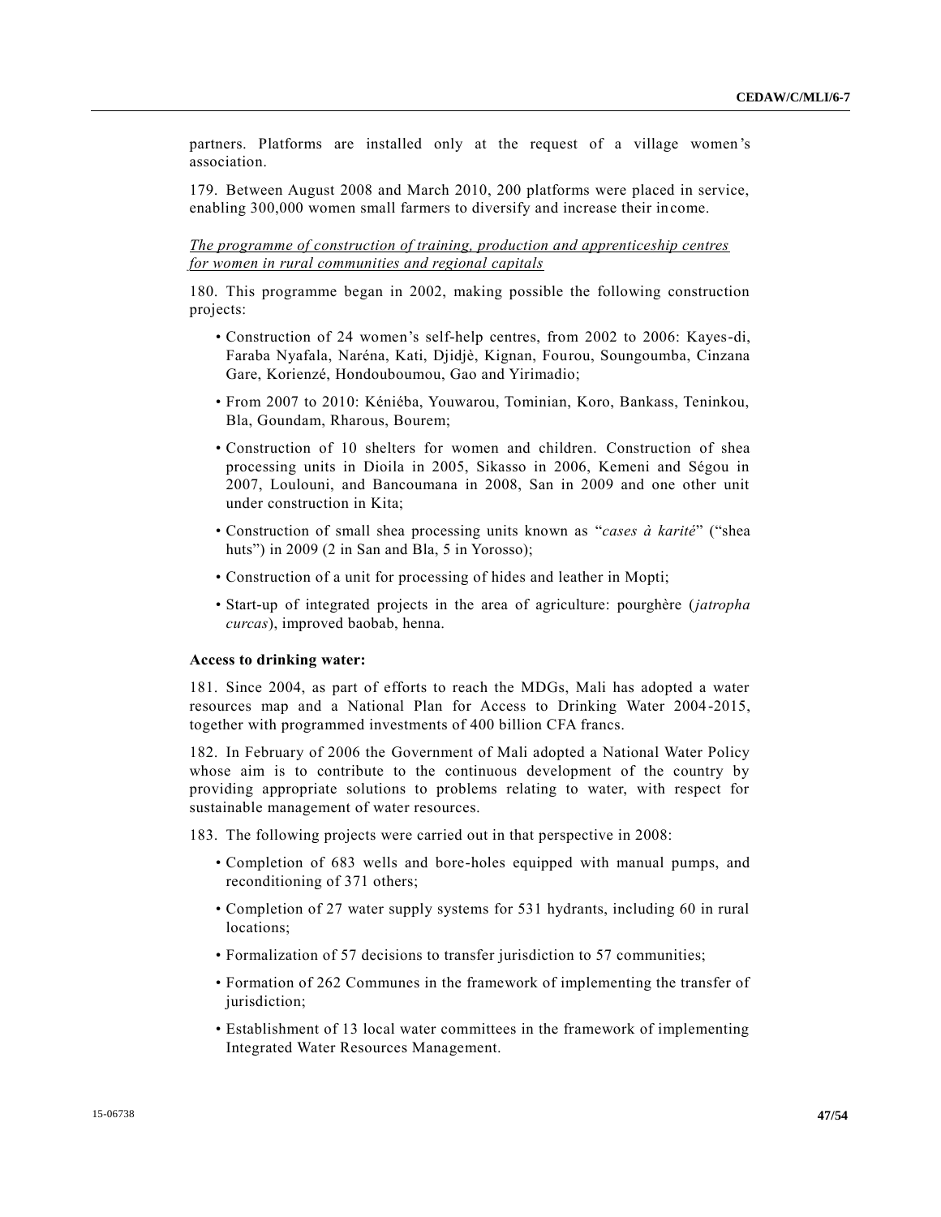partners. Platforms are installed only at the request of a village women's association.

179. Between August 2008 and March 2010, 200 platforms were placed in service, enabling 300,000 women small farmers to diversify and increase their income.

*The programme of construction of training, production and apprenticeship centres for women in rural communities and regional capitals*

180. This programme began in 2002, making possible the following construction projects:

- Construction of 24 women's self-help centres, from 2002 to 2006: Kayes-di, Faraba Nyafala, Naréna, Kati, Djidjè, Kignan, Fourou, Soungoumba, Cinzana Gare, Korienzé, Hondouboumou, Gao and Yirimadio;
- From 2007 to 2010: Kéniéba, Youwarou, Tominian, Koro, Bankass, Teninkou, Bla, Goundam, Rharous, Bourem;
- Construction of 10 shelters for women and children. Construction of shea processing units in Dioila in 2005, Sikasso in 2006, Kemeni and Ségou in 2007, Loulouni, and Bancoumana in 2008, San in 2009 and one other unit under construction in Kita;
- Construction of small shea processing units known as "*cases à karité*" ("shea huts") in 2009 (2 in San and Bla, 5 in Yorosso);
- Construction of a unit for processing of hides and leather in Mopti;
- Start-up of integrated projects in the area of agriculture: pourghère (*jatropha curcas*), improved baobab, henna.

**Access to drinking water:**

181. Since 2004, as part of efforts to reach the MDGs, Mali has adopted a water resources map and a National Plan for Access to Drinking Water 2004-2015, together with programmed investments of 400 billion CFA francs.

182. In February of 2006 the Government of Mali adopted a National Water Policy whose aim is to contribute to the continuous development of the country by providing appropriate solutions to problems relating to water, with respect for sustainable management of water resources.

183. The following projects were carried out in that perspective in 2008:

- Completion of 683 wells and bore-holes equipped with manual pumps, and reconditioning of 371 others;
- Completion of 27 water supply systems for 531 hydrants, including 60 in rural locations;
- Formalization of 57 decisions to transfer jurisdiction to 57 communities;
- Formation of 262 Communes in the framework of implementing the transfer of jurisdiction;
- Establishment of 13 local water committees in the framework of implementing Integrated Water Resources Management.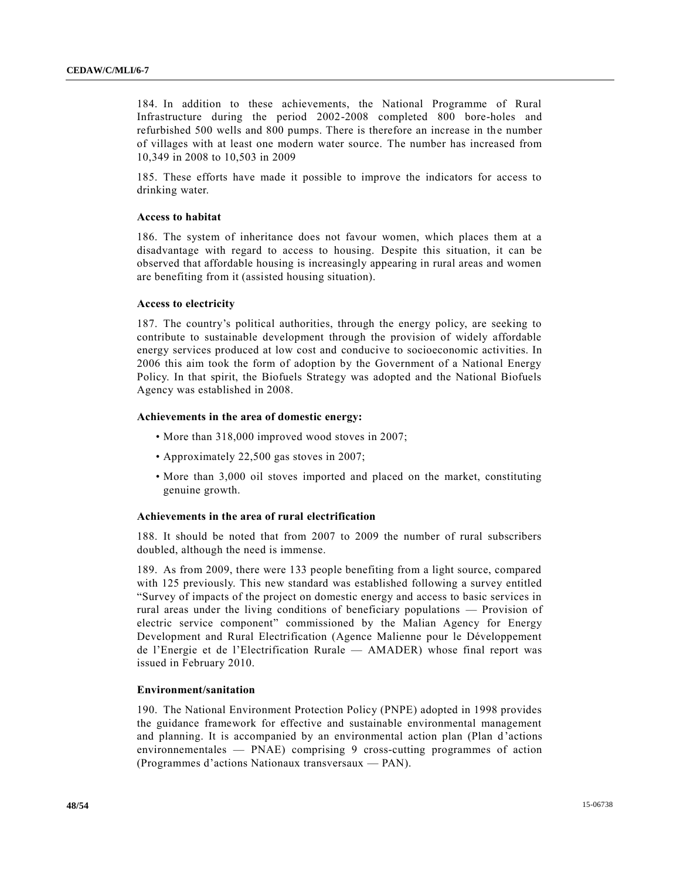184. In addition to these achievements, the National Programme of Rural Infrastructure during the period 2002-2008 completed 800 bore-holes and refurbished 500 wells and 800 pumps. There is therefore an increase in the number of villages with at least one modern water source. The number has increased from 10,349 in 2008 to 10,503 in 2009

185. These efforts have made it possible to improve the indicators for access to drinking water.

**Access to habitat**

186. The system of inheritance does not favour women, which places them at a disadvantage with regard to access to housing. Despite this situation, it can be observed that affordable housing is increasingly appearing in rural areas and women are benefiting from it (assisted housing situation).

**Access to electricity**

187. The country's political authorities, through the energy policy, are seeking to contribute to sustainable development through the provision of widely affordable energy services produced at low cost and conducive to socioeconomic activities. In 2006 this aim took the form of adoption by the Government of a National Energy Policy. In that spirit, the Biofuels Strategy was adopted and the National Biofuels Agency was established in 2008.

**Achievements in the area of domestic energy:**

- More than 318,000 improved wood stoves in 2007;
- Approximately 22,500 gas stoves in 2007;
- More than 3,000 oil stoves imported and placed on the market, constituting genuine growth.

**Achievements in the area of rural electrification**

188. It should be noted that from 2007 to 2009 the number of rural subscribers doubled, although the need is immense.

189. As from 2009, there were 133 people benefiting from a light source, compared with 125 previously. This new standard was established following a survey entitled "Survey of impacts of the project on domestic energy and access to basic services in rural areas under the living conditions of beneficiary populations — Provision of electric service component" commissioned by the Malian Agency for Energy Development and Rural Electrification (Agence Malienne pour le Développement de l'Energie et de l'Electrification Rurale — AMADER) whose final report was issued in February 2010.

**Environment/sanitation**

190. The National Environment Protection Policy (PNPE) adopted in 1998 provides the guidance framework for effective and sustainable environmental management and planning. It is accompanied by an environmental action plan (Plan d'actions environnementales — PNAE) comprising 9 cross-cutting programmes of action (Programmes d'actions Nationaux transversaux — PAN).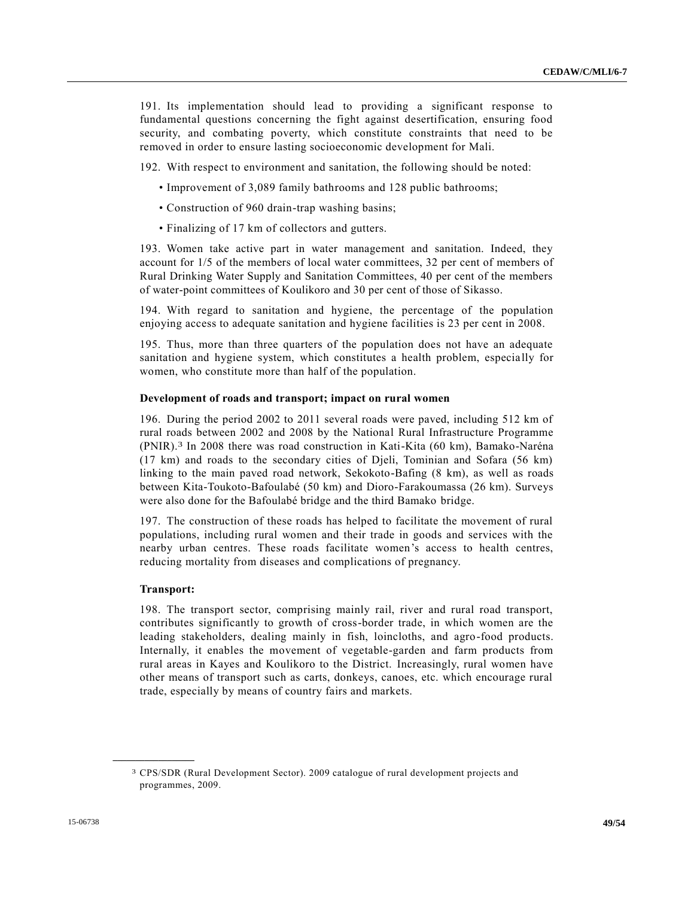191. Its implementation should lead to providing a significant response to fundamental questions concerning the fight against desertification, ensuring food security, and combating poverty, which constitute constraints that need to be removed in order to ensure lasting socioeconomic development for Mali.

192. With respect to environment and sanitation, the following should be noted:

- Improvement of 3,089 family bathrooms and 128 public bathrooms;
- Construction of 960 drain-trap washing basins;
- Finalizing of 17 km of collectors and gutters.

193. Women take active part in water management and sanitation. Indeed, they account for 1/5 of the members of local water committees, 32 per cent of members of Rural Drinking Water Supply and Sanitation Committees, 40 per cent of the members of water-point committees of Koulikoro and 30 per cent of those of Sikasso.

194. With regard to sanitation and hygiene, the percentage of the population enjoying access to adequate sanitation and hygiene facilities is 23 per cent in 2008.

195. Thus, more than three quarters of the population does not have an adequate sanitation and hygiene system, which constitutes a health problem, especially for women, who constitute more than half of the population.

**Development of roads and transport; impact on rural women**

196. During the period 2002 to 2011 several roads were paved, including 512 km of rural roads between 2002 and 2008 by the National Rural Infrastructure Programme (PNIR).[3] In 2008 there was road construction in Kati-Kita (60 km), Bamako-Naréna (17 km) and roads to the secondary cities of Djeli, Tominian and Sofara (56 km) linking to the main paved road network, Sekokoto-Bafing (8 km), as well as roads between Kita-Toukoto-Bafoulabé (50 km) and Dioro-Farakoumassa (26 km). Surveys were also done for the Bafoulabé bridge and the third Bamako bridge.

197. The construction of these roads has helped to facilitate the movement of rural populations, including rural women and their trade in goods and services with the nearby urban centres. These roads facilitate women's access to health centres, reducing mortality from diseases and complications of pregnancy.

**Transport:**

198. The transport sector, comprising mainly rail, river and rural road transport, contributes significantly to growth of cross-border trade, in which women are the leading stakeholders, dealing mainly in fish, loincloths, and agro-food products. Internally, it enables the movement of vegetable-garden and farm products from rural areas in Kayes and Koulikoro to the District. Increasingly, rural women have other means of transport such as carts, donkeys, canoes, etc. which encourage rural trade, especially by means of country fairs and markets.

---

[3] CPS/SDR (Rural Development Sector). 2009 catalogue of rural development projects and programmes, 2009.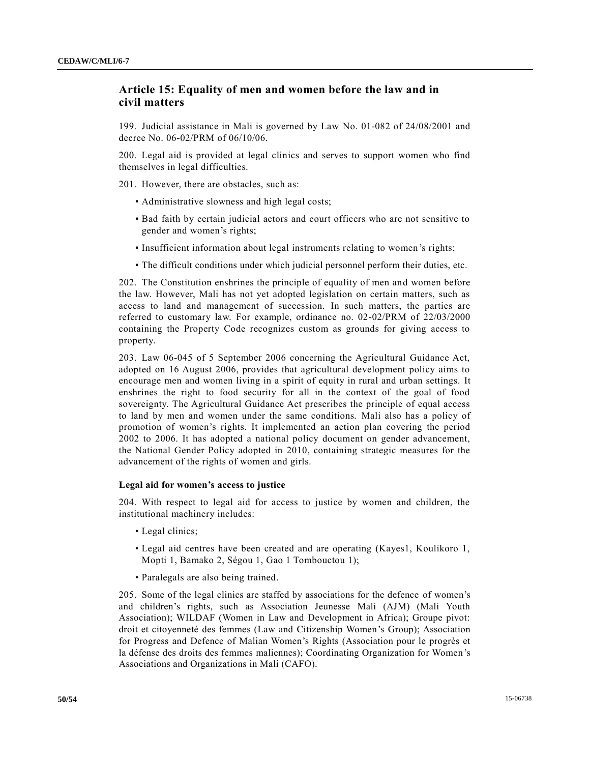## Article 15: Equality of men and women before the law and in civil matters

199. Judicial assistance in Mali is governed by Law No. 01-082 of 24/08/2001 and decree No. 06-02/PRM of 06/10/06.

200. Legal aid is provided at legal clinics and serves to support women who find themselves in legal difficulties.

201. However, there are obstacles, such as:

- Administrative slowness and high legal costs;
- Bad faith by certain judicial actors and court officers who are not sensitive to gender and women's rights;
- Insufficient information about legal instruments relating to women's rights;
- The difficult conditions under which judicial personnel perform their duties, etc.

202. The Constitution enshrines the principle of equality of men and women before the law. However, Mali has not yet adopted legislation on certain matters, such as access to land and management of succession. In such matters, the parties are referred to customary law. For example, ordinance no. 02-02/PRM of 22/03/2000 containing the Property Code recognizes custom as grounds for giving access to property.

203. Law 06-045 of 5 September 2006 concerning the Agricultural Guidance Act, adopted on 16 August 2006, provides that agricultural development policy aims to encourage men and women living in a spirit of equity in rural and urban settings. It enshrines the right to food security for all in the context of the goal of food sovereignty. The Agricultural Guidance Act prescribes the principle of equal access to land by men and women under the same conditions. Mali also has a policy of promotion of women's rights. It implemented an action plan covering the period 2002 to 2006. It has adopted a national policy document on gender advancement, the National Gender Policy adopted in 2010, containing strategic measures for the advancement of the rights of women and girls.

### Legal aid for women's access to justice

204. With respect to legal aid for access to justice by women and children, the institutional machinery includes:

- Legal clinics;
- Legal aid centres have been created and are operating (Kayes1, Koulikoro 1, Mopti 1, Bamako 2, Ségou 1, Gao 1 Tombouctou 1);
- Paralegals are also being trained.

205. Some of the legal clinics are staffed by associations for the defence of women's and children's rights, such as Association Jeunesse Mali (AJM) (Mali Youth Association); WILDAF (Women in Law and Development in Africa); Groupe pivot: droit et citoyenneté des femmes (Law and Citizenship Women's Group); Association for Progress and Defence of Malian Women's Rights (Association pour le progrès et la défense des droits des femmes maliennes); Coordinating Organization for Women's Associations and Organizations in Mali (CAFO).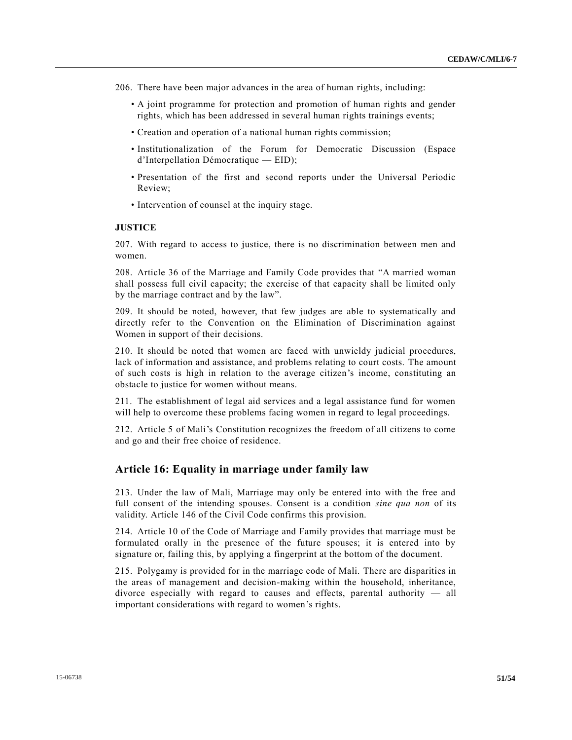206. There have been major advances in the area of human rights, including:

- A joint programme for protection and promotion of human rights and gender rights, which has been addressed in several human rights trainings events;
- Creation and operation of a national human rights commission;
- Institutionalization of the Forum for Democratic Discussion (Espace d'Interpellation Démocratique — EID);
- Presentation of the first and second reports under the Universal Periodic Review;
- Intervention of counsel at the inquiry stage.

**JUSTICE**

207. With regard to access to justice, there is no discrimination between men and women.

208. Article 36 of the Marriage and Family Code provides that "A married woman shall possess full civil capacity; the exercise of that capacity shall be limited only by the marriage contract and by the law".

209. It should be noted, however, that few judges are able to systematically and directly refer to the Convention on the Elimination of Discrimination against Women in support of their decisions.

210. It should be noted that women are faced with unwieldy judicial procedures, lack of information and assistance, and problems relating to court costs. The amount of such costs is high in relation to the average citizen's income, constituting an obstacle to justice for women without means.

211. The establishment of legal aid services and a legal assistance fund for women will help to overcome these problems facing women in regard to legal proceedings.

212. Article 5 of Mali's Constitution recognizes the freedom of all citizens to come and go and their free choice of residence.

## Article 16: Equality in marriage under family law

213. Under the law of Mali, Marriage may only be entered into with the free and full consent of the intending spouses. Consent is a condition *sine qua non* of its validity. Article 146 of the Civil Code confirms this provision.

214. Article 10 of the Code of Marriage and Family provides that marriage must be formulated orally in the presence of the future spouses; it is entered into by signature or, failing this, by applying a fingerprint at the bottom of the document.

215. Polygamy is provided for in the marriage code of Mali. There are disparities in the areas of management and decision-making within the household, inheritance, divorce especially with regard to causes and effects, parental authority — all important considerations with regard to women's rights.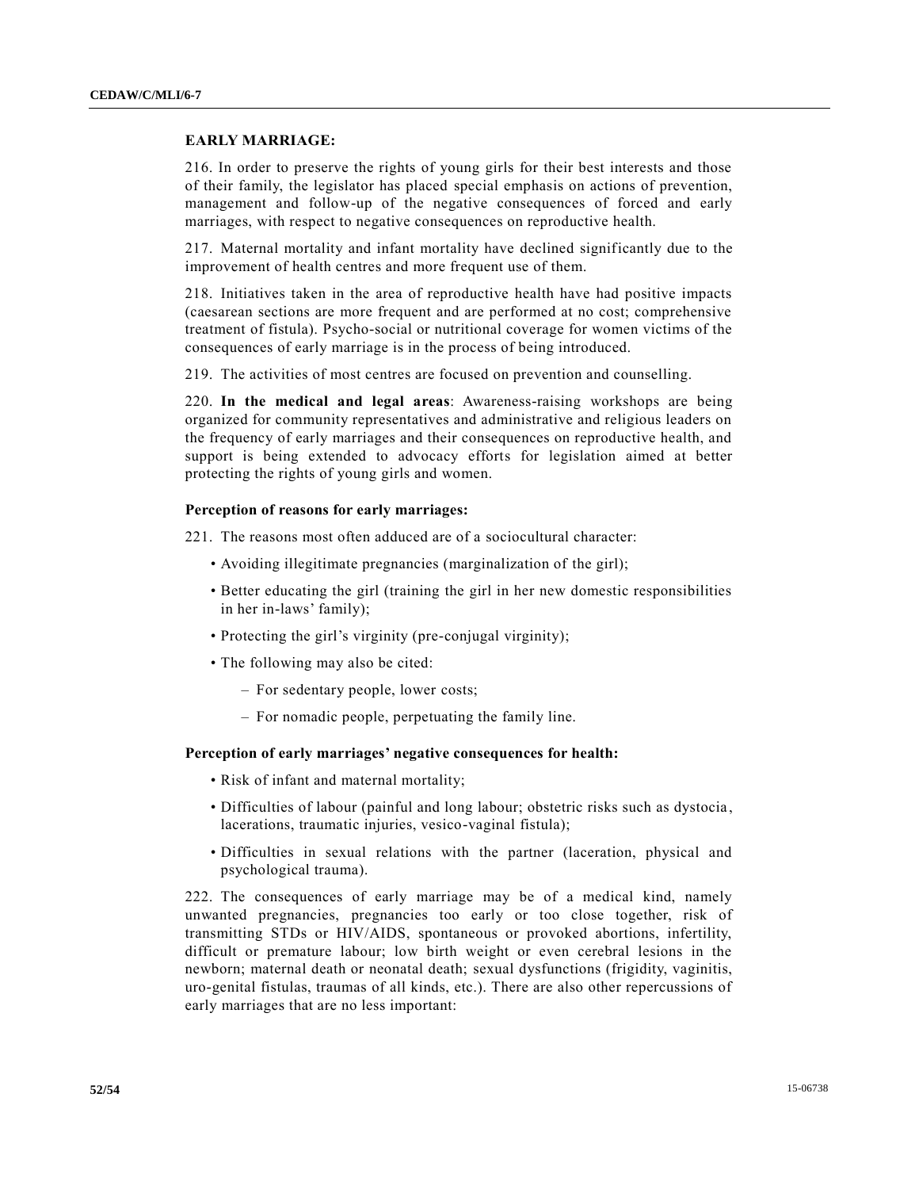**EARLY MARRIAGE:**

216. In order to preserve the rights of young girls for their best interests and those of their family, the legislator has placed special emphasis on actions of prevention, management and follow-up of the negative consequences of forced and early marriages, with respect to negative consequences on reproductive health.

217. Maternal mortality and infant mortality have declined significantly due to the improvement of health centres and more frequent use of them.

218. Initiatives taken in the area of reproductive health have had positive impacts (caesarean sections are more frequent and are performed at no cost; comprehensive treatment of fistula). Psycho-social or nutritional coverage for women victims of the consequences of early marriage is in the process of being introduced.

219. The activities of most centres are focused on prevention and counselling.

220. **In the medical and legal areas**: Awareness-raising workshops are being organized for community representatives and administrative and religious leaders on the frequency of early marriages and their consequences on reproductive health, and support is being extended to advocacy efforts for legislation aimed at better protecting the rights of young girls and women.

**Perception of reasons for early marriages:**

221. The reasons most often adduced are of a sociocultural character:

- Avoiding illegitimate pregnancies (marginalization of the girl);
- Better educating the girl (training the girl in her new domestic responsibilities in her in-laws' family);
- Protecting the girl's virginity (pre-conjugal virginity);
- The following may also be cited:
  - For sedentary people, lower costs;
  - For nomadic people, perpetuating the family line.

**Perception of early marriages' negative consequences for health:**

- Risk of infant and maternal mortality;
- Difficulties of labour (painful and long labour; obstetric risks such as dystocia, lacerations, traumatic injuries, vesico-vaginal fistula);
- Difficulties in sexual relations with the partner (laceration, physical and psychological trauma).

222. The consequences of early marriage may be of a medical kind, namely unwanted pregnancies, pregnancies too early or too close together, risk of transmitting STDs or HIV/AIDS, spontaneous or provoked abortions, infertility, difficult or premature labour; low birth weight or even cerebral lesions in the newborn; maternal death or neonatal death; sexual dysfunctions (frigidity, vaginitis, uro-genital fistulas, traumas of all kinds, etc.). There are also other repercussions of early marriages that are no less important: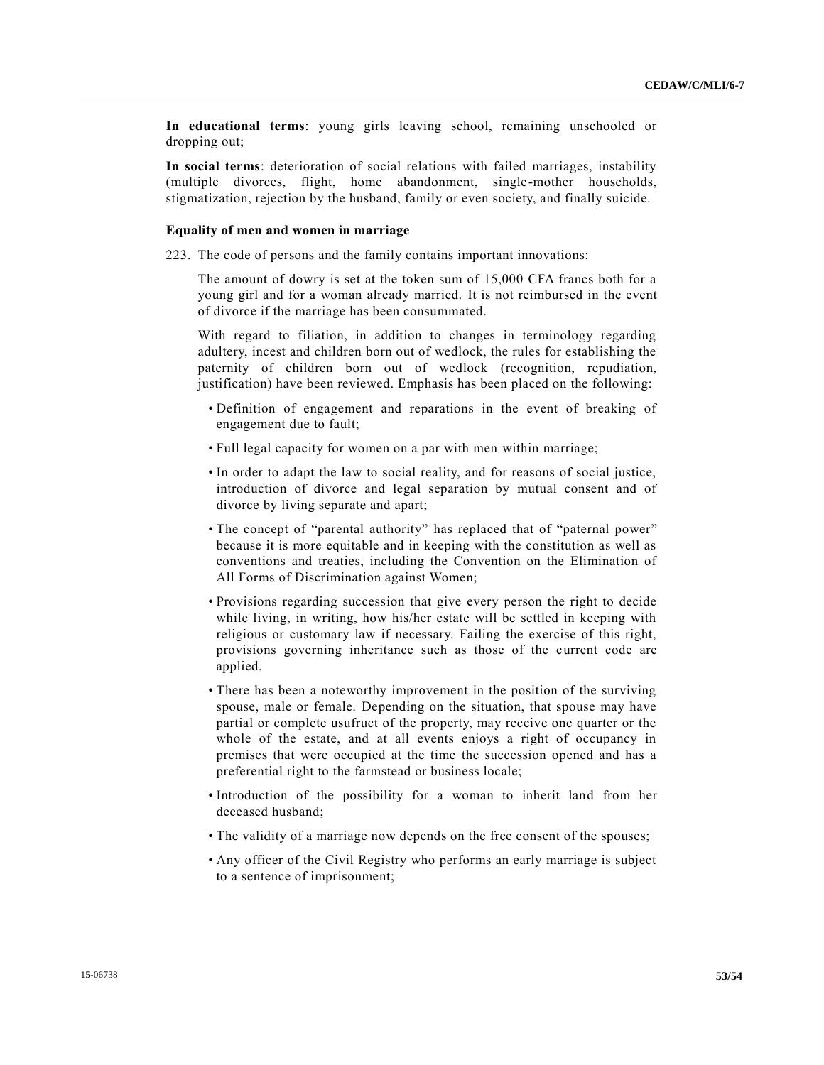**In educational terms**: young girls leaving school, remaining unschooled or dropping out;

**In social terms**: deterioration of social relations with failed marriages, instability (multiple divorces, flight, home abandonment, single-mother households, stigmatization, rejection by the husband, family or even society, and finally suicide.

**Equality of men and women in marriage**

223. The code of persons and the family contains important innovations:

The amount of dowry is set at the token sum of 15,000 CFA francs both for a young girl and for a woman already married. It is not reimbursed in the event of divorce if the marriage has been consummated.

With regard to filiation, in addition to changes in terminology regarding adultery, incest and children born out of wedlock, the rules for establishing the paternity of children born out of wedlock (recognition, repudiation, justification) have been reviewed. Emphasis has been placed on the following:

- Definition of engagement and reparations in the event of breaking of engagement due to fault;
- Full legal capacity for women on a par with men within marriage;
- In order to adapt the law to social reality, and for reasons of social justice, introduction of divorce and legal separation by mutual consent and of divorce by living separate and apart;
- The concept of "parental authority" has replaced that of "paternal power" because it is more equitable and in keeping with the constitution as well as conventions and treaties, including the Convention on the Elimination of All Forms of Discrimination against Women;
- Provisions regarding succession that give every person the right to decide while living, in writing, how his/her estate will be settled in keeping with religious or customary law if necessary. Failing the exercise of this right, provisions governing inheritance such as those of the current code are applied.
- There has been a noteworthy improvement in the position of the surviving spouse, male or female. Depending on the situation, that spouse may have partial or complete usufruct of the property, may receive one quarter or the whole of the estate, and at all events enjoys a right of occupancy in premises that were occupied at the time the succession opened and has a preferential right to the farmstead or business locale;
- Introduction of the possibility for a woman to inherit land from her deceased husband;
- The validity of a marriage now depends on the free consent of the spouses;
- Any officer of the Civil Registry who performs an early marriage is subject to a sentence of imprisonment;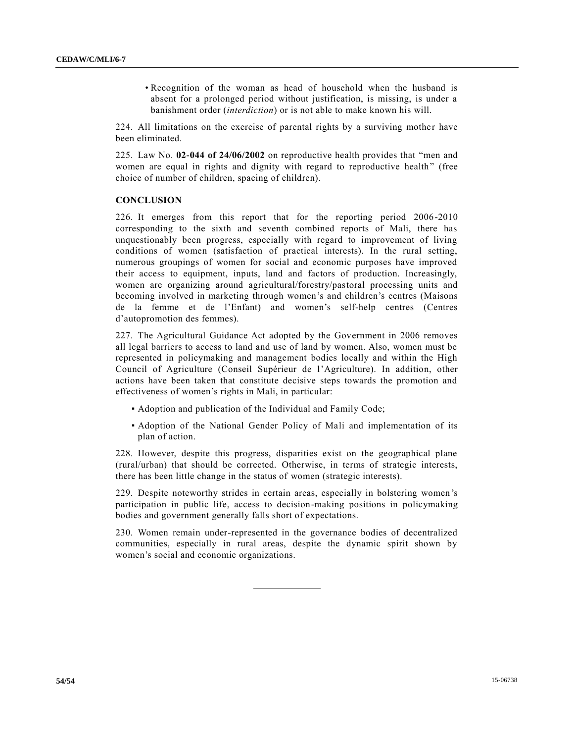- Recognition of the woman as head of household when the husband is absent for a prolonged period without justification, is missing, is under a banishment order (*interdiction*) or is not able to make known his will.

224. All limitations on the exercise of parental rights by a surviving mother have been eliminated.

225. Law No. **02-044 of 24/06/2002** on reproductive health provides that "men and women are equal in rights and dignity with regard to reproductive health" (free choice of number of children, spacing of children).

**CONCLUSION**

226. It emerges from this report that for the reporting period 2006-2010 corresponding to the sixth and seventh combined reports of Mali, there has unquestionably been progress, especially with regard to improvement of living conditions of women (satisfaction of practical interests). In the rural setting, numerous groupings of women for social and economic purposes have improved their access to equipment, inputs, land and factors of production. Increasingly, women are organizing around agricultural/forestry/pastoral processing units and becoming involved in marketing through women's and children's centres (Maisons de la femme et de l'Enfant) and women's self-help centres (Centres d'autopromotion des femmes).

227. The Agricultural Guidance Act adopted by the Government in 2006 removes all legal barriers to access to land and use of land by women. Also, women must be represented in policymaking and management bodies locally and within the High Council of Agriculture (Conseil Supérieur de l'Agriculture). In addition, other actions have been taken that constitute decisive steps towards the promotion and effectiveness of women's rights in Mali, in particular:

- Adoption and publication of the Individual and Family Code;
- Adoption of the National Gender Policy of Mali and implementation of its plan of action.

228. However, despite this progress, disparities exist on the geographical plane (rural/urban) that should be corrected. Otherwise, in terms of strategic interests, there has been little change in the status of women (strategic interests).

229. Despite noteworthy strides in certain areas, especially in bolstering women's participation in public life, access to decision-making positions in policymaking bodies and government generally falls short of expectations.

230. Women remain under-represented in the governance bodies of decentralized communities, especially in rural areas, despite the dynamic spirit shown by women's social and economic organizations.